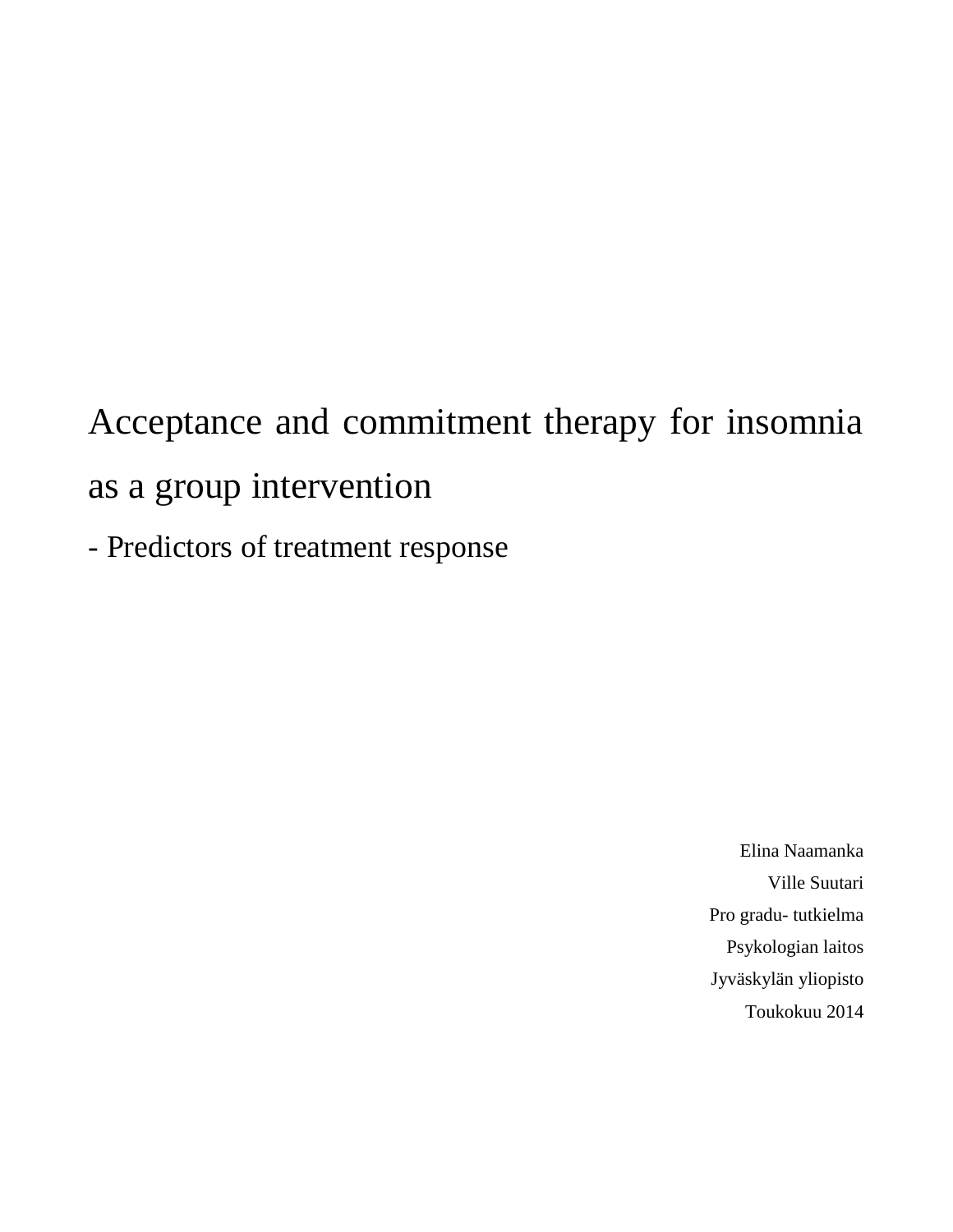# Acceptance and commitment therapy for insomnia as a group intervention

## - Predictors of treatment response

Elina Naamanka

Ville Suutari

Pro gradu- tutkielma

Psykologian laitos

Jyväskylän yliopisto

Toukokuu 2014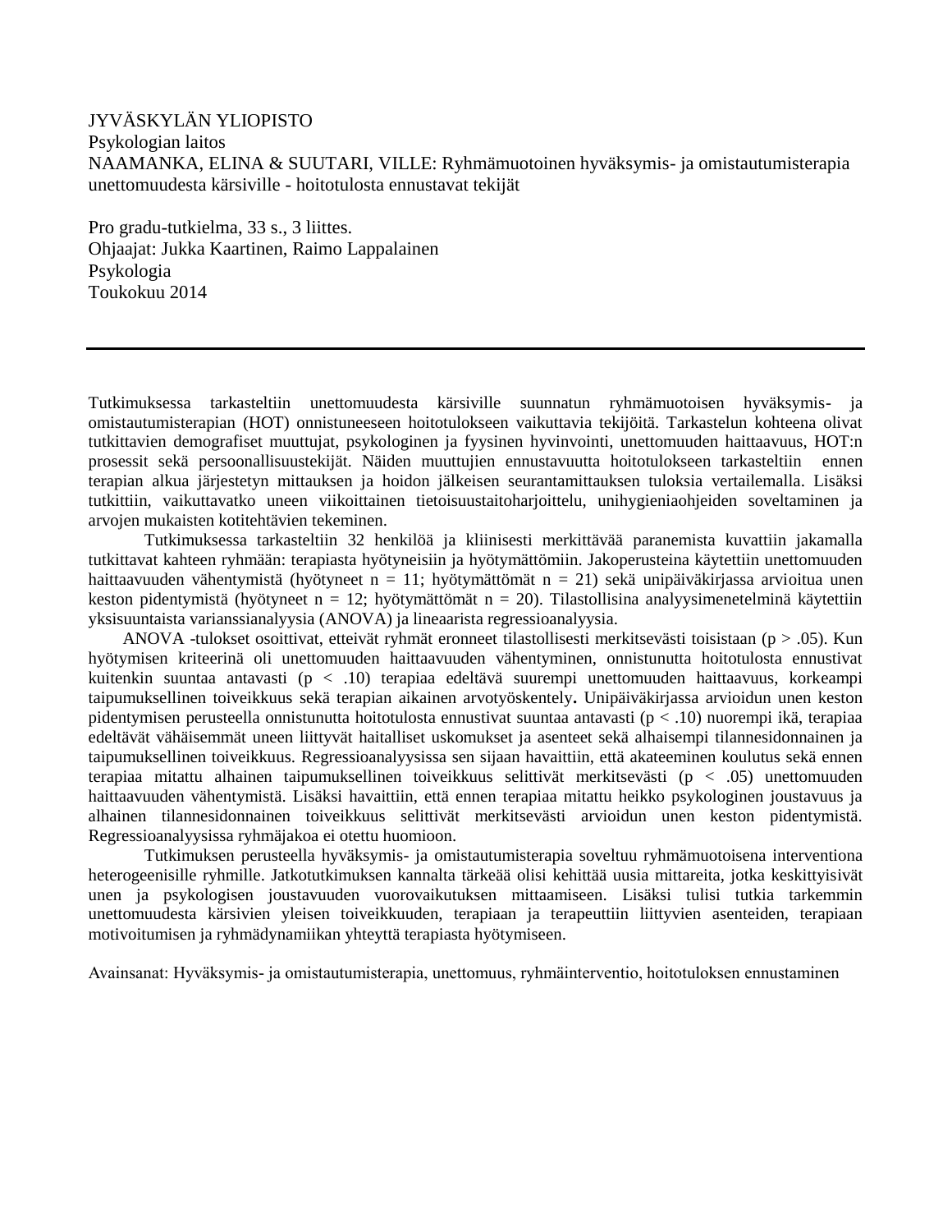JYVÄSKYLÄN YLIOPISTO
Psykologian laitos
NAAMANKA, ELINA & SUUTARI, VILLE: Ryhmämuotoinen hyväksymis- ja omistautumisterapia unettomuudesta kärsiville - hoitotulosta ennustavat tekijät

Pro gradu-tutkielma, 33 s., 3 liittes.
Ohjaajat: Jukka Kaartinen, Raimo Lappalainen
Psykologia
Toukokuu 2014

---

Tutkimuksessa tarkasteltiin unettomuudesta kärsiville suunnatun ryhmämuotoisen hyväksymis- ja omistautumisterapian (HOT) onnistuneeseen hoitotulokseen vaikuttavia tekijöitä. Tarkastelun kohteena olivat tutkittavien demografiset muuttujat, psykologinen ja fyysinen hyvinvointi, unettomuuden haittaavuus, HOT:n prosessit sekä persoonallisuustekijät. Näiden muuttujien ennustavuutta hoitotulokseen tarkasteltiin ennen terapian alkua järjestetyn mittauksen ja hoidon jälkeisen seurantamittauksen tuloksia vertailemalla. Lisäksi tutkittiin, vaikuttavatko uneen viikoittainen tietoisuustaitoharjoittelu, unihygieniaohjeiden soveltaminen ja arvojen mukaisten kotitehtävien tekeminen.

Tutkimuksessa tarkasteltiin 32 henkilöä ja kliinisesti merkittävää paranemista kuvattiin jakamalla tutkittavat kahteen ryhmään: terapiasta hyötyneisiin ja hyötymättömiin. Jakoperusteina käytettiin unettomuuden haittaavuuden vähentymistä (hyötyneet $n = 11$; hyötymättömät $n = 21$) sekä unipäiväkirjassa arvioitua unen keston pidentymistä (hyötyneet $n = 12$; hyötymättömät $n = 20$). Tilastollisina analyysimenetelminä käytettiin yksisuuntaista varianssianalyysia (ANOVA) ja lineaarista regressioanalyysia.

ANOVA -tulokset osoittivat, etteivät ryhmät eronneet tilastollisesti merkitsevästi toisistaan ($p > .05$). Kun hyötymisen kriteerinä oli unettomuuden haittaavuuden vähentyminen, onnistunutta hoitotulosta ennustivat kuitenkin suuntaa antavasti ($p < .10$) terapiaa edeltävä suurempi unettomuuden haittaavuus, korkeampi taipumuksellinen toiveikkuus sekä terapian aikainen arvotyöskentely**.** Unipäiväkirjassa arvioidun unen keston pidentymisen perusteella onnistunutta hoitotulosta ennustivat suuntaa antavasti ($p < .10$) nuorempi ikä, terapiaa edeltävät vähäisemmät uneen liittyvät haitalliset uskomukset ja asenteet sekä alhaisempi tilannesidonnainen ja taipumuksellinen toiveikkuus. Regressioanalyysissa sen sijaan havaittiin, että akateeminen koulutus sekä ennen terapiaa mitattu alhainen taipumuksellinen toiveikkuus selittivät merkitsevästi ($p < .05$) unettomuuden haittaavuuden vähentymistä. Lisäksi havaittiin, että ennen terapiaa mitattu heikko psykologinen joustavuus ja alhainen tilannesidonnainen toiveikkuus selittivät merkitsevästi arvioidun unen keston pidentymistä. Regressioanalyysissa ryhmäjakoa ei otettu huomioon.

Tutkimuksen perusteella hyväksymis- ja omistautumisterapia soveltuu ryhmämuotoisena interventiona heterogeenisille ryhmille. Jatkotutkimuksen kannalta tärkeää olisi kehittää uusia mittareita, jotka keskittyisivät unen ja psykologisen joustavuuden vuorovaikutuksen mittaamiseen. Lisäksi tulisi tutkia tarkemmin unettomuudesta kärsivien yleisen toiveikkuuden, terapiaan ja terapeuttiin liittyvien asenteiden, terapiaan motivoitumisen ja ryhmädynamiikan yhteyttä terapiasta hyötymiseen.

Avainsanat: Hyväksymis- ja omistautumisterapia, unettomuus, ryhmäinterventio, hoitotuloksen ennustaminen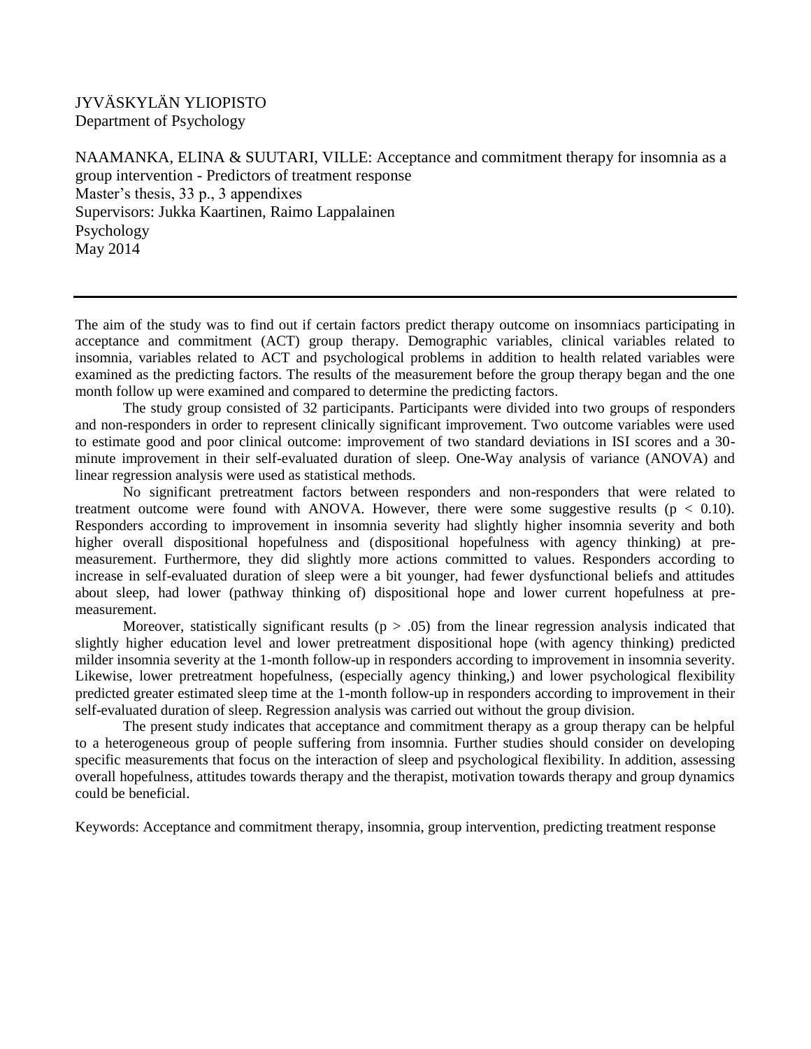JYVÄSKYLÄN YLIOPISTO
Department of Psychology

NAAMANKA, ELINA & SUUTARI, VILLE: Acceptance and commitment therapy for insomnia as a group intervention - Predictors of treatment response
Master's thesis, 33 p., 3 appendixes
Supervisors: Jukka Kaartinen, Raimo Lappalainen
Psychology
May 2014

---

The aim of the study was to find out if certain factors predict therapy outcome on insomniacs participating in acceptance and commitment (ACT) group therapy. Demographic variables, clinical variables related to insomnia, variables related to ACT and psychological problems in addition to health related variables were examined as the predicting factors. The results of the measurement before the group therapy began and the one month follow up were examined and compared to determine the predicting factors.

The study group consisted of 32 participants. Participants were divided into two groups of responders and non-responders in order to represent clinically significant improvement. Two outcome variables were used to estimate good and poor clinical outcome: improvement of two standard deviations in ISI scores and a 30-minute improvement in their self-evaluated duration of sleep. One-Way analysis of variance (ANOVA) and linear regression analysis were used as statistical methods.

No significant pretreatment factors between responders and non-responders that were related to treatment outcome were found with ANOVA. However, there were some suggestive results ($p < 0.10$). Responders according to improvement in insomnia severity had slightly higher insomnia severity and both higher overall dispositional hopefulness and (dispositional hopefulness with agency thinking) at pre-measurement. Furthermore, they did slightly more actions committed to values. Responders according to increase in self-evaluated duration of sleep were a bit younger, had fewer dysfunctional beliefs and attitudes about sleep, had lower (pathway thinking of) dispositional hope and lower current hopefulness at pre-measurement.

Moreover, statistically significant results ($p > .05$) from the linear regression analysis indicated that slightly higher education level and lower pretreatment dispositional hope (with agency thinking) predicted milder insomnia severity at the 1-month follow-up in responders according to improvement in insomnia severity. Likewise, lower pretreatment hopefulness, (especially agency thinking,) and lower psychological flexibility predicted greater estimated sleep time at the 1-month follow-up in responders according to improvement in their self-evaluated duration of sleep. Regression analysis was carried out without the group division.

The present study indicates that acceptance and commitment therapy as a group therapy can be helpful to a heterogeneous group of people suffering from insomnia. Further studies should consider on developing specific measurements that focus on the interaction of sleep and psychological flexibility. In addition, assessing overall hopefulness, attitudes towards therapy and the therapist, motivation towards therapy and group dynamics could be beneficial.

Keywords: Acceptance and commitment therapy, insomnia, group intervention, predicting treatment response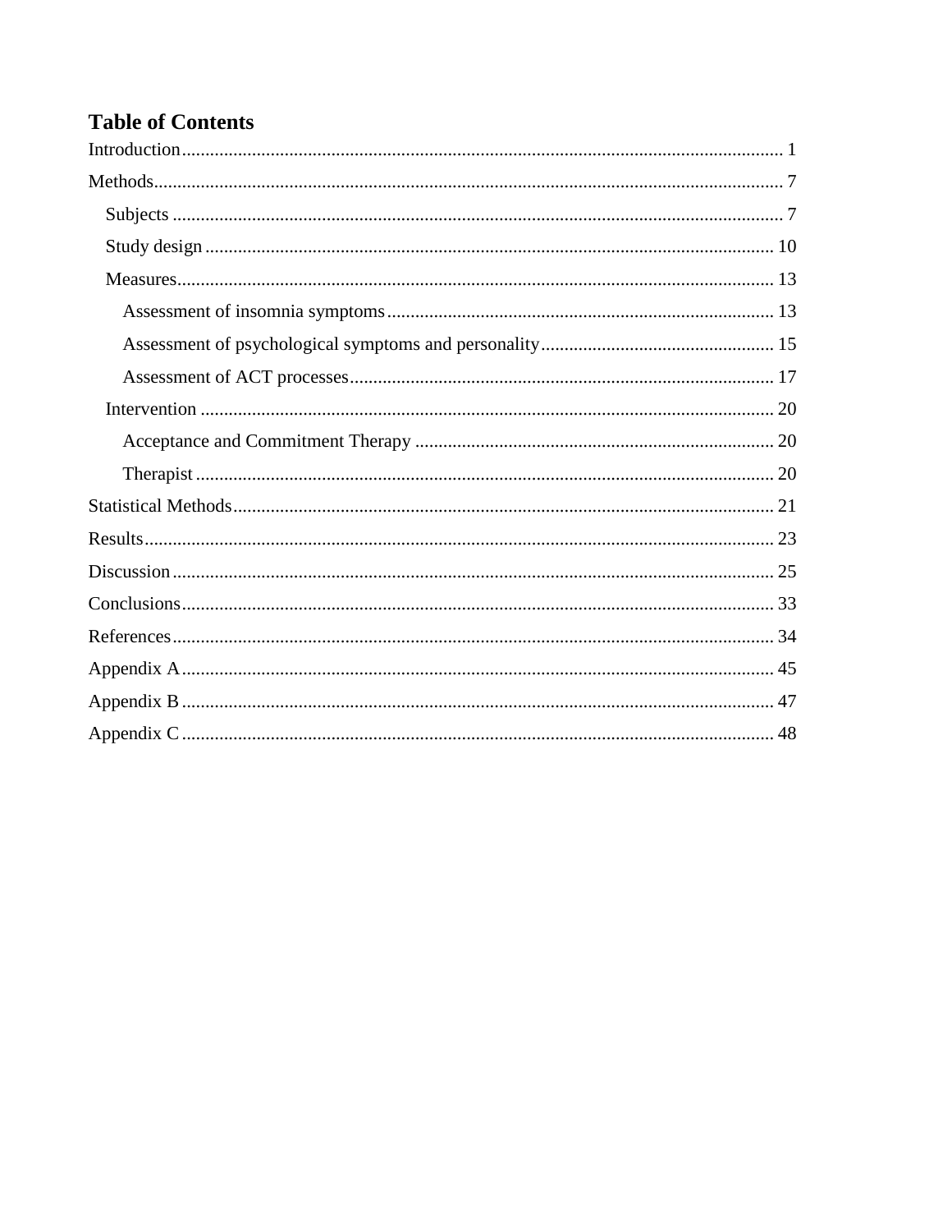# Table of Contents

Introduction ........................................................................................................................... 1

Methods.................................................................................................................................. 7

- Subjects ............................................................................................................................ 7
- Study design ..................................................................................................................... 10
- Measures.......................................................................................................................... 13
  - Assessment of insomnia symptoms .............................................................................. 13
  - Assessment of psychological symptoms and personality ............................................. 15
  - Assessment of ACT processes ...................................................................................... 17
- Intervention ...................................................................................................................... 20
  - Acceptance and Commitment Therapy ........................................................................ 20
  - Therapist ....................................................................................................................... 20

Statistical Methods ................................................................................................................ 21

Results.................................................................................................................................... 23

Discussion .............................................................................................................................. 25

Conclusions............................................................................................................................ 33

References.............................................................................................................................. 34

Appendix A ............................................................................................................................ 45

Appendix B ............................................................................................................................ 47

Appendix C ............................................................................................................................ 48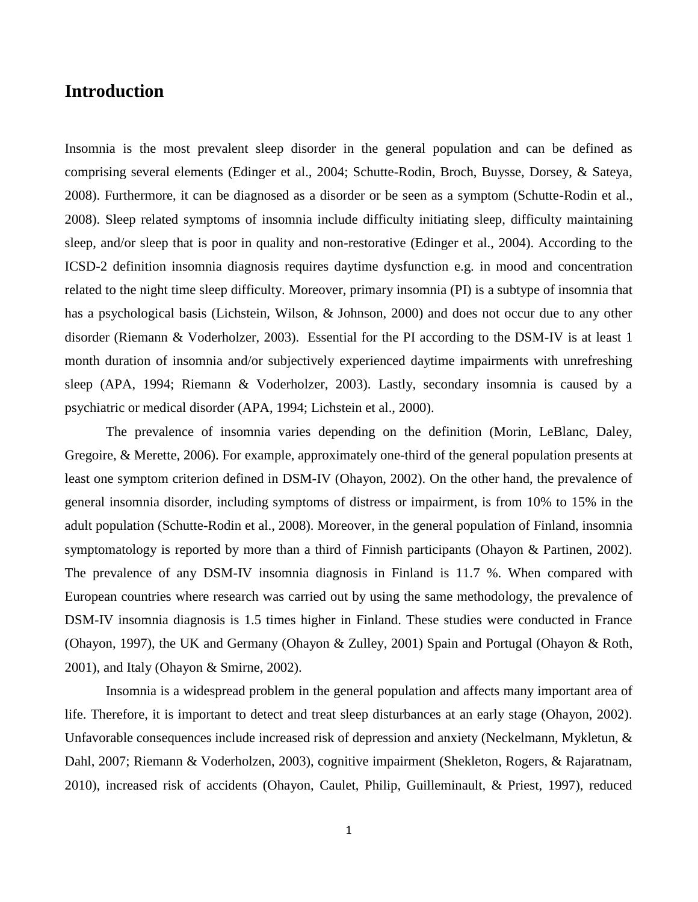# Introduction

Insomnia is the most prevalent sleep disorder in the general population and can be defined as comprising several elements (Edinger et al., 2004; Schutte-Rodin, Broch, Buysse, Dorsey, & Sateya, 2008). Furthermore, it can be diagnosed as a disorder or be seen as a symptom (Schutte-Rodin et al., 2008). Sleep related symptoms of insomnia include difficulty initiating sleep, difficulty maintaining sleep, and/or sleep that is poor in quality and non-restorative (Edinger et al., 2004). According to the ICSD-2 definition insomnia diagnosis requires daytime dysfunction e.g. in mood and concentration related to the night time sleep difficulty. Moreover, primary insomnia (PI) is a subtype of insomnia that has a psychological basis (Lichstein, Wilson, & Johnson, 2000) and does not occur due to any other disorder (Riemann & Voderholzer, 2003). Essential for the PI according to the DSM-IV is at least 1 month duration of insomnia and/or subjectively experienced daytime impairments with unrefreshing sleep (APA, 1994; Riemann & Voderholzer, 2003). Lastly, secondary insomnia is caused by a psychiatric or medical disorder (APA, 1994; Lichstein et al., 2000).

The prevalence of insomnia varies depending on the definition (Morin, LeBlanc, Daley, Gregoire, & Merette, 2006). For example, approximately one-third of the general population presents at least one symptom criterion defined in DSM-IV (Ohayon, 2002). On the other hand, the prevalence of general insomnia disorder, including symptoms of distress or impairment, is from 10% to 15% in the adult population (Schutte-Rodin et al., 2008). Moreover, in the general population of Finland, insomnia symptomatology is reported by more than a third of Finnish participants (Ohayon & Partinen, 2002). The prevalence of any DSM-IV insomnia diagnosis in Finland is 11.7 %. When compared with European countries where research was carried out by using the same methodology, the prevalence of DSM-IV insomnia diagnosis is 1.5 times higher in Finland. These studies were conducted in France (Ohayon, 1997), the UK and Germany (Ohayon & Zulley, 2001) Spain and Portugal (Ohayon & Roth, 2001), and Italy (Ohayon & Smirne, 2002).

Insomnia is a widespread problem in the general population and affects many important area of life. Therefore, it is important to detect and treat sleep disturbances at an early stage (Ohayon, 2002). Unfavorable consequences include increased risk of depression and anxiety (Neckelmann, Mykletun, & Dahl, 2007; Riemann & Voderholzen, 2003), cognitive impairment (Shekleton, Rogers, & Rajaratnam, 2010), increased risk of accidents (Ohayon, Caulet, Philip, Guilleminault, & Priest, 1997), reduced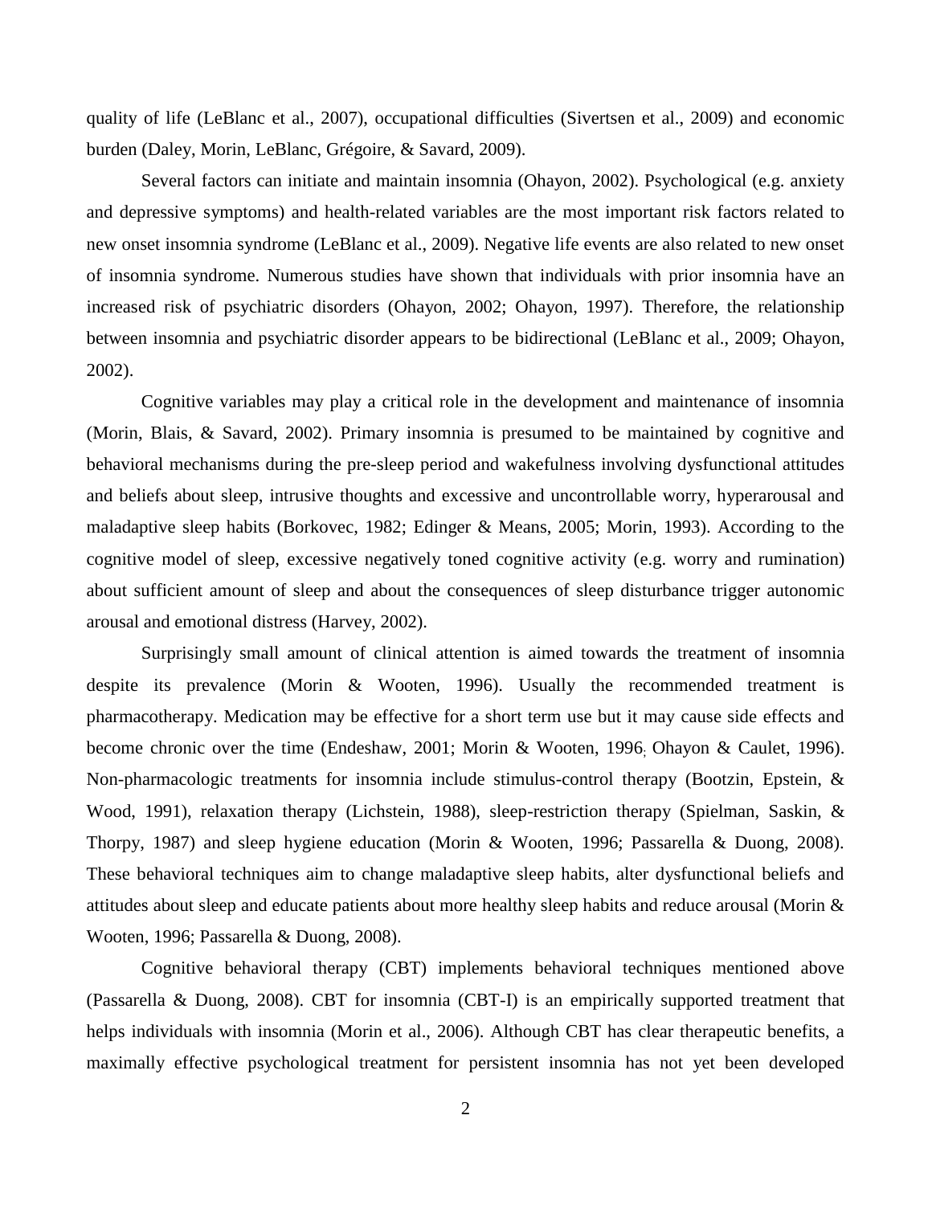quality of life (LeBlanc et al., 2007), occupational difficulties (Sivertsen et al., 2009) and economic burden (Daley, Morin, LeBlanc, Grégoire, & Savard, 2009).

Several factors can initiate and maintain insomnia (Ohayon, 2002). Psychological (e.g. anxiety and depressive symptoms) and health-related variables are the most important risk factors related to new onset insomnia syndrome (LeBlanc et al., 2009). Negative life events are also related to new onset of insomnia syndrome. Numerous studies have shown that individuals with prior insomnia have an increased risk of psychiatric disorders (Ohayon, 2002; Ohayon, 1997). Therefore, the relationship between insomnia and psychiatric disorder appears to be bidirectional (LeBlanc et al., 2009; Ohayon, 2002).

Cognitive variables may play a critical role in the development and maintenance of insomnia (Morin, Blais, & Savard, 2002). Primary insomnia is presumed to be maintained by cognitive and behavioral mechanisms during the pre-sleep period and wakefulness involving dysfunctional attitudes and beliefs about sleep, intrusive thoughts and excessive and uncontrollable worry, hyperarousal and maladaptive sleep habits (Borkovec, 1982; Edinger & Means, 2005; Morin, 1993). According to the cognitive model of sleep, excessive negatively toned cognitive activity (e.g. worry and rumination) about sufficient amount of sleep and about the consequences of sleep disturbance trigger autonomic arousal and emotional distress (Harvey, 2002).

Surprisingly small amount of clinical attention is aimed towards the treatment of insomnia despite its prevalence (Morin & Wooten, 1996). Usually the recommended treatment is pharmacotherapy. Medication may be effective for a short term use but it may cause side effects and become chronic over the time (Endeshaw, 2001; Morin & Wooten, 1996; Ohayon & Caulet, 1996). Non-pharmacologic treatments for insomnia include stimulus-control therapy (Bootzin, Epstein, & Wood, 1991), relaxation therapy (Lichstein, 1988), sleep-restriction therapy (Spielman, Saskin, & Thorpy, 1987) and sleep hygiene education (Morin & Wooten, 1996; Passarella & Duong, 2008). These behavioral techniques aim to change maladaptive sleep habits, alter dysfunctional beliefs and attitudes about sleep and educate patients about more healthy sleep habits and reduce arousal (Morin & Wooten, 1996; Passarella & Duong, 2008).

Cognitive behavioral therapy (CBT) implements behavioral techniques mentioned above (Passarella & Duong, 2008). CBT for insomnia (CBT-I) is an empirically supported treatment that helps individuals with insomnia (Morin et al., 2006). Although CBT has clear therapeutic benefits, a maximally effective psychological treatment for persistent insomnia has not yet been developed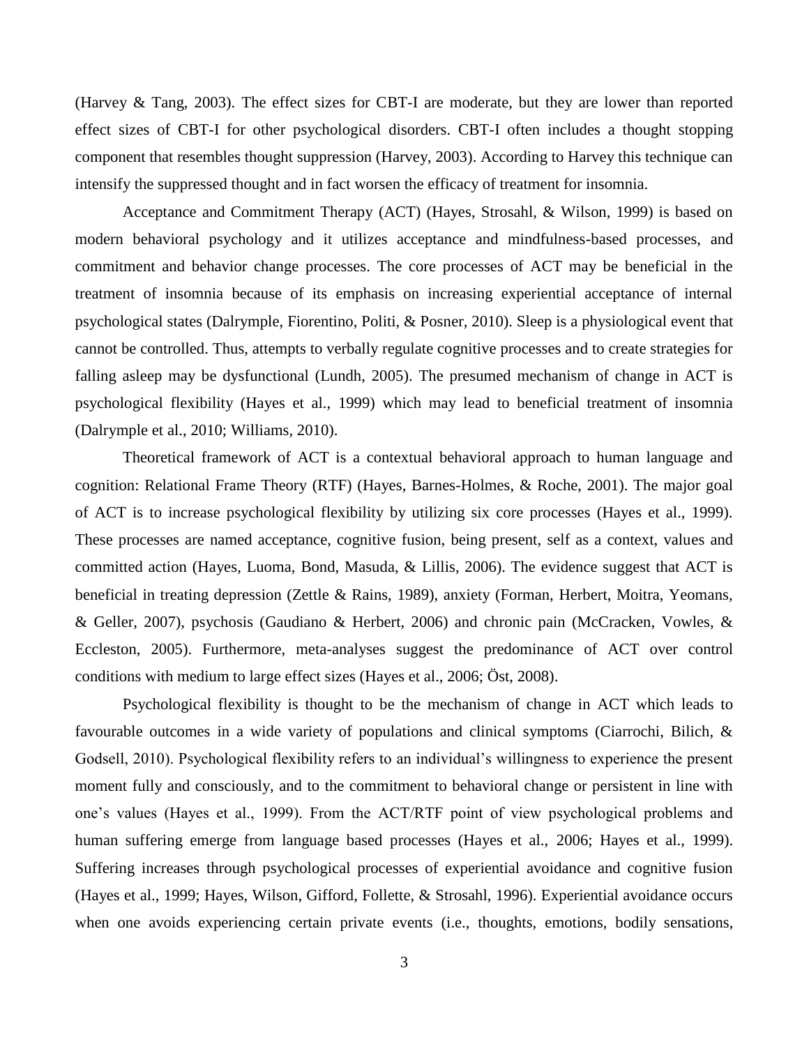(Harvey & Tang, 2003). The effect sizes for CBT-I are moderate, but they are lower than reported effect sizes of CBT-I for other psychological disorders. CBT-I often includes a thought stopping component that resembles thought suppression (Harvey, 2003). According to Harvey this technique can intensify the suppressed thought and in fact worsen the efficacy of treatment for insomnia.

Acceptance and Commitment Therapy (ACT) (Hayes, Strosahl, & Wilson, 1999) is based on modern behavioral psychology and it utilizes acceptance and mindfulness-based processes, and commitment and behavior change processes. The core processes of ACT may be beneficial in the treatment of insomnia because of its emphasis on increasing experiential acceptance of internal psychological states (Dalrymple, Fiorentino, Politi, & Posner, 2010). Sleep is a physiological event that cannot be controlled. Thus, attempts to verbally regulate cognitive processes and to create strategies for falling asleep may be dysfunctional (Lundh, 2005). The presumed mechanism of change in ACT is psychological flexibility (Hayes et al., 1999) which may lead to beneficial treatment of insomnia (Dalrymple et al., 2010; Williams, 2010).

Theoretical framework of ACT is a contextual behavioral approach to human language and cognition: Relational Frame Theory (RTF) (Hayes, Barnes-Holmes, & Roche, 2001). The major goal of ACT is to increase psychological flexibility by utilizing six core processes (Hayes et al., 1999). These processes are named acceptance, cognitive fusion, being present, self as a context, values and committed action (Hayes, Luoma, Bond, Masuda, & Lillis, 2006). The evidence suggest that ACT is beneficial in treating depression (Zettle & Rains, 1989), anxiety (Forman, Herbert, Moitra, Yeomans, & Geller, 2007), psychosis (Gaudiano & Herbert, 2006) and chronic pain (McCracken, Vowles, & Eccleston, 2005). Furthermore, meta-analyses suggest the predominance of ACT over control conditions with medium to large effect sizes (Hayes et al., 2006; Öst, 2008).

Psychological flexibility is thought to be the mechanism of change in ACT which leads to favourable outcomes in a wide variety of populations and clinical symptoms (Ciarrochi, Bilich, & Godsell, 2010). Psychological flexibility refers to an individual's willingness to experience the present moment fully and consciously, and to the commitment to behavioral change or persistent in line with one's values (Hayes et al., 1999). From the ACT/RTF point of view psychological problems and human suffering emerge from language based processes (Hayes et al., 2006; Hayes et al., 1999). Suffering increases through psychological processes of experiential avoidance and cognitive fusion (Hayes et al., 1999; Hayes, Wilson, Gifford, Follette, & Strosahl, 1996). Experiential avoidance occurs when one avoids experiencing certain private events (i.e., thoughts, emotions, bodily sensations,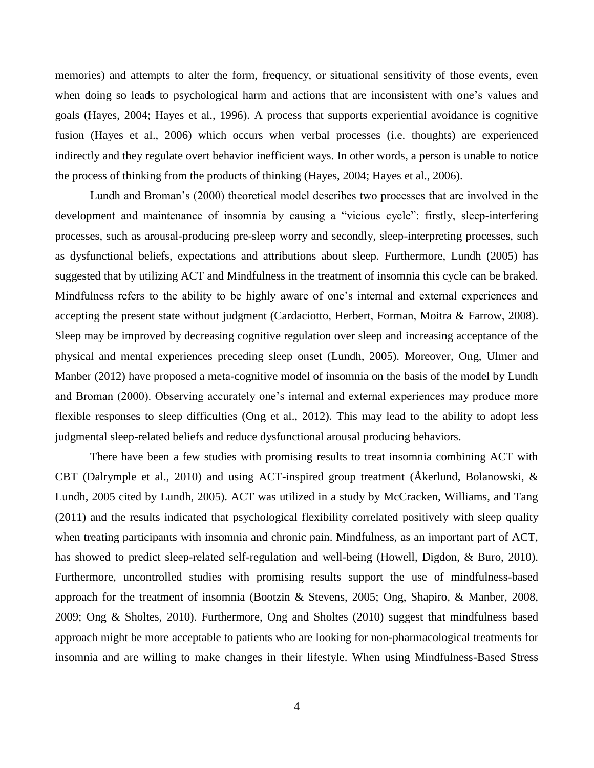memories) and attempts to alter the form, frequency, or situational sensitivity of those events, even when doing so leads to psychological harm and actions that are inconsistent with one's values and goals (Hayes, 2004; Hayes et al., 1996). A process that supports experiential avoidance is cognitive fusion (Hayes et al., 2006) which occurs when verbal processes (i.e. thoughts) are experienced indirectly and they regulate overt behavior inefficient ways. In other words, a person is unable to notice the process of thinking from the products of thinking (Hayes, 2004; Hayes et al., 2006).

Lundh and Broman's (2000) theoretical model describes two processes that are involved in the development and maintenance of insomnia by causing a "vicious cycle": firstly, sleep-interfering processes, such as arousal-producing pre-sleep worry and secondly, sleep-interpreting processes, such as dysfunctional beliefs, expectations and attributions about sleep. Furthermore, Lundh (2005) has suggested that by utilizing ACT and Mindfulness in the treatment of insomnia this cycle can be braked. Mindfulness refers to the ability to be highly aware of one's internal and external experiences and accepting the present state without judgment (Cardaciotto, Herbert, Forman, Moitra & Farrow, 2008). Sleep may be improved by decreasing cognitive regulation over sleep and increasing acceptance of the physical and mental experiences preceding sleep onset (Lundh, 2005). Moreover, Ong, Ulmer and Manber (2012) have proposed a meta-cognitive model of insomnia on the basis of the model by Lundh and Broman (2000). Observing accurately one's internal and external experiences may produce more flexible responses to sleep difficulties (Ong et al., 2012). This may lead to the ability to adopt less judgmental sleep-related beliefs and reduce dysfunctional arousal producing behaviors.

There have been a few studies with promising results to treat insomnia combining ACT with CBT (Dalrymple et al., 2010) and using ACT-inspired group treatment (Åkerlund, Bolanowski, & Lundh, 2005 cited by Lundh, 2005). ACT was utilized in a study by McCracken, Williams, and Tang (2011) and the results indicated that psychological flexibility correlated positively with sleep quality when treating participants with insomnia and chronic pain. Mindfulness, as an important part of ACT, has showed to predict sleep-related self-regulation and well-being (Howell, Digdon, & Buro, 2010). Furthermore, uncontrolled studies with promising results support the use of mindfulness-based approach for the treatment of insomnia (Bootzin & Stevens, 2005; Ong, Shapiro, & Manber, 2008, 2009; Ong & Sholtes, 2010). Furthermore, Ong and Sholtes (2010) suggest that mindfulness based approach might be more acceptable to patients who are looking for non-pharmacological treatments for insomnia and are willing to make changes in their lifestyle. When using Mindfulness-Based Stress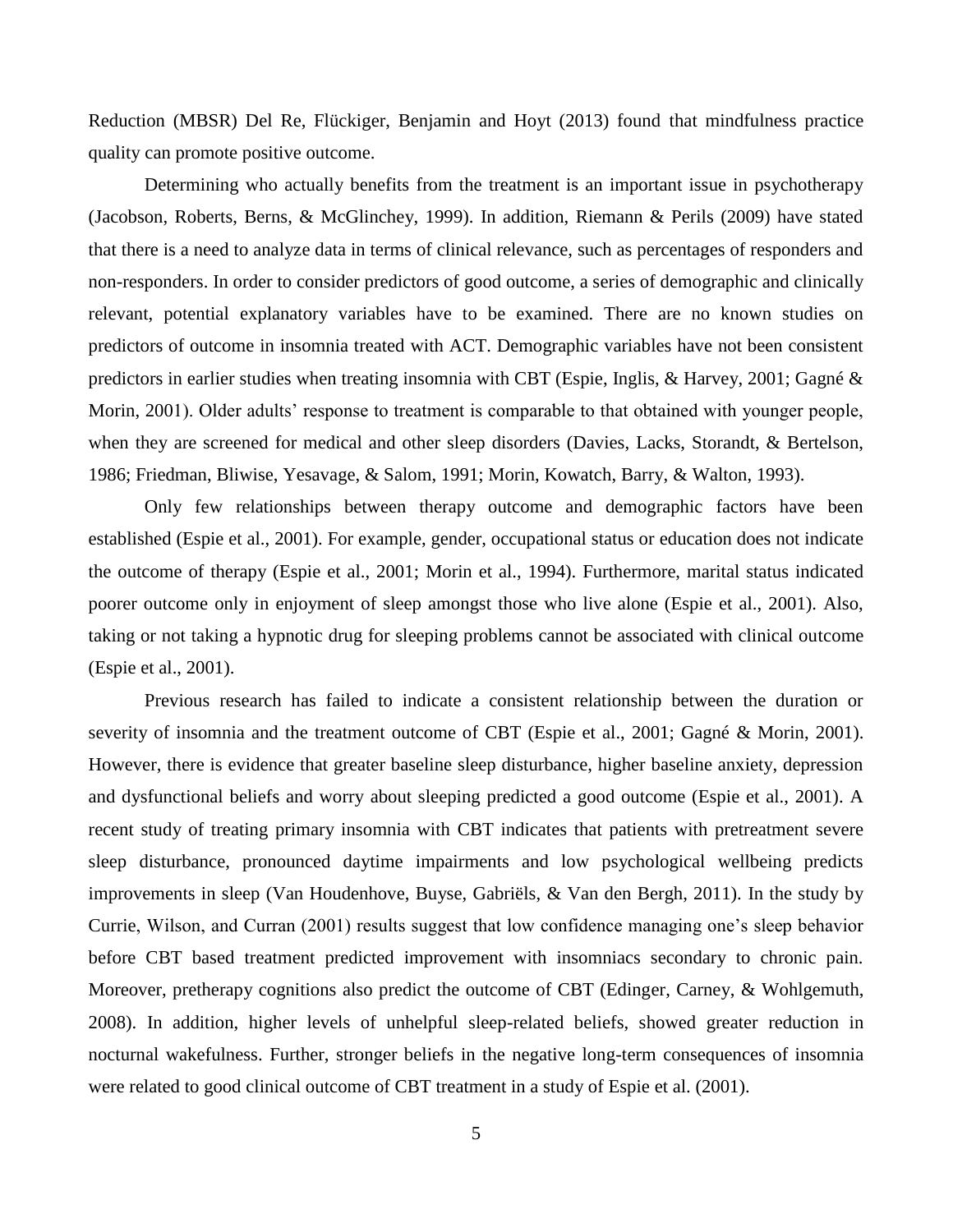Reduction (MBSR) Del Re, Flückiger, Benjamin and Hoyt (2013) found that mindfulness practice quality can promote positive outcome.

Determining who actually benefits from the treatment is an important issue in psychotherapy (Jacobson, Roberts, Berns, & McGlinchey, 1999). In addition, Riemann & Perils (2009) have stated that there is a need to analyze data in terms of clinical relevance, such as percentages of responders and non-responders. In order to consider predictors of good outcome, a series of demographic and clinically relevant, potential explanatory variables have to be examined. There are no known studies on predictors of outcome in insomnia treated with ACT. Demographic variables have not been consistent predictors in earlier studies when treating insomnia with CBT (Espie, Inglis, & Harvey, 2001; Gagné & Morin, 2001). Older adults' response to treatment is comparable to that obtained with younger people, when they are screened for medical and other sleep disorders (Davies, Lacks, Storandt, & Bertelson, 1986; Friedman, Bliwise, Yesavage, & Salom, 1991; Morin, Kowatch, Barry, & Walton, 1993).

Only few relationships between therapy outcome and demographic factors have been established (Espie et al., 2001). For example, gender, occupational status or education does not indicate the outcome of therapy (Espie et al., 2001; Morin et al., 1994). Furthermore, marital status indicated poorer outcome only in enjoyment of sleep amongst those who live alone (Espie et al., 2001). Also, taking or not taking a hypnotic drug for sleeping problems cannot be associated with clinical outcome (Espie et al., 2001).

Previous research has failed to indicate a consistent relationship between the duration or severity of insomnia and the treatment outcome of CBT (Espie et al., 2001; Gagné & Morin, 2001). However, there is evidence that greater baseline sleep disturbance, higher baseline anxiety, depression and dysfunctional beliefs and worry about sleeping predicted a good outcome (Espie et al., 2001). A recent study of treating primary insomnia with CBT indicates that patients with pretreatment severe sleep disturbance, pronounced daytime impairments and low psychological wellbeing predicts improvements in sleep (Van Houdenhove, Buyse, Gabriëls, & Van den Bergh, 2011). In the study by Currie, Wilson, and Curran (2001) results suggest that low confidence managing one's sleep behavior before CBT based treatment predicted improvement with insomniacs secondary to chronic pain. Moreover, pretherapy cognitions also predict the outcome of CBT (Edinger, Carney, & Wohlgemuth, 2008). In addition, higher levels of unhelpful sleep-related beliefs, showed greater reduction in nocturnal wakefulness. Further, stronger beliefs in the negative long-term consequences of insomnia were related to good clinical outcome of CBT treatment in a study of Espie et al. (2001).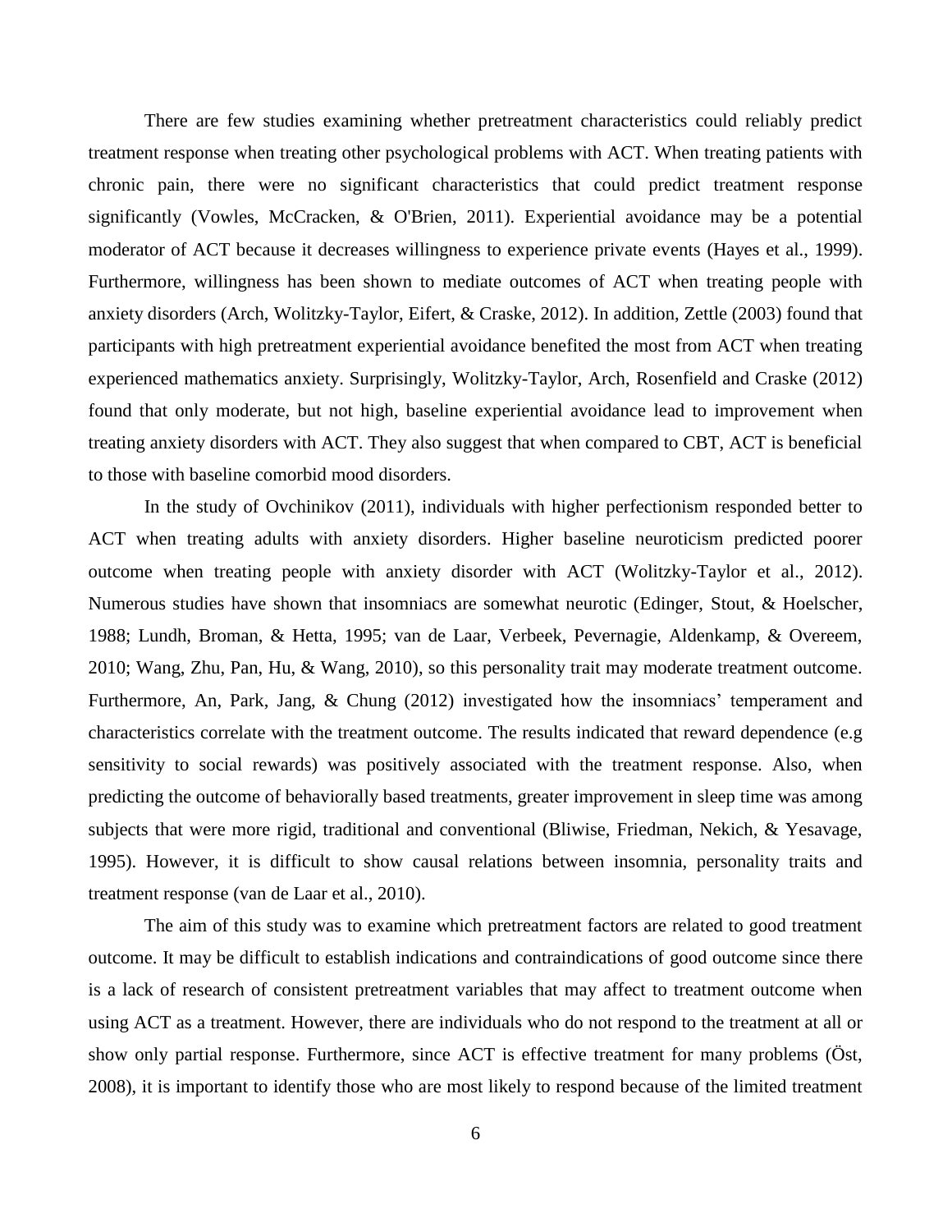There are few studies examining whether pretreatment characteristics could reliably predict treatment response when treating other psychological problems with ACT. When treating patients with chronic pain, there were no significant characteristics that could predict treatment response significantly (Vowles, McCracken, & O'Brien, 2011). Experiential avoidance may be a potential moderator of ACT because it decreases willingness to experience private events (Hayes et al., 1999). Furthermore, willingness has been shown to mediate outcomes of ACT when treating people with anxiety disorders (Arch, Wolitzky-Taylor, Eifert, & Craske, 2012). In addition, Zettle (2003) found that participants with high pretreatment experiential avoidance benefited the most from ACT when treating experienced mathematics anxiety. Surprisingly, Wolitzky-Taylor, Arch, Rosenfield and Craske (2012) found that only moderate, but not high, baseline experiential avoidance lead to improvement when treating anxiety disorders with ACT. They also suggest that when compared to CBT, ACT is beneficial to those with baseline comorbid mood disorders.

In the study of Ovchinikov (2011), individuals with higher perfectionism responded better to ACT when treating adults with anxiety disorders. Higher baseline neuroticism predicted poorer outcome when treating people with anxiety disorder with ACT (Wolitzky-Taylor et al., 2012). Numerous studies have shown that insomniacs are somewhat neurotic (Edinger, Stout, & Hoelscher, 1988; Lundh, Broman, & Hetta, 1995; van de Laar, Verbeek, Pevernagie, Aldenkamp, & Overeem, 2010; Wang, Zhu, Pan, Hu, & Wang, 2010), so this personality trait may moderate treatment outcome. Furthermore, An, Park, Jang, & Chung (2012) investigated how the insomniacs' temperament and characteristics correlate with the treatment outcome. The results indicated that reward dependence (e.g sensitivity to social rewards) was positively associated with the treatment response. Also, when predicting the outcome of behaviorally based treatments, greater improvement in sleep time was among subjects that were more rigid, traditional and conventional (Bliwise, Friedman, Nekich, & Yesavage, 1995). However, it is difficult to show causal relations between insomnia, personality traits and treatment response (van de Laar et al., 2010).

The aim of this study was to examine which pretreatment factors are related to good treatment outcome. It may be difficult to establish indications and contraindications of good outcome since there is a lack of research of consistent pretreatment variables that may affect to treatment outcome when using ACT as a treatment. However, there are individuals who do not respond to the treatment at all or show only partial response. Furthermore, since ACT is effective treatment for many problems (Öst, 2008), it is important to identify those who are most likely to respond because of the limited treatment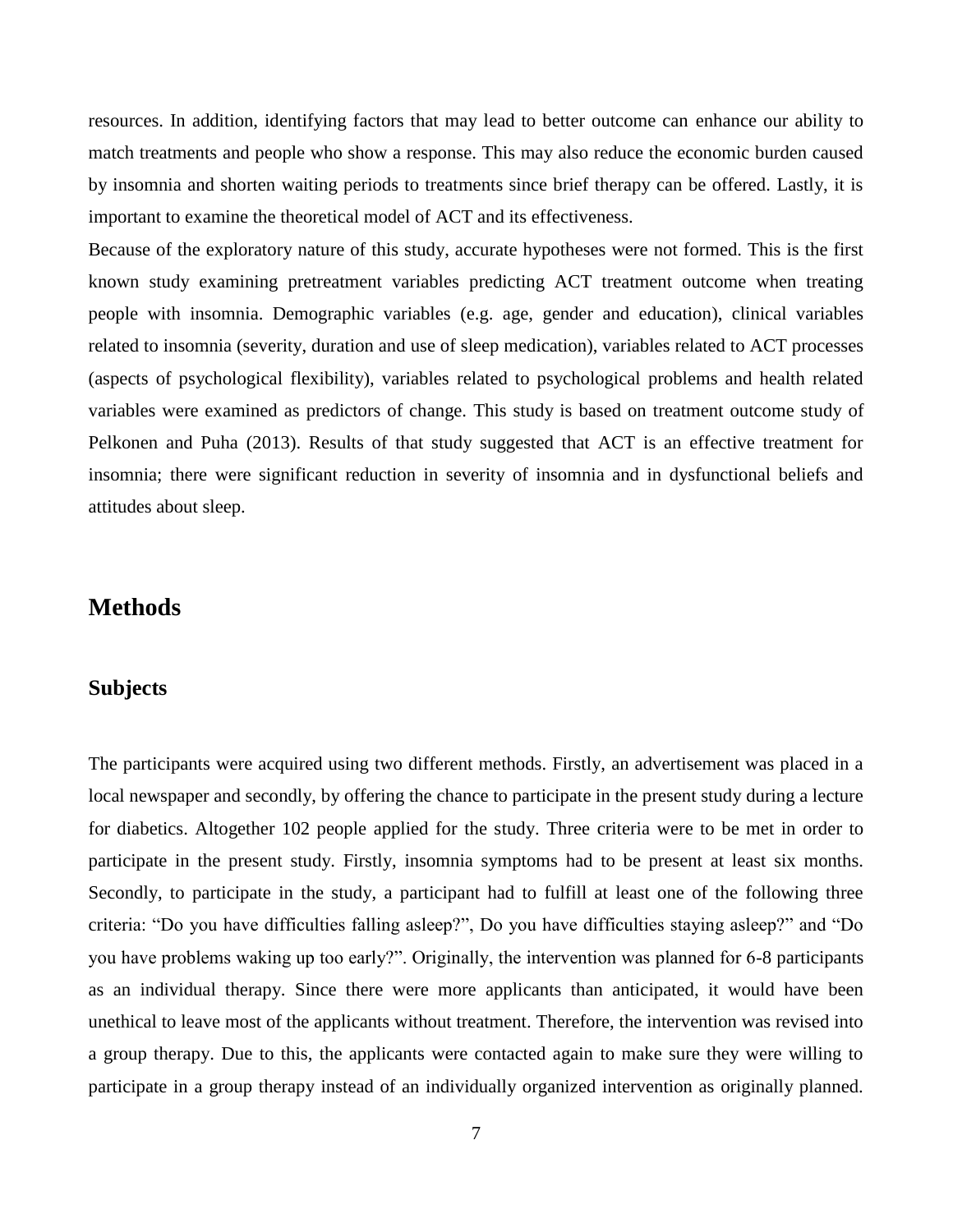resources. In addition, identifying factors that may lead to better outcome can enhance our ability to match treatments and people who show a response. This may also reduce the economic burden caused by insomnia and shorten waiting periods to treatments since brief therapy can be offered. Lastly, it is important to examine the theoretical model of ACT and its effectiveness.

Because of the exploratory nature of this study, accurate hypotheses were not formed. This is the first known study examining pretreatment variables predicting ACT treatment outcome when treating people with insomnia. Demographic variables (e.g. age, gender and education), clinical variables related to insomnia (severity, duration and use of sleep medication), variables related to ACT processes (aspects of psychological flexibility), variables related to psychological problems and health related variables were examined as predictors of change. This study is based on treatment outcome study of Pelkonen and Puha (2013). Results of that study suggested that ACT is an effective treatment for insomnia; there were significant reduction in severity of insomnia and in dysfunctional beliefs and attitudes about sleep.

# Methods

## Subjects

The participants were acquired using two different methods. Firstly, an advertisement was placed in a local newspaper and secondly, by offering the chance to participate in the present study during a lecture for diabetics. Altogether 102 people applied for the study. Three criteria were to be met in order to participate in the present study. Firstly, insomnia symptoms had to be present at least six months. Secondly, to participate in the study, a participant had to fulfill at least one of the following three criteria: "Do you have difficulties falling asleep?", Do you have difficulties staying asleep?" and "Do you have problems waking up too early?". Originally, the intervention was planned for 6-8 participants as an individual therapy. Since there were more applicants than anticipated, it would have been unethical to leave most of the applicants without treatment. Therefore, the intervention was revised into a group therapy. Due to this, the applicants were contacted again to make sure they were willing to participate in a group therapy instead of an individually organized intervention as originally planned.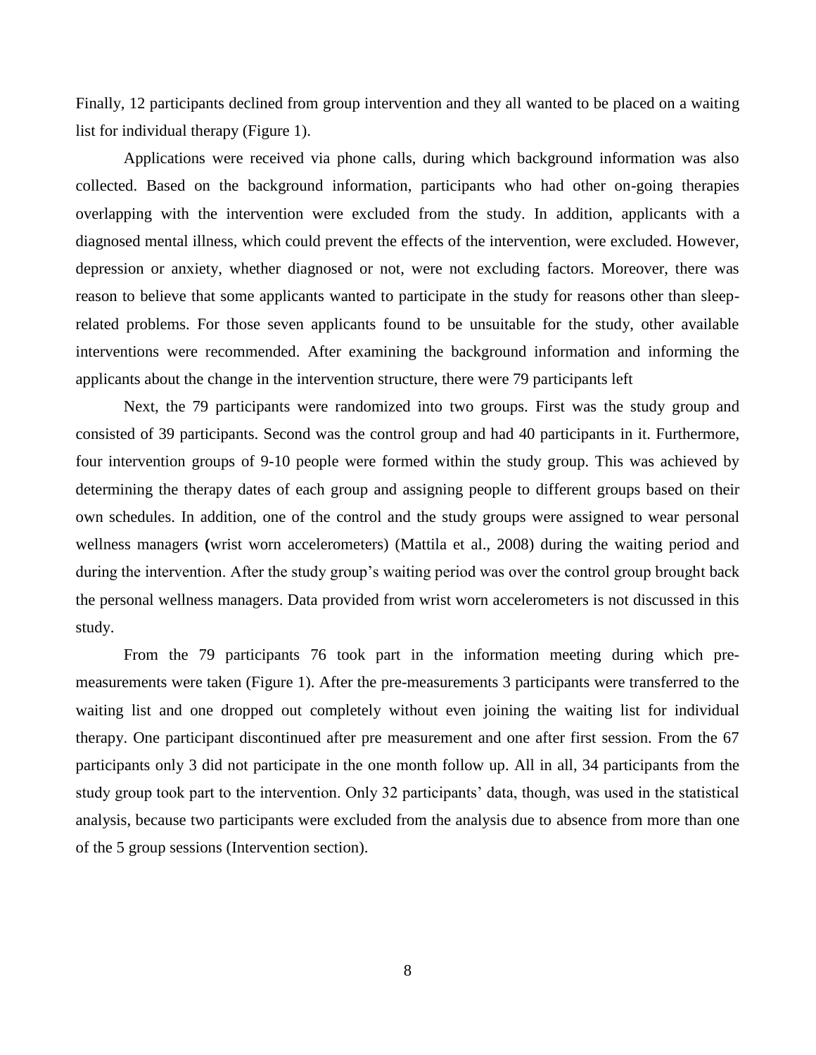Finally, 12 participants declined from group intervention and they all wanted to be placed on a waiting list for individual therapy (Figure 1).

Applications were received via phone calls, during which background information was also collected. Based on the background information, participants who had other on-going therapies overlapping with the intervention were excluded from the study. In addition, applicants with a diagnosed mental illness, which could prevent the effects of the intervention, were excluded. However, depression or anxiety, whether diagnosed or not, were not excluding factors. Moreover, there was reason to believe that some applicants wanted to participate in the study for reasons other than sleep-related problems. For those seven applicants found to be unsuitable for the study, other available interventions were recommended. After examining the background information and informing the applicants about the change in the intervention structure, there were 79 participants left

Next, the 79 participants were randomized into two groups. First was the study group and consisted of 39 participants. Second was the control group and had 40 participants in it. Furthermore, four intervention groups of 9-10 people were formed within the study group. This was achieved by determining the therapy dates of each group and assigning people to different groups based on their own schedules. In addition, one of the control and the study groups were assigned to wear personal wellness managers **(**wrist worn accelerometers) (Mattila et al., 2008) during the waiting period and during the intervention. After the study group's waiting period was over the control group brought back the personal wellness managers. Data provided from wrist worn accelerometers is not discussed in this study.

From the 79 participants 76 took part in the information meeting during which pre-measurements were taken (Figure 1). After the pre-measurements 3 participants were transferred to the waiting list and one dropped out completely without even joining the waiting list for individual therapy. One participant discontinued after pre measurement and one after first session. From the 67 participants only 3 did not participate in the one month follow up. All in all, 34 participants from the study group took part to the intervention. Only 32 participants' data, though, was used in the statistical analysis, because two participants were excluded from the analysis due to absence from more than one of the 5 group sessions (Intervention section).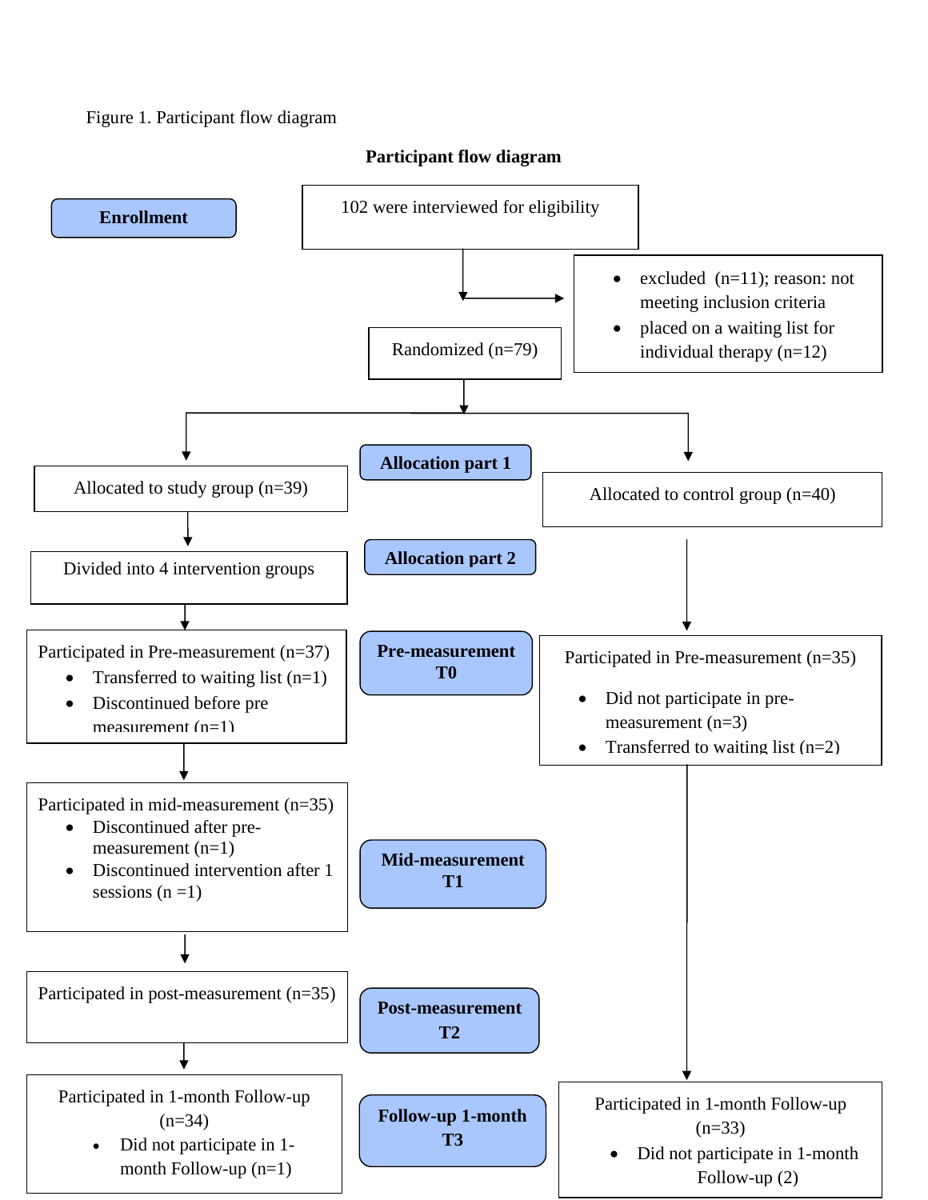Figure 1. Participant flow diagram

**Participant flow diagram**

**Enrollment**

102 were interviewed for eligibility

- excluded (n=11); reason: not meeting inclusion criteria
- placed on a waiting list for individual therapy (n=12)

Randomized (n=79)

**Allocation part 1**

Allocated to study group (n=39)

Allocated to control group (n=40)

**Allocation part 2**

Divided into 4 intervention groups

**Pre-measurement T0**

Study group:

Participated in Pre-measurement (n=37)
- Transferred to waiting list (n=1)
- Discontinued before pre measurement (n=1)

Control group:

Participated in Pre-measurement (n=35)
- Did not participate in pre-measurement (n=3)
- Transferred to waiting list (n=2)

**Mid-measurement T1**

Study group:

Participated in mid-measurement (n=35)
- Discontinued after pre-measurement (n=1)
- Discontinued intervention after 1 sessions (n =1)

**Post-measurement T2**

Study group:

Participated in post-measurement (n=35)

**Follow-up 1-month T3**

Study group:

Participated in 1-month Follow-up (n=34)
- Did not participate in 1-month Follow-up (n=1)

Control group:

Participated in 1-month Follow-up (n=33)
- Did not participate in 1-month Follow-up (2)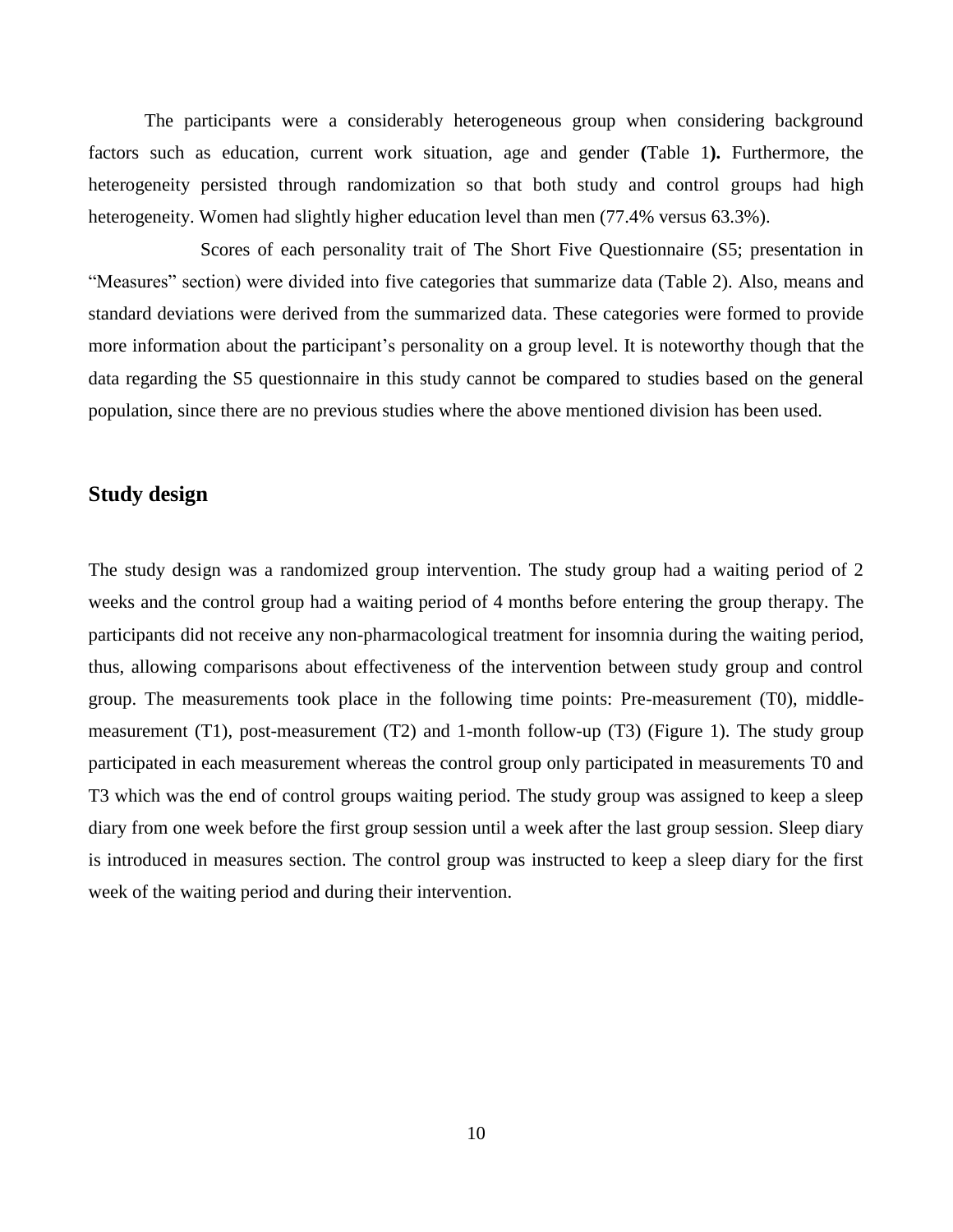The participants were a considerably heterogeneous group when considering background factors such as education, current work situation, age and gender **(**Table 1**).** Furthermore, the heterogeneity persisted through randomization so that both study and control groups had high heterogeneity. Women had slightly higher education level than men (77.4% versus 63.3%).

Scores of each personality trait of The Short Five Questionnaire (S5; presentation in "Measures" section) were divided into five categories that summarize data (Table 2). Also, means and standard deviations were derived from the summarized data. These categories were formed to provide more information about the participant's personality on a group level. It is noteworthy though that the data regarding the S5 questionnaire in this study cannot be compared to studies based on the general population, since there are no previous studies where the above mentioned division has been used.

## Study design

The study design was a randomized group intervention. The study group had a waiting period of 2 weeks and the control group had a waiting period of 4 months before entering the group therapy. The participants did not receive any non-pharmacological treatment for insomnia during the waiting period, thus, allowing comparisons about effectiveness of the intervention between study group and control group. The measurements took place in the following time points: Pre-measurement (T0), middle-measurement (T1), post-measurement (T2) and 1-month follow-up (T3) (Figure 1). The study group participated in each measurement whereas the control group only participated in measurements T0 and T3 which was the end of control groups waiting period. The study group was assigned to keep a sleep diary from one week before the first group session until a week after the last group session. Sleep diary is introduced in measures section. The control group was instructed to keep a sleep diary for the first week of the waiting period and during their intervention.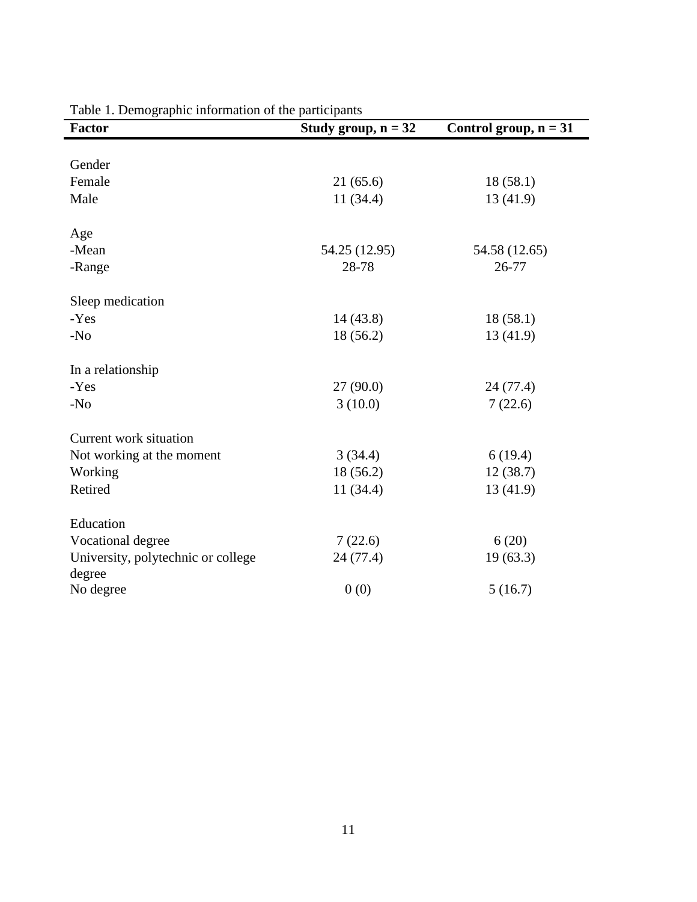Table 1. Demographic information of the participants

| Factor | Study group, n = 32 | Control group, n = 31 |
|---|---|---|
| Gender | | |
| Female | 21 (65.6) | 18 (58.1) |
| Male | 11 (34.4) | 13 (41.9) |
| Age | | |
| -Mean | 54.25 (12.95) | 54.58 (12.65) |
| -Range | 28-78 | 26-77 |
| Sleep medication | | |
| -Yes | 14 (43.8) | 18 (58.1) |
| -No | 18 (56.2) | 13 (41.9) |
| In a relationship | | |
| -Yes | 27 (90.0) | 24 (77.4) |
| -No | 3 (10.0) | 7 (22.6) |
| Current work situation | | |
| Not working at the moment | 3 (34.4) | 6 (19.4) |
| Working | 18 (56.2) | 12 (38.7) |
| Retired | 11 (34.4) | 13 (41.9) |
| Education | | |
| Vocational degree | 7 (22.6) | 6 (20) |
| University, polytechnic or college degree | 24 (77.4) | 19 (63.3) |
| No degree | 0 (0) | 5 (16.7) |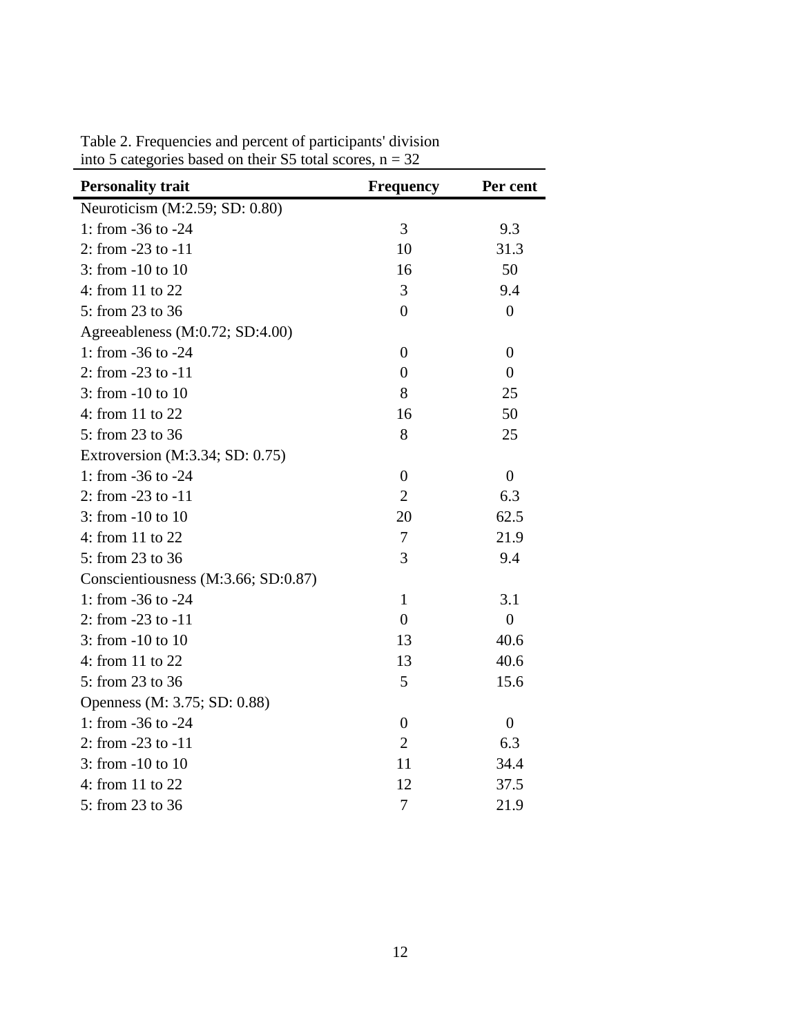Table 2. Frequencies and percent of participants' division into 5 categories based on their S5 total scores, n = 32

| Personality trait | Frequency | Per cent |
|---|---|---|
| Neuroticism (M:2.59; SD: 0.80) | | |
| 1: from -36 to -24 | 3 | 9.3 |
| 2: from -23 to -11 | 10 | 31.3 |
| 3: from -10 to 10 | 16 | 50 |
| 4: from 11 to 22 | 3 | 9.4 |
| 5: from 23 to 36 | 0 | 0 |
| Agreeableness (M:0.72; SD:4.00) | | |
| 1: from -36 to -24 | 0 | 0 |
| 2: from -23 to -11 | 0 | 0 |
| 3: from -10 to 10 | 8 | 25 |
| 4: from 11 to 22 | 16 | 50 |
| 5: from 23 to 36 | 8 | 25 |
| Extroversion (M:3.34; SD: 0.75) | | |
| 1: from -36 to -24 | 0 | 0 |
| 2: from -23 to -11 | 2 | 6.3 |
| 3: from -10 to 10 | 20 | 62.5 |
| 4: from 11 to 22 | 7 | 21.9 |
| 5: from 23 to 36 | 3 | 9.4 |
| Conscientiousness (M:3.66; SD:0.87) | | |
| 1: from -36 to -24 | 1 | 3.1 |
| 2: from -23 to -11 | 0 | 0 |
| 3: from -10 to 10 | 13 | 40.6 |
| 4: from 11 to 22 | 13 | 40.6 |
| 5: from 23 to 36 | 5 | 15.6 |
| Openness (M: 3.75; SD: 0.88) | | |
| 1: from -36 to -24 | 0 | 0 |
| 2: from -23 to -11 | 2 | 6.3 |
| 3: from -10 to 10 | 11 | 34.4 |
| 4: from 11 to 22 | 12 | 37.5 |
| 5: from 23 to 36 | 7 | 21.9 |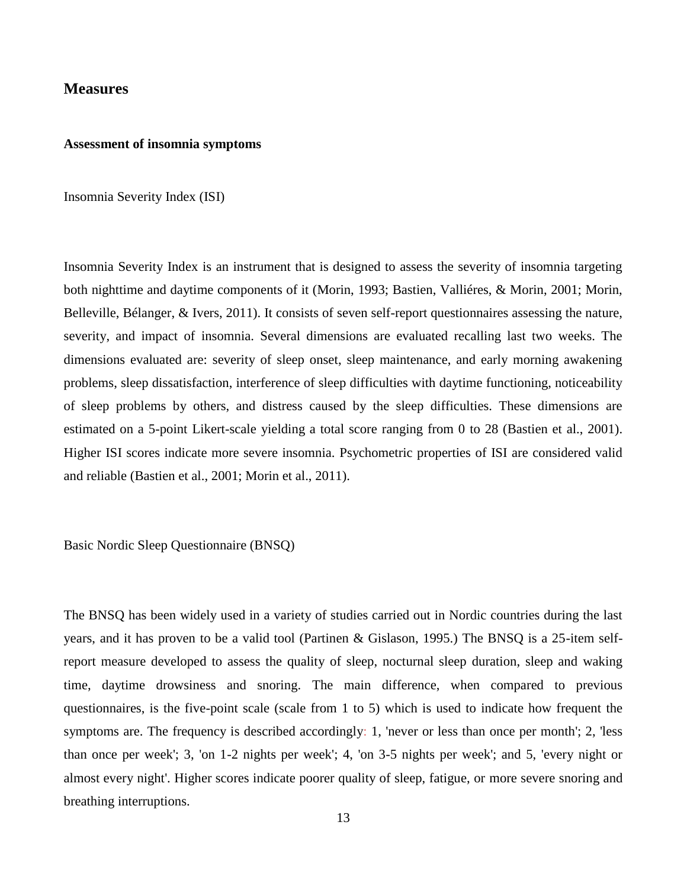## Measures

### Assessment of insomnia symptoms

Insomnia Severity Index (ISI)

Insomnia Severity Index is an instrument that is designed to assess the severity of insomnia targeting both nighttime and daytime components of it (Morin, 1993; Bastien, Valliéres, & Morin, 2001; Morin, Belleville, Bélanger, & Ivers, 2011). It consists of seven self-report questionnaires assessing the nature, severity, and impact of insomnia. Several dimensions are evaluated recalling last two weeks. The dimensions evaluated are: severity of sleep onset, sleep maintenance, and early morning awakening problems, sleep dissatisfaction, interference of sleep difficulties with daytime functioning, noticeability of sleep problems by others, and distress caused by the sleep difficulties. These dimensions are estimated on a 5-point Likert-scale yielding a total score ranging from 0 to 28 (Bastien et al., 2001). Higher ISI scores indicate more severe insomnia. Psychometric properties of ISI are considered valid and reliable (Bastien et al., 2001; Morin et al., 2011).

Basic Nordic Sleep Questionnaire (BNSQ)

The BNSQ has been widely used in a variety of studies carried out in Nordic countries during the last years, and it has proven to be a valid tool (Partinen & Gislason, 1995.) The BNSQ is a 25-item self-report measure developed to assess the quality of sleep, nocturnal sleep duration, sleep and waking time, daytime drowsiness and snoring. The main difference, when compared to previous questionnaires, is the five-point scale (scale from 1 to 5) which is used to indicate how frequent the symptoms are. The frequency is described accordingly: 1, 'never or less than once per month'; 2, 'less than once per week'; 3, 'on 1-2 nights per week'; 4, 'on 3-5 nights per week'; and 5, 'every night or almost every night'. Higher scores indicate poorer quality of sleep, fatigue, or more severe snoring and breathing interruptions.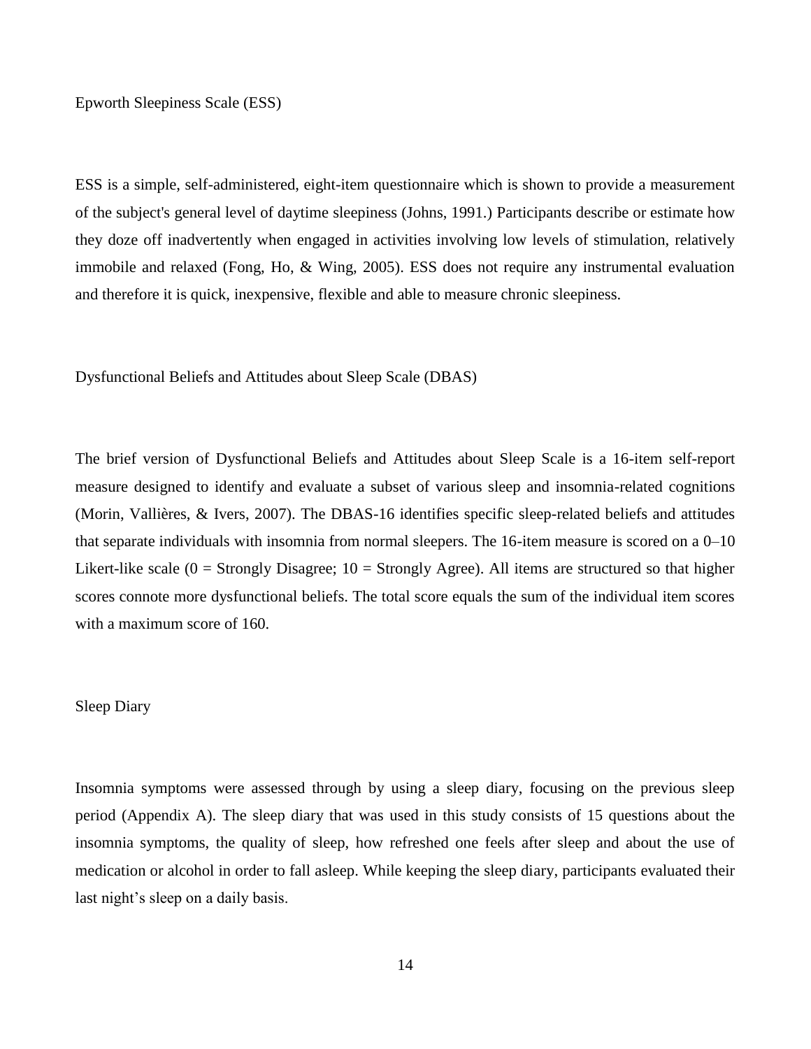### Epworth Sleepiness Scale (ESS)

ESS is a simple, self-administered, eight-item questionnaire which is shown to provide a measurement of the subject's general level of daytime sleepiness (Johns, 1991.) Participants describe or estimate how they doze off inadvertently when engaged in activities involving low levels of stimulation, relatively immobile and relaxed (Fong, Ho, & Wing, 2005). ESS does not require any instrumental evaluation and therefore it is quick, inexpensive, flexible and able to measure chronic sleepiness.

### Dysfunctional Beliefs and Attitudes about Sleep Scale (DBAS)

The brief version of Dysfunctional Beliefs and Attitudes about Sleep Scale is a 16-item self-report measure designed to identify and evaluate a subset of various sleep and insomnia-related cognitions (Morin, Vallières, & Ivers, 2007). The DBAS-16 identifies specific sleep-related beliefs and attitudes that separate individuals with insomnia from normal sleepers. The 16-item measure is scored on a 0–10 Likert-like scale (0 = Strongly Disagree; 10 = Strongly Agree). All items are structured so that higher scores connote more dysfunctional beliefs. The total score equals the sum of the individual item scores with a maximum score of 160.

### Sleep Diary

Insomnia symptoms were assessed through by using a sleep diary, focusing on the previous sleep period (Appendix A). The sleep diary that was used in this study consists of 15 questions about the insomnia symptoms, the quality of sleep, how refreshed one feels after sleep and about the use of medication or alcohol in order to fall asleep. While keeping the sleep diary, participants evaluated their last night's sleep on a daily basis.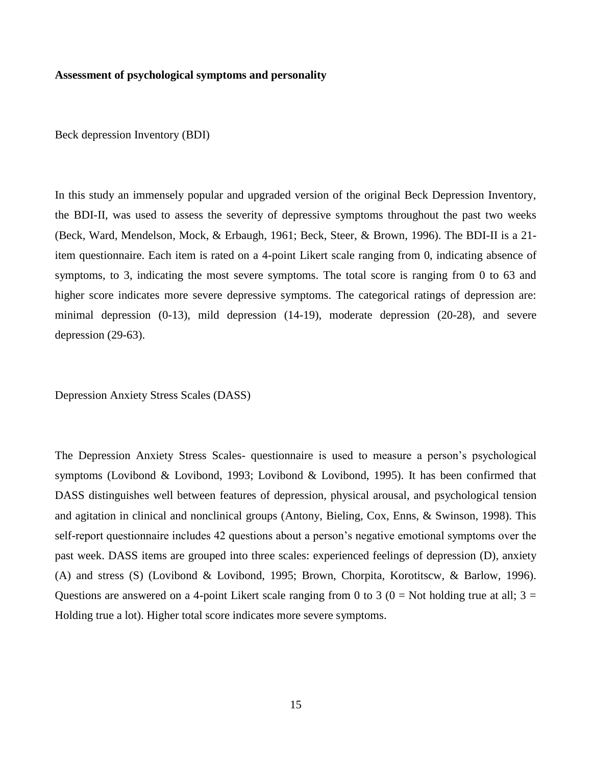**Assessment of psychological symptoms and personality**

Beck depression Inventory (BDI)

In this study an immensely popular and upgraded version of the original Beck Depression Inventory, the BDI-II, was used to assess the severity of depressive symptoms throughout the past two weeks (Beck, Ward, Mendelson, Mock, & Erbaugh, 1961; Beck, Steer, & Brown, 1996). The BDI-II is a 21-item questionnaire. Each item is rated on a 4-point Likert scale ranging from 0, indicating absence of symptoms, to 3, indicating the most severe symptoms. The total score is ranging from 0 to 63 and higher score indicates more severe depressive symptoms. The categorical ratings of depression are: minimal depression (0-13), mild depression (14-19), moderate depression (20-28), and severe depression (29-63).

Depression Anxiety Stress Scales (DASS)

The Depression Anxiety Stress Scales- questionnaire is used to measure a person's psychological symptoms (Lovibond & Lovibond, 1993; Lovibond & Lovibond, 1995). It has been confirmed that DASS distinguishes well between features of depression, physical arousal, and psychological tension and agitation in clinical and nonclinical groups (Antony, Bieling, Cox, Enns, & Swinson, 1998). This self-report questionnaire includes 42 questions about a person's negative emotional symptoms over the past week. DASS items are grouped into three scales: experienced feelings of depression (D), anxiety (A) and stress (S) (Lovibond & Lovibond, 1995; Brown, Chorpita, Korotitscw, & Barlow, 1996). Questions are answered on a 4-point Likert scale ranging from 0 to 3 (0 = Not holding true at all; 3 = Holding true a lot). Higher total score indicates more severe symptoms.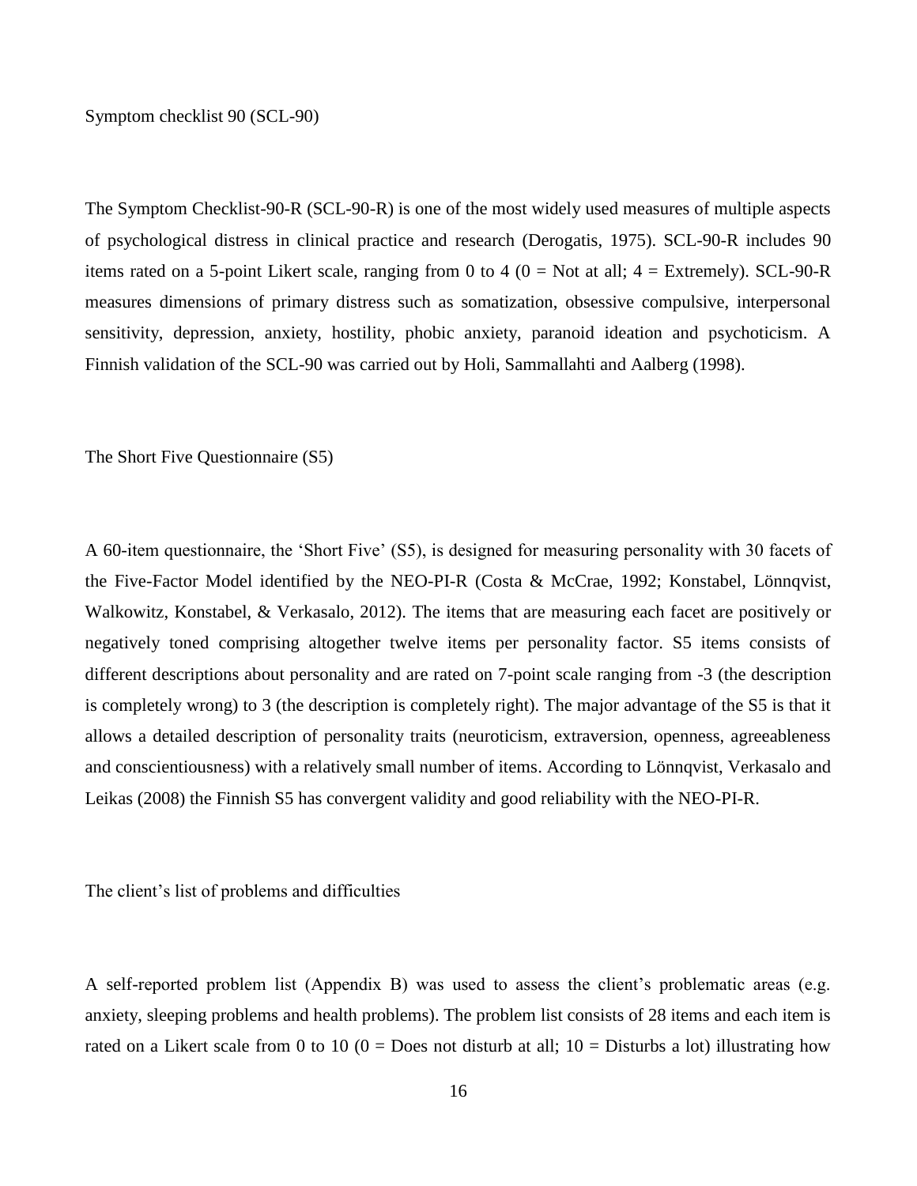### Symptom checklist 90 (SCL-90)

The Symptom Checklist-90-R (SCL-90-R) is one of the most widely used measures of multiple aspects of psychological distress in clinical practice and research (Derogatis, 1975). SCL-90-R includes 90 items rated on a 5-point Likert scale, ranging from 0 to 4 (0 = Not at all; 4 = Extremely). SCL-90-R measures dimensions of primary distress such as somatization, obsessive compulsive, interpersonal sensitivity, depression, anxiety, hostility, phobic anxiety, paranoid ideation and psychoticism. A Finnish validation of the SCL-90 was carried out by Holi, Sammallahti and Aalberg (1998).

### The Short Five Questionnaire (S5)

A 60-item questionnaire, the 'Short Five' (S5), is designed for measuring personality with 30 facets of the Five-Factor Model identified by the NEO-PI-R (Costa & McCrae, 1992; Konstabel, Lönnqvist, Walkowitz, Konstabel, & Verkasalo, 2012). The items that are measuring each facet are positively or negatively toned comprising altogether twelve items per personality factor. S5 items consists of different descriptions about personality and are rated on 7-point scale ranging from -3 (the description is completely wrong) to 3 (the description is completely right). The major advantage of the S5 is that it allows a detailed description of personality traits (neuroticism, extraversion, openness, agreeableness and conscientiousness) with a relatively small number of items. According to Lönnqvist, Verkasalo and Leikas (2008) the Finnish S5 has convergent validity and good reliability with the NEO-PI-R.

### The client's list of problems and difficulties

A self-reported problem list (Appendix B) was used to assess the client's problematic areas (e.g. anxiety, sleeping problems and health problems). The problem list consists of 28 items and each item is rated on a Likert scale from 0 to 10 (0 = Does not disturb at all; 10 = Disturbs a lot) illustrating how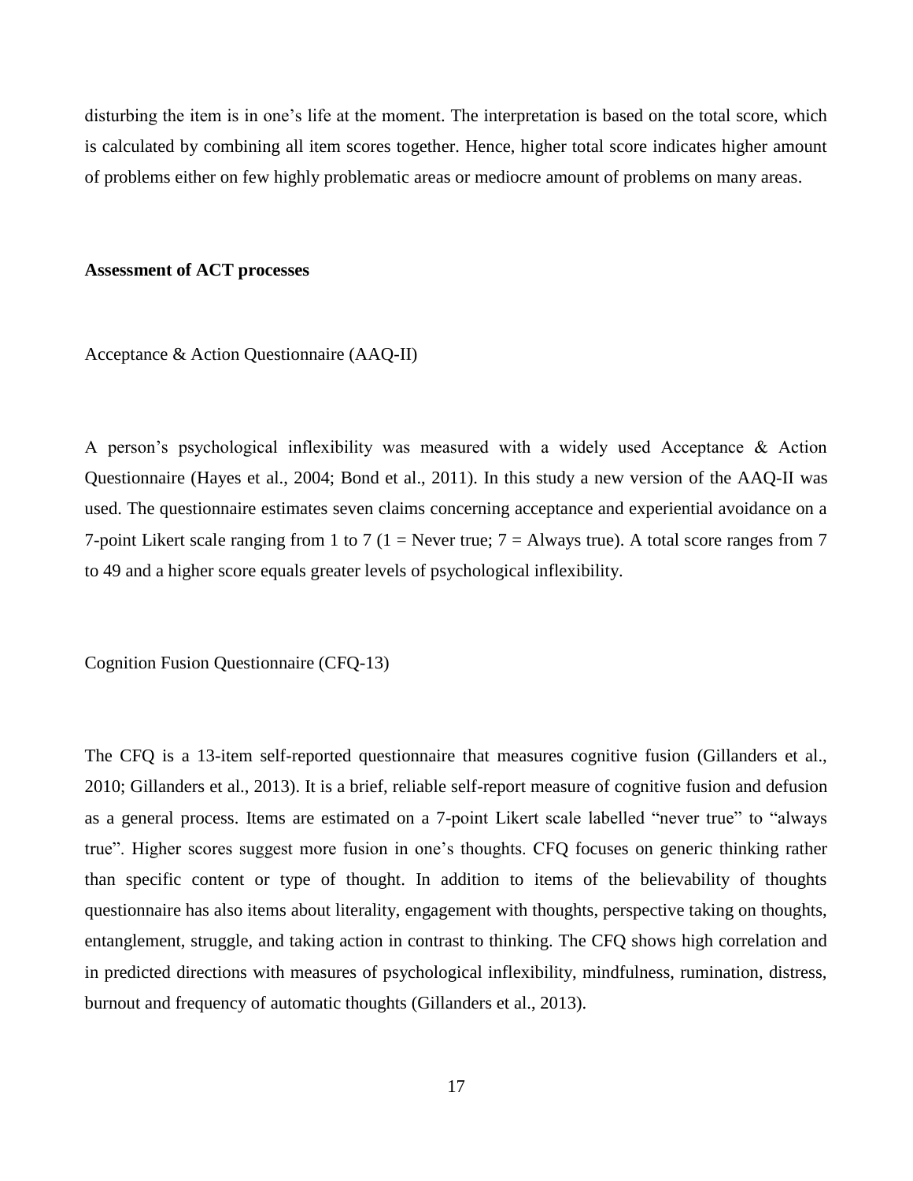disturbing the item is in one's life at the moment. The interpretation is based on the total score, which is calculated by combining all item scores together. Hence, higher total score indicates higher amount of problems either on few highly problematic areas or mediocre amount of problems on many areas.

**Assessment of ACT processes**

Acceptance & Action Questionnaire (AAQ-II)

A person's psychological inflexibility was measured with a widely used Acceptance & Action Questionnaire (Hayes et al., 2004; Bond et al., 2011). In this study a new version of the AAQ-II was used. The questionnaire estimates seven claims concerning acceptance and experiential avoidance on a 7-point Likert scale ranging from 1 to 7 (1 = Never true; 7 = Always true). A total score ranges from 7 to 49 and a higher score equals greater levels of psychological inflexibility.

Cognition Fusion Questionnaire (CFQ-13)

The CFQ is a 13-item self-reported questionnaire that measures cognitive fusion (Gillanders et al., 2010; Gillanders et al., 2013). It is a brief, reliable self-report measure of cognitive fusion and defusion as a general process. Items are estimated on a 7-point Likert scale labelled "never true" to "always true". Higher scores suggest more fusion in one's thoughts. CFQ focuses on generic thinking rather than specific content or type of thought. In addition to items of the believability of thoughts questionnaire has also items about literality, engagement with thoughts, perspective taking on thoughts, entanglement, struggle, and taking action in contrast to thinking. The CFQ shows high correlation and in predicted directions with measures of psychological inflexibility, mindfulness, rumination, distress, burnout and frequency of automatic thoughts (Gillanders et al., 2013).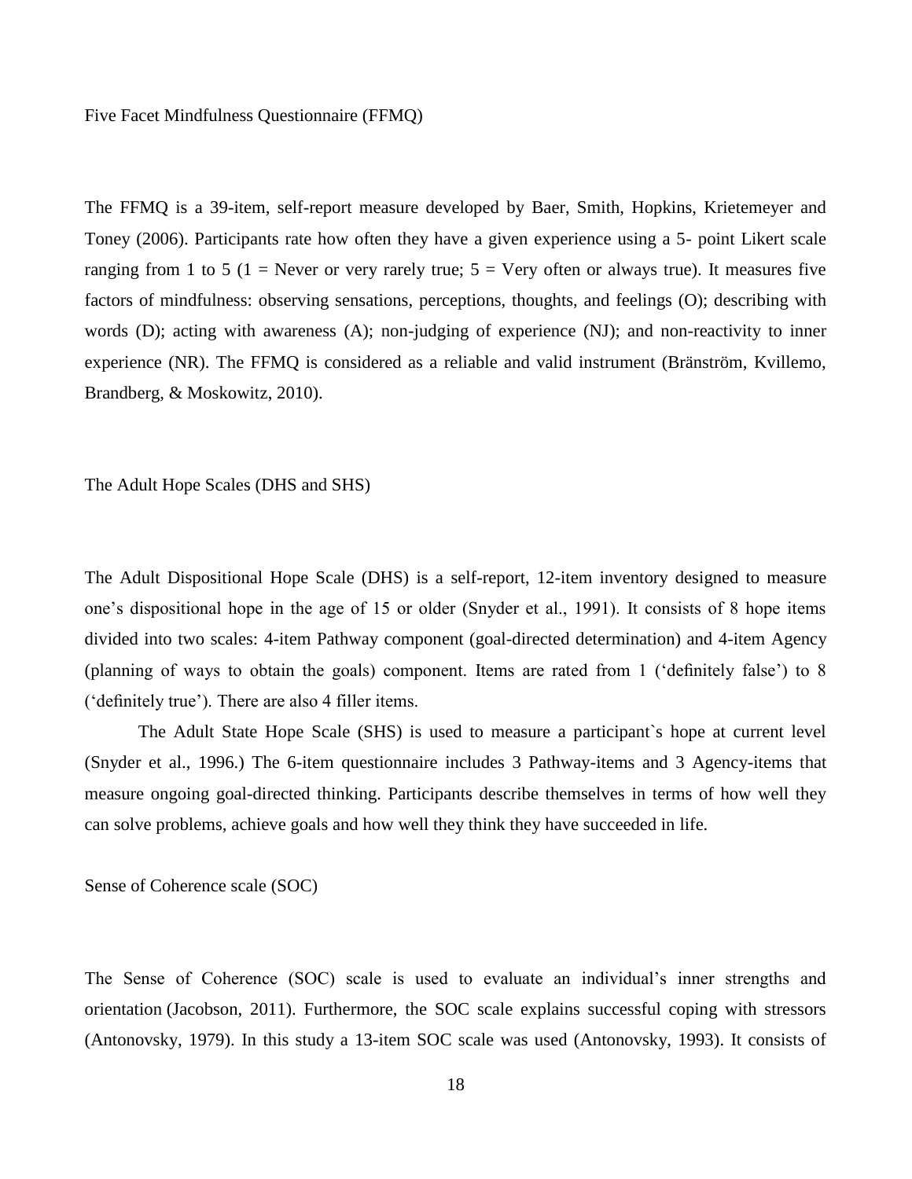## Five Facet Mindfulness Questionnaire (FFMQ)

The FFMQ is a 39-item, self-report measure developed by Baer, Smith, Hopkins, Krietemeyer and Toney (2006). Participants rate how often they have a given experience using a 5- point Likert scale ranging from 1 to 5 (1 = Never or very rarely true; 5 = Very often or always true). It measures five factors of mindfulness: observing sensations, perceptions, thoughts, and feelings (O); describing with words (D); acting with awareness (A); non-judging of experience (NJ); and non-reactivity to inner experience (NR). The FFMQ is considered as a reliable and valid instrument (Bränström, Kvillemo, Brandberg, & Moskowitz, 2010).

## The Adult Hope Scales (DHS and SHS)

The Adult Dispositional Hope Scale (DHS) is a self-report, 12-item inventory designed to measure one's dispositional hope in the age of 15 or older (Snyder et al., 1991). It consists of 8 hope items divided into two scales: 4-item Pathway component (goal-directed determination) and 4-item Agency (planning of ways to obtain the goals) component. Items are rated from 1 ('definitely false') to 8 ('definitely true'). There are also 4 filler items.

The Adult State Hope Scale (SHS) is used to measure a participant`s hope at current level (Snyder et al., 1996.) The 6-item questionnaire includes 3 Pathway-items and 3 Agency-items that measure ongoing goal-directed thinking. Participants describe themselves in terms of how well they can solve problems, achieve goals and how well they think they have succeeded in life.

## Sense of Coherence scale (SOC)

The Sense of Coherence (SOC) scale is used to evaluate an individual's inner strengths and orientation (Jacobson, 2011). Furthermore, the SOC scale explains successful coping with stressors (Antonovsky, 1979). In this study a 13-item SOC scale was used (Antonovsky, 1993). It consists of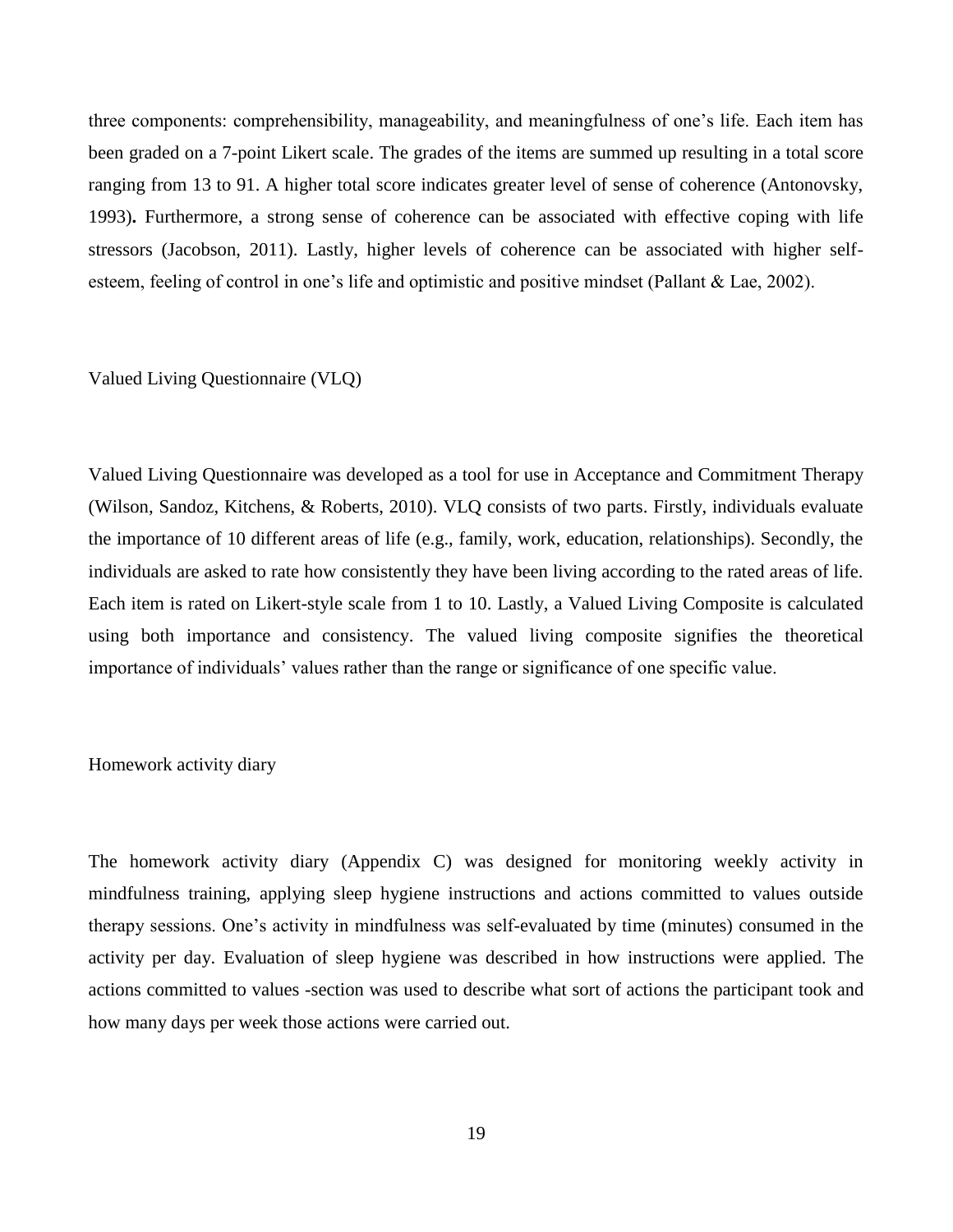three components: comprehensibility, manageability, and meaningfulness of one's life. Each item has been graded on a 7-point Likert scale. The grades of the items are summed up resulting in a total score ranging from 13 to 91. A higher total score indicates greater level of sense of coherence (Antonovsky, 1993). Furthermore, a strong sense of coherence can be associated with effective coping with life stressors (Jacobson, 2011). Lastly, higher levels of coherence can be associated with higher self-esteem, feeling of control in one's life and optimistic and positive mindset (Pallant & Lae, 2002).

### Valued Living Questionnaire (VLQ)

Valued Living Questionnaire was developed as a tool for use in Acceptance and Commitment Therapy (Wilson, Sandoz, Kitchens, & Roberts, 2010). VLQ consists of two parts. Firstly, individuals evaluate the importance of 10 different areas of life (e.g., family, work, education, relationships). Secondly, the individuals are asked to rate how consistently they have been living according to the rated areas of life. Each item is rated on Likert-style scale from 1 to 10. Lastly, a Valued Living Composite is calculated using both importance and consistency. The valued living composite signifies the theoretical importance of individuals' values rather than the range or significance of one specific value.

### Homework activity diary

The homework activity diary (Appendix C) was designed for monitoring weekly activity in mindfulness training, applying sleep hygiene instructions and actions committed to values outside therapy sessions. One's activity in mindfulness was self-evaluated by time (minutes) consumed in the activity per day. Evaluation of sleep hygiene was described in how instructions were applied. The actions committed to values -section was used to describe what sort of actions the participant took and how many days per week those actions were carried out.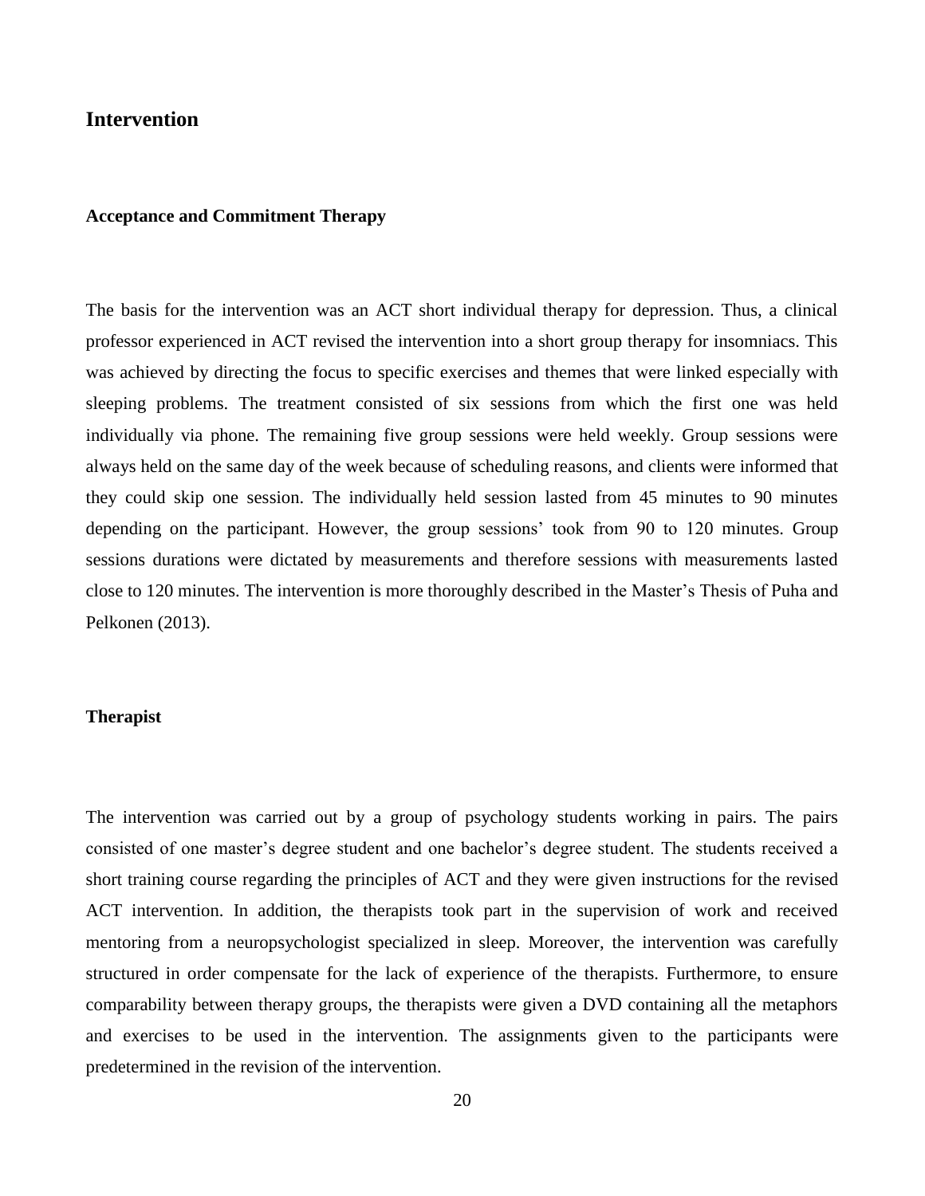## Intervention

### Acceptance and Commitment Therapy

The basis for the intervention was an ACT short individual therapy for depression. Thus, a clinical professor experienced in ACT revised the intervention into a short group therapy for insomniacs. This was achieved by directing the focus to specific exercises and themes that were linked especially with sleeping problems. The treatment consisted of six sessions from which the first one was held individually via phone. The remaining five group sessions were held weekly. Group sessions were always held on the same day of the week because of scheduling reasons, and clients were informed that they could skip one session. The individually held session lasted from 45 minutes to 90 minutes depending on the participant. However, the group sessions' took from 90 to 120 minutes. Group sessions durations were dictated by measurements and therefore sessions with measurements lasted close to 120 minutes. The intervention is more thoroughly described in the Master's Thesis of Puha and Pelkonen (2013).

### Therapist

The intervention was carried out by a group of psychology students working in pairs. The pairs consisted of one master's degree student and one bachelor's degree student. The students received a short training course regarding the principles of ACT and they were given instructions for the revised ACT intervention. In addition, the therapists took part in the supervision of work and received mentoring from a neuropsychologist specialized in sleep. Moreover, the intervention was carefully structured in order compensate for the lack of experience of the therapists. Furthermore, to ensure comparability between therapy groups, the therapists were given a DVD containing all the metaphors and exercises to be used in the intervention. The assignments given to the participants were predetermined in the revision of the intervention.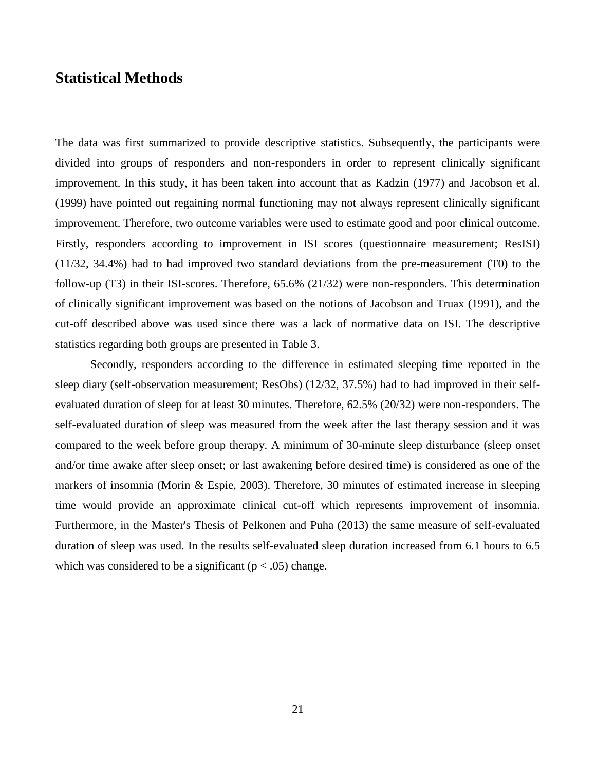## Statistical Methods

The data was first summarized to provide descriptive statistics. Subsequently, the participants were divided into groups of responders and non-responders in order to represent clinically significant improvement. In this study, it has been taken into account that as Kadzin (1977) and Jacobson et al. (1999) have pointed out regaining normal functioning may not always represent clinically significant improvement. Therefore, two outcome variables were used to estimate good and poor clinical outcome. Firstly, responders according to improvement in ISI scores (questionnaire measurement; ResISI) (11/32, 34.4%) had to had improved two standard deviations from the pre-measurement (T0) to the follow-up (T3) in their ISI-scores. Therefore, 65.6% (21/32) were non-responders. This determination of clinically significant improvement was based on the notions of Jacobson and Truax (1991), and the cut-off described above was used since there was a lack of normative data on ISI. The descriptive statistics regarding both groups are presented in Table 3.

Secondly, responders according to the difference in estimated sleeping time reported in the sleep diary (self-observation measurement; ResObs) (12/32, 37.5%) had to had improved in their self-evaluated duration of sleep for at least 30 minutes. Therefore, 62.5% (20/32) were non-responders. The self-evaluated duration of sleep was measured from the week after the last therapy session and it was compared to the week before group therapy. A minimum of 30-minute sleep disturbance (sleep onset and/or time awake after sleep onset; or last awakening before desired time) is considered as one of the markers of insomnia (Morin & Espie, 2003). Therefore, 30 minutes of estimated increase in sleeping time would provide an approximate clinical cut-off which represents improvement of insomnia. Furthermore, in the Master's Thesis of Pelkonen and Puha (2013) the same measure of self-evaluated duration of sleep was used. In the results self-evaluated sleep duration increased from 6.1 hours to 6.5 which was considered to be a significant ($p < .05$) change.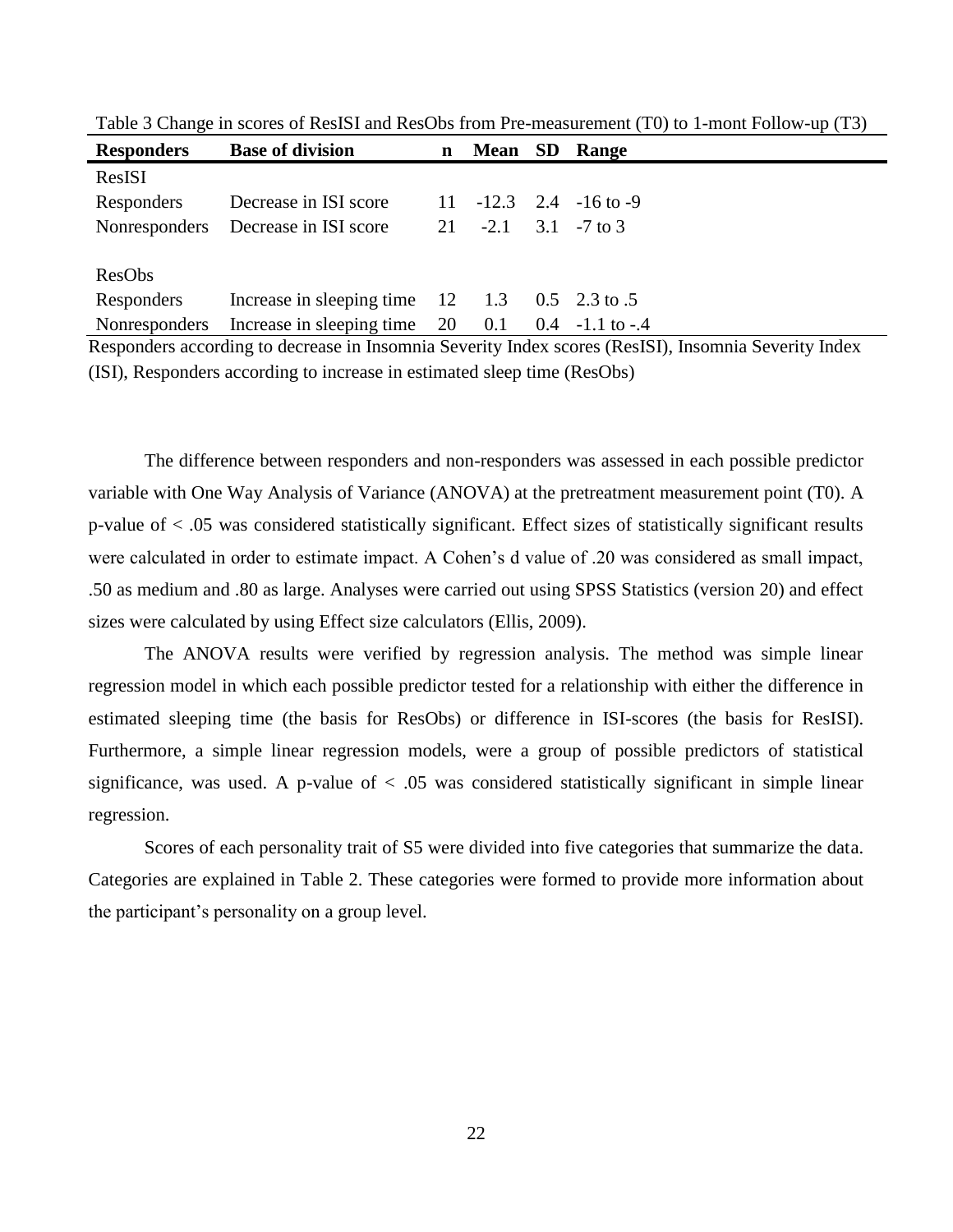Table 3 Change in scores of ResISI and ResObs from Pre-measurement (T0) to 1-mont Follow-up (T3)

| Responders | Base of division | n | Mean | SD | Range |
|---|---|---|---|---|---|
| ResISI | | | | | |
| Responders | Decrease in ISI score | 11 | -12.3 | 2.4 | -16 to -9 |
| Nonresponders | Decrease in ISI score | 21 | -2.1 | 3.1 | -7 to 3 |
| | | | | | |
| ResObs | | | | | |
| Responders | Increase in sleeping time | 12 | 1.3 | 0.5 | 2.3 to .5 |
| Nonresponders | Increase in sleeping time | 20 | 0.1 | 0.4 | -1.1 to -.4 |

Responders according to decrease in Insomnia Severity Index scores (ResISI), Insomnia Severity Index (ISI), Responders according to increase in estimated sleep time (ResObs)

The difference between responders and non-responders was assessed in each possible predictor variable with One Way Analysis of Variance (ANOVA) at the pretreatment measurement point (T0). A p-value of < .05 was considered statistically significant. Effect sizes of statistically significant results were calculated in order to estimate impact. A Cohen's d value of .20 was considered as small impact, .50 as medium and .80 as large. Analyses were carried out using SPSS Statistics (version 20) and effect sizes were calculated by using Effect size calculators (Ellis, 2009).

The ANOVA results were verified by regression analysis. The method was simple linear regression model in which each possible predictor tested for a relationship with either the difference in estimated sleeping time (the basis for ResObs) or difference in ISI-scores (the basis for ResISI). Furthermore, a simple linear regression models, were a group of possible predictors of statistical significance, was used. A p-value of < .05 was considered statistically significant in simple linear regression.

Scores of each personality trait of S5 were divided into five categories that summarize the data. Categories are explained in Table 2. These categories were formed to provide more information about the participant's personality on a group level.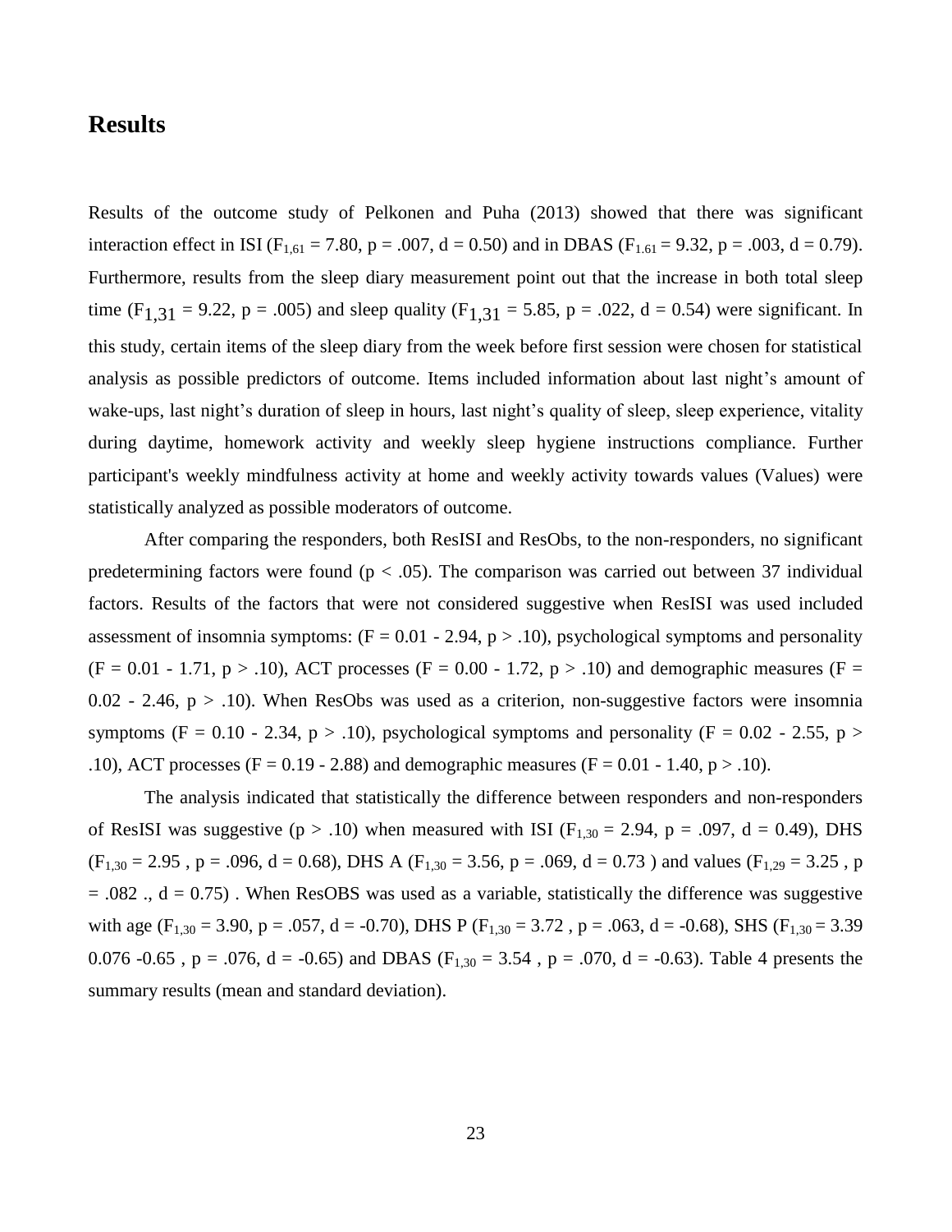## Results

Results of the outcome study of Pelkonen and Puha (2013) showed that there was significant interaction effect in ISI ($F_{1,61}$ = 7.80, p = .007, d = 0.50) and in DBAS ($F_{1.61}$ = 9.32, p = .003, d = 0.79). Furthermore, results from the sleep diary measurement point out that the increase in both total sleep time ($F_{1,31}$ = 9.22, p = .005) and sleep quality ($F_{1,31}$ = 5.85, p = .022, d = 0.54) were significant. In this study, certain items of the sleep diary from the week before first session were chosen for statistical analysis as possible predictors of outcome. Items included information about last night's amount of wake-ups, last night's duration of sleep in hours, last night's quality of sleep, sleep experience, vitality during daytime, homework activity and weekly sleep hygiene instructions compliance. Further participant's weekly mindfulness activity at home and weekly activity towards values (Values) were statistically analyzed as possible moderators of outcome.

After comparing the responders, both ResISI and ResObs, to the non-responders, no significant predetermining factors were found (p < .05). The comparison was carried out between 37 individual factors. Results of the factors that were not considered suggestive when ResISI was used included assessment of insomnia symptoms: (F = 0.01 - 2.94, p > .10), psychological symptoms and personality (F = 0.01 - 1.71, p > .10), ACT processes (F = 0.00 - 1.72, p > .10) and demographic measures (F = 0.02 - 2.46, p > .10). When ResObs was used as a criterion, non-suggestive factors were insomnia symptoms (F = 0.10 - 2.34, p > .10), psychological symptoms and personality (F = 0.02 - 2.55, p > .10), ACT processes (F = 0.19 - 2.88) and demographic measures (F = 0.01 - 1.40, p > .10).

The analysis indicated that statistically the difference between responders and non-responders of ResISI was suggestive (p > .10) when measured with ISI ($F_{1,30}$ = 2.94, p = .097, d = 0.49), DHS ($F_{1,30}$ = 2.95 , p = .096, d = 0.68), DHS A ($F_{1,30}$ = 3.56, p = .069, d = 0.73 ) and values ($F_{1,29}$ = 3.25 , p = .082 ., d = 0.75) . When ResOBS was used as a variable, statistically the difference was suggestive with age ($F_{1,30}$ = 3.90, p = .057, d = -0.70), DHS P ($F_{1,30}$ = 3.72 , p = .063, d = -0.68), SHS ($F_{1,30}$ = 3.39 0.076 -0.65 , p = .076, d = -0.65) and DBAS ($F_{1,30}$ = 3.54 , p = .070, d = -0.63). Table 4 presents the summary results (mean and standard deviation).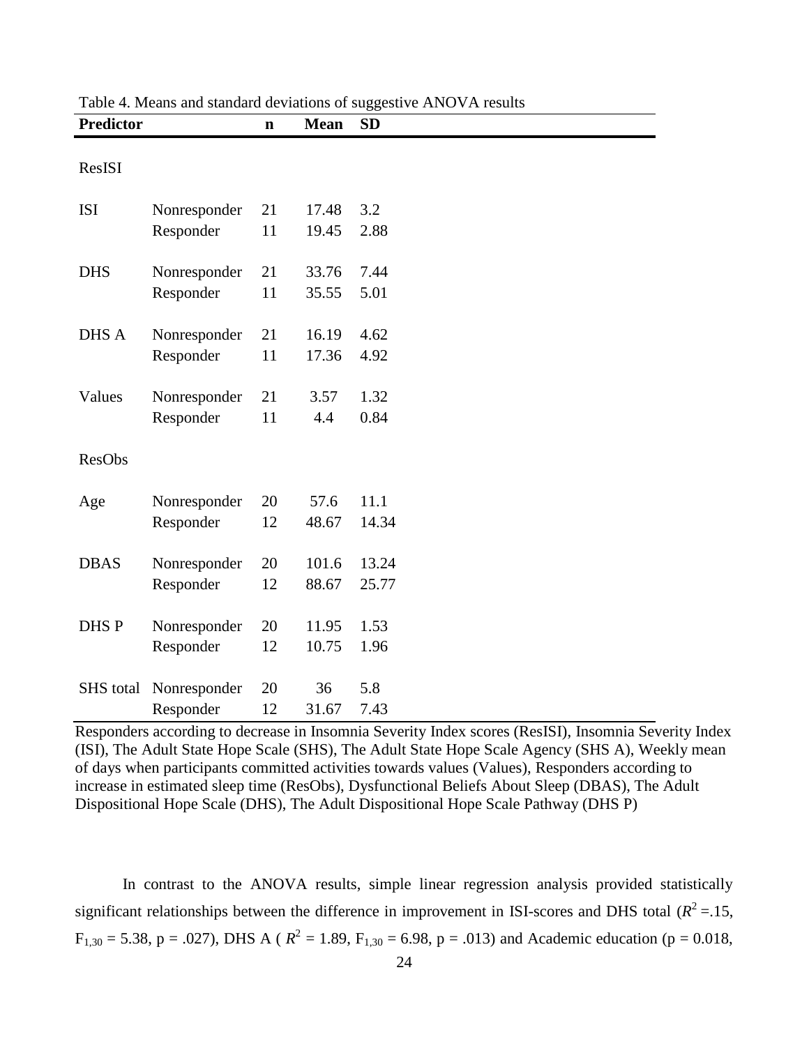Table 4. Means and standard deviations of suggestive ANOVA results

| Predictor | | n | Mean | SD |
|---|---|---|---|---|
| ResISI | | | | |
| ISI | Nonresponder | 21 | 17.48 | 3.2 |
| | Responder | 11 | 19.45 | 2.88 |
| DHS | Nonresponder | 21 | 33.76 | 7.44 |
| | Responder | 11 | 35.55 | 5.01 |
| DHS A | Nonresponder | 21 | 16.19 | 4.62 |
| | Responder | 11 | 17.36 | 4.92 |
| Values | Nonresponder | 21 | 3.57 | 1.32 |
| | Responder | 11 | 4.4 | 0.84 |
| ResObs | | | | |
| Age | Nonresponder | 20 | 57.6 | 11.1 |
| | Responder | 12 | 48.67 | 14.34 |
| DBAS | Nonresponder | 20 | 101.6 | 13.24 |
| | Responder | 12 | 88.67 | 25.77 |
| DHS P | Nonresponder | 20 | 11.95 | 1.53 |
| | Responder | 12 | 10.75 | 1.96 |
| SHS total | Nonresponder | 20 | 36 | 5.8 |
| | Responder | 12 | 31.67 | 7.43 |

Responders according to decrease in Insomnia Severity Index scores (ResISI), Insomnia Severity Index (ISI), The Adult State Hope Scale (SHS), The Adult State Hope Scale Agency (SHS A), Weekly mean of days when participants committed activities towards values (Values), Responders according to increase in estimated sleep time (ResObs), Dysfunctional Beliefs About Sleep (DBAS), The Adult Dispositional Hope Scale (DHS), The Adult Dispositional Hope Scale Pathway (DHS P)

In contrast to the ANOVA results, simple linear regression analysis provided statistically significant relationships between the difference in improvement in ISI-scores and DHS total ($R^2$ =.15, $F_{1,30}$ = 5.38, p = .027), DHS A ( $R^2$ = 1.89, $F_{1,30}$ = 6.98, p = .013) and Academic education (p = 0.018,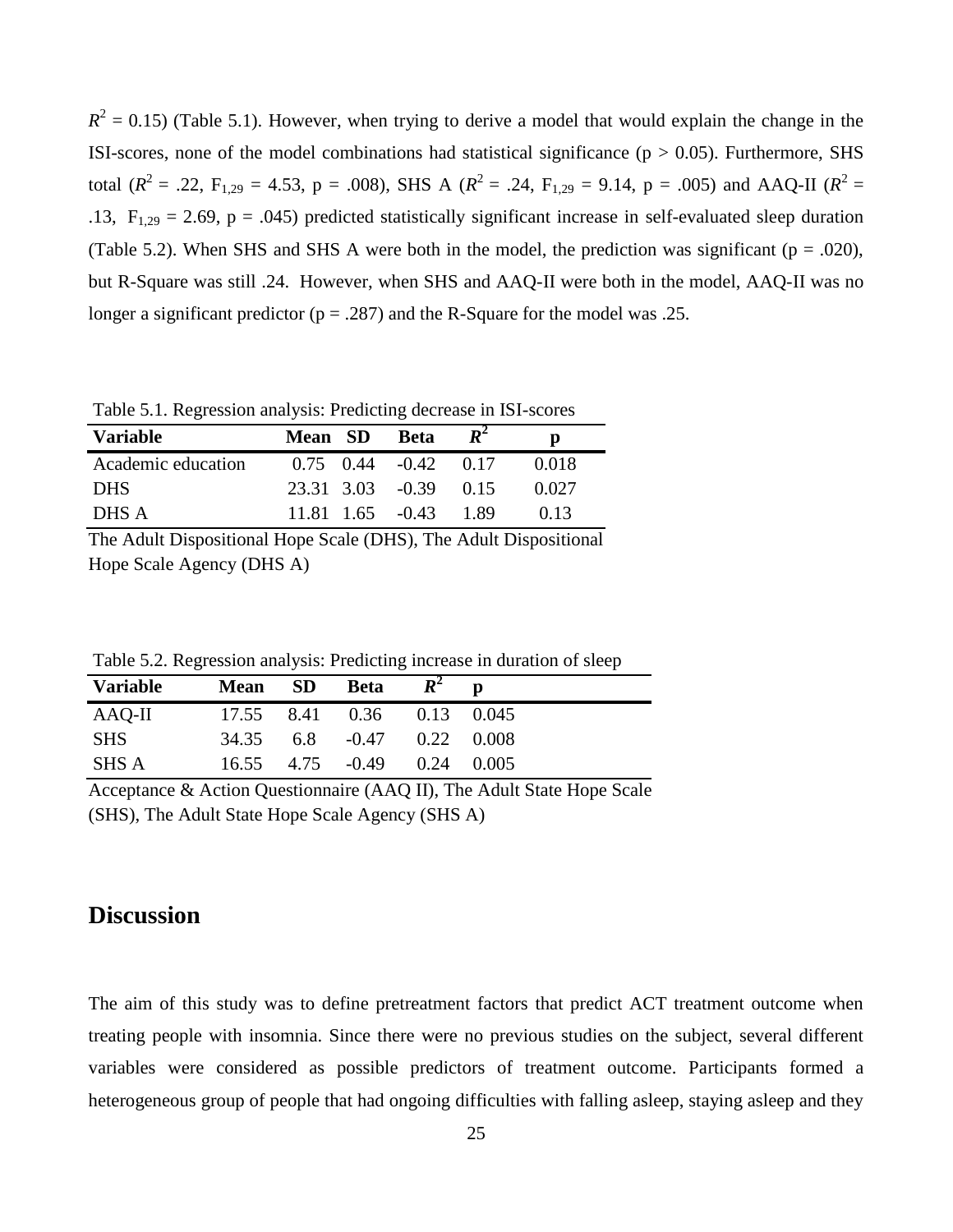$R^2$ = 0.15) (Table 5.1). However, when trying to derive a model that would explain the change in the ISI-scores, none of the model combinations had statistical significance (p > 0.05). Furthermore, SHS total ($R^2$ = .22, $F_{1,29}$ = 4.53, p = .008), SHS A ($R^2$ = .24, $F_{1,29}$ = 9.14, p = .005) and AAQ-II ($R^2$ = .13, $F_{1,29}$ = 2.69, p = .045) predicted statistically significant increase in self-evaluated sleep duration (Table 5.2). When SHS and SHS A were both in the model, the prediction was significant (p = .020), but R-Square was still .24. However, when SHS and AAQ-II were both in the model, AAQ-II was no longer a significant predictor (p = .287) and the R-Square for the model was .25.

Table 5.1. Regression analysis: Predicting decrease in ISI-scores

| Variable | Mean | SD | Beta | $R^2$ | p |
|---|---|---|---|---|---|
| Academic education | 0.75 | 0.44 | -0.42 | 0.17 | 0.018 |
| DHS | 23.31 | 3.03 | -0.39 | 0.15 | 0.027 |
| DHS A | 11.81 | 1.65 | -0.43 | 1.89 | 0.13 |

The Adult Dispositional Hope Scale (DHS), The Adult Dispositional Hope Scale Agency (DHS A)

Table 5.2. Regression analysis: Predicting increase in duration of sleep

| Variable | Mean | SD | Beta | $R^2$ | p |
|---|---|---|---|---|---|
| AAQ-II | 17.55 | 8.41 | 0.36 | 0.13 | 0.045 |
| SHS | 34.35 | 6.8 | -0.47 | 0.22 | 0.008 |
| SHS A | 16.55 | 4.75 | -0.49 | 0.24 | 0.005 |

Acceptance & Action Questionnaire (AAQ II), The Adult State Hope Scale (SHS), The Adult State Hope Scale Agency (SHS A)

## Discussion

The aim of this study was to define pretreatment factors that predict ACT treatment outcome when treating people with insomnia. Since there were no previous studies on the subject, several different variables were considered as possible predictors of treatment outcome. Participants formed a heterogeneous group of people that had ongoing difficulties with falling asleep, staying asleep and they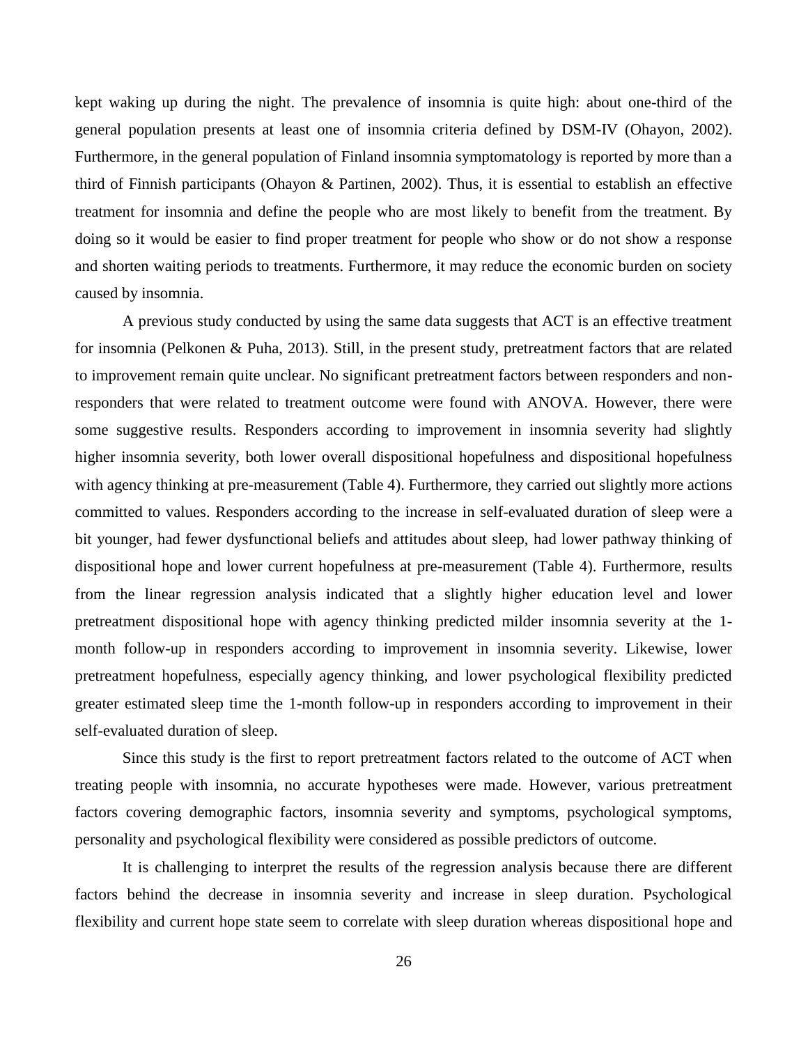kept waking up during the night. The prevalence of insomnia is quite high: about one-third of the general population presents at least one of insomnia criteria defined by DSM-IV (Ohayon, 2002). Furthermore, in the general population of Finland insomnia symptomatology is reported by more than a third of Finnish participants (Ohayon & Partinen, 2002). Thus, it is essential to establish an effective treatment for insomnia and define the people who are most likely to benefit from the treatment. By doing so it would be easier to find proper treatment for people who show or do not show a response and shorten waiting periods to treatments. Furthermore, it may reduce the economic burden on society caused by insomnia.

A previous study conducted by using the same data suggests that ACT is an effective treatment for insomnia (Pelkonen & Puha, 2013). Still, in the present study, pretreatment factors that are related to improvement remain quite unclear. No significant pretreatment factors between responders and non-responders that were related to treatment outcome were found with ANOVA. However, there were some suggestive results. Responders according to improvement in insomnia severity had slightly higher insomnia severity, both lower overall dispositional hopefulness and dispositional hopefulness with agency thinking at pre-measurement (Table 4). Furthermore, they carried out slightly more actions committed to values. Responders according to the increase in self-evaluated duration of sleep were a bit younger, had fewer dysfunctional beliefs and attitudes about sleep, had lower pathway thinking of dispositional hope and lower current hopefulness at pre-measurement (Table 4). Furthermore, results from the linear regression analysis indicated that a slightly higher education level and lower pretreatment dispositional hope with agency thinking predicted milder insomnia severity at the 1-month follow-up in responders according to improvement in insomnia severity. Likewise, lower pretreatment hopefulness, especially agency thinking, and lower psychological flexibility predicted greater estimated sleep time the 1-month follow-up in responders according to improvement in their self-evaluated duration of sleep.

Since this study is the first to report pretreatment factors related to the outcome of ACT when treating people with insomnia, no accurate hypotheses were made. However, various pretreatment factors covering demographic factors, insomnia severity and symptoms, psychological symptoms, personality and psychological flexibility were considered as possible predictors of outcome.

It is challenging to interpret the results of the regression analysis because there are different factors behind the decrease in insomnia severity and increase in sleep duration. Psychological flexibility and current hope state seem to correlate with sleep duration whereas dispositional hope and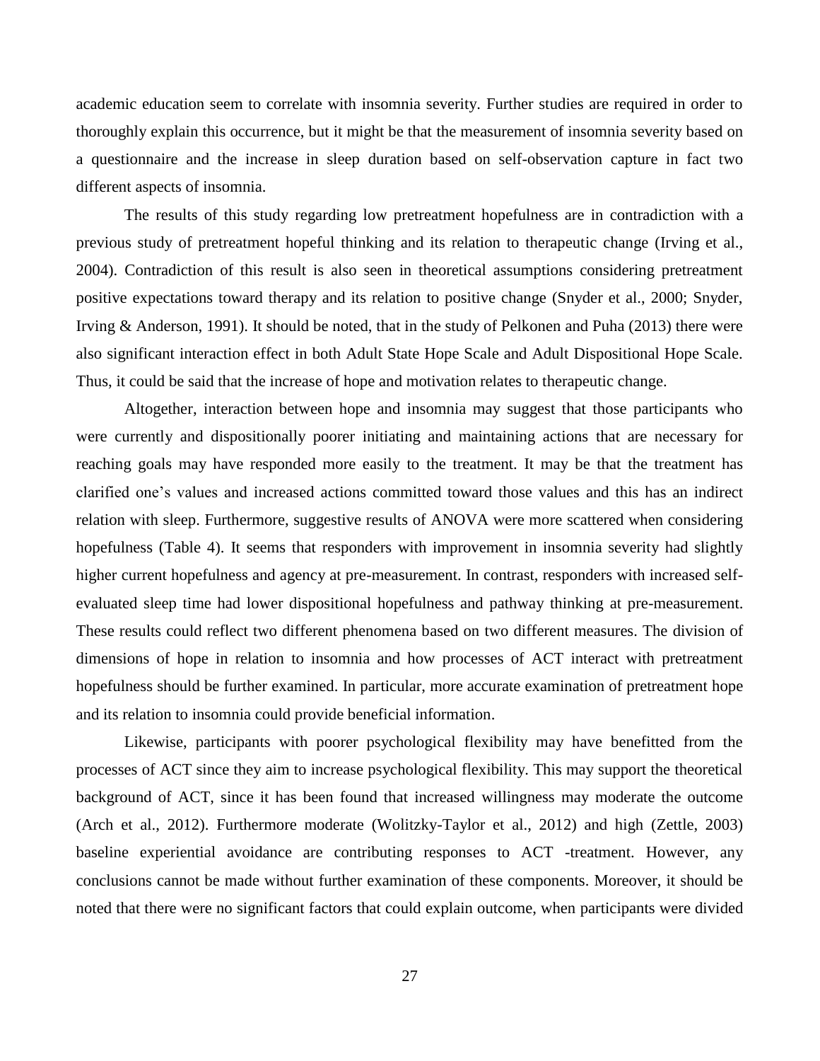academic education seem to correlate with insomnia severity. Further studies are required in order to thoroughly explain this occurrence, but it might be that the measurement of insomnia severity based on a questionnaire and the increase in sleep duration based on self-observation capture in fact two different aspects of insomnia.

The results of this study regarding low pretreatment hopefulness are in contradiction with a previous study of pretreatment hopeful thinking and its relation to therapeutic change (Irving et al., 2004). Contradiction of this result is also seen in theoretical assumptions considering pretreatment positive expectations toward therapy and its relation to positive change (Snyder et al., 2000; Snyder, Irving & Anderson, 1991). It should be noted, that in the study of Pelkonen and Puha (2013) there were also significant interaction effect in both Adult State Hope Scale and Adult Dispositional Hope Scale. Thus, it could be said that the increase of hope and motivation relates to therapeutic change.

Altogether, interaction between hope and insomnia may suggest that those participants who were currently and dispositionally poorer initiating and maintaining actions that are necessary for reaching goals may have responded more easily to the treatment. It may be that the treatment has clarified one's values and increased actions committed toward those values and this has an indirect relation with sleep. Furthermore, suggestive results of ANOVA were more scattered when considering hopefulness (Table 4). It seems that responders with improvement in insomnia severity had slightly higher current hopefulness and agency at pre-measurement. In contrast, responders with increased self-evaluated sleep time had lower dispositional hopefulness and pathway thinking at pre-measurement. These results could reflect two different phenomena based on two different measures. The division of dimensions of hope in relation to insomnia and how processes of ACT interact with pretreatment hopefulness should be further examined. In particular, more accurate examination of pretreatment hope and its relation to insomnia could provide beneficial information.

Likewise, participants with poorer psychological flexibility may have benefitted from the processes of ACT since they aim to increase psychological flexibility. This may support the theoretical background of ACT, since it has been found that increased willingness may moderate the outcome (Arch et al., 2012). Furthermore moderate (Wolitzky-Taylor et al., 2012) and high (Zettle, 2003) baseline experiential avoidance are contributing responses to ACT -treatment. However, any conclusions cannot be made without further examination of these components. Moreover, it should be noted that there were no significant factors that could explain outcome, when participants were divided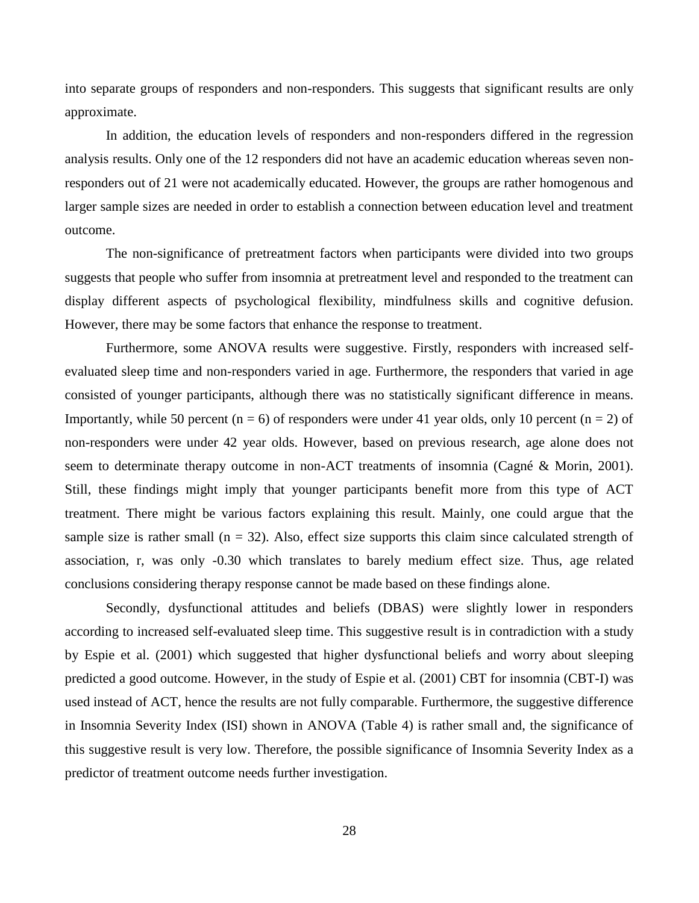into separate groups of responders and non-responders. This suggests that significant results are only approximate.

In addition, the education levels of responders and non-responders differed in the regression analysis results. Only one of the 12 responders did not have an academic education whereas seven non-responders out of 21 were not academically educated. However, the groups are rather homogenous and larger sample sizes are needed in order to establish a connection between education level and treatment outcome.

The non-significance of pretreatment factors when participants were divided into two groups suggests that people who suffer from insomnia at pretreatment level and responded to the treatment can display different aspects of psychological flexibility, mindfulness skills and cognitive defusion. However, there may be some factors that enhance the response to treatment.

Furthermore, some ANOVA results were suggestive. Firstly, responders with increased self-evaluated sleep time and non-responders varied in age. Furthermore, the responders that varied in age consisted of younger participants, although there was no statistically significant difference in means. Importantly, while 50 percent ($n = 6$) of responders were under 41 year olds, only 10 percent ($n = 2$) of non-responders were under 42 year olds. However, based on previous research, age alone does not seem to determinate therapy outcome in non-ACT treatments of insomnia (Cagné & Morin, 2001). Still, these findings might imply that younger participants benefit more from this type of ACT treatment. There might be various factors explaining this result. Mainly, one could argue that the sample size is rather small ($n = 32$). Also, effect size supports this claim since calculated strength of association, $r$, was only -0.30 which translates to barely medium effect size. Thus, age related conclusions considering therapy response cannot be made based on these findings alone.

Secondly, dysfunctional attitudes and beliefs (DBAS) were slightly lower in responders according to increased self-evaluated sleep time. This suggestive result is in contradiction with a study by Espie et al. (2001) which suggested that higher dysfunctional beliefs and worry about sleeping predicted a good outcome. However, in the study of Espie et al. (2001) CBT for insomnia (CBT-I) was used instead of ACT, hence the results are not fully comparable. Furthermore, the suggestive difference in Insomnia Severity Index (ISI) shown in ANOVA (Table 4) is rather small and, the significance of this suggestive result is very low. Therefore, the possible significance of Insomnia Severity Index as a predictor of treatment outcome needs further investigation.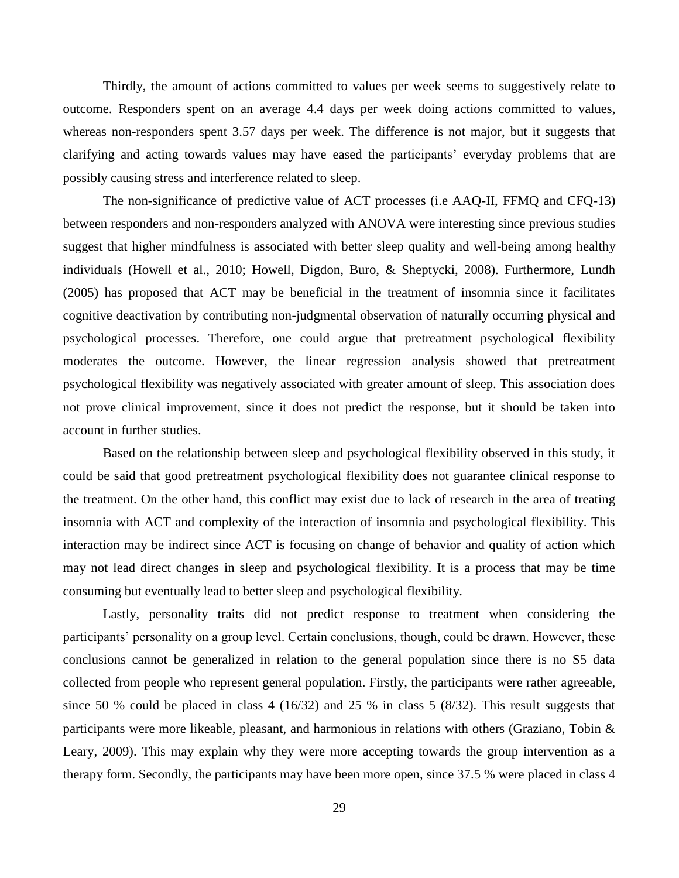Thirdly, the amount of actions committed to values per week seems to suggestively relate to outcome. Responders spent on an average 4.4 days per week doing actions committed to values, whereas non-responders spent 3.57 days per week. The difference is not major, but it suggests that clarifying and acting towards values may have eased the participants' everyday problems that are possibly causing stress and interference related to sleep.

The non-significance of predictive value of ACT processes (i.e AAQ-II, FFMQ and CFQ-13) between responders and non-responders analyzed with ANOVA were interesting since previous studies suggest that higher mindfulness is associated with better sleep quality and well-being among healthy individuals (Howell et al., 2010; Howell, Digdon, Buro, & Sheptycki, 2008). Furthermore, Lundh (2005) has proposed that ACT may be beneficial in the treatment of insomnia since it facilitates cognitive deactivation by contributing non-judgmental observation of naturally occurring physical and psychological processes. Therefore, one could argue that pretreatment psychological flexibility moderates the outcome. However, the linear regression analysis showed that pretreatment psychological flexibility was negatively associated with greater amount of sleep. This association does not prove clinical improvement, since it does not predict the response, but it should be taken into account in further studies.

Based on the relationship between sleep and psychological flexibility observed in this study, it could be said that good pretreatment psychological flexibility does not guarantee clinical response to the treatment. On the other hand, this conflict may exist due to lack of research in the area of treating insomnia with ACT and complexity of the interaction of insomnia and psychological flexibility. This interaction may be indirect since ACT is focusing on change of behavior and quality of action which may not lead direct changes in sleep and psychological flexibility. It is a process that may be time consuming but eventually lead to better sleep and psychological flexibility.

Lastly, personality traits did not predict response to treatment when considering the participants' personality on a group level. Certain conclusions, though, could be drawn. However, these conclusions cannot be generalized in relation to the general population since there is no S5 data collected from people who represent general population. Firstly, the participants were rather agreeable, since 50 % could be placed in class 4 (16/32) and 25 % in class 5 (8/32). This result suggests that participants were more likeable, pleasant, and harmonious in relations with others (Graziano, Tobin & Leary, 2009). This may explain why they were more accepting towards the group intervention as a therapy form. Secondly, the participants may have been more open, since 37.5 % were placed in class 4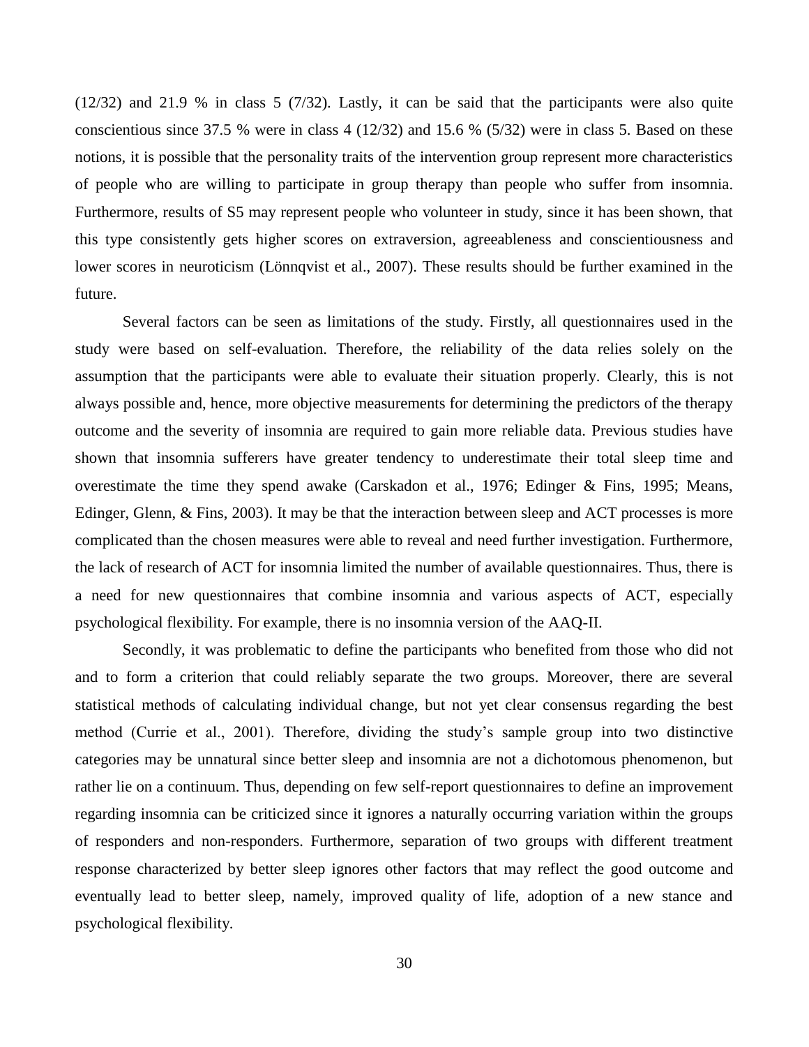(12/32) and 21.9 % in class 5 (7/32). Lastly, it can be said that the participants were also quite conscientious since 37.5 % were in class 4 (12/32) and 15.6 % (5/32) were in class 5. Based on these notions, it is possible that the personality traits of the intervention group represent more characteristics of people who are willing to participate in group therapy than people who suffer from insomnia. Furthermore, results of S5 may represent people who volunteer in study, since it has been shown, that this type consistently gets higher scores on extraversion, agreeableness and conscientiousness and lower scores in neuroticism (Lönnqvist et al., 2007). These results should be further examined in the future.

Several factors can be seen as limitations of the study. Firstly, all questionnaires used in the study were based on self-evaluation. Therefore, the reliability of the data relies solely on the assumption that the participants were able to evaluate their situation properly. Clearly, this is not always possible and, hence, more objective measurements for determining the predictors of the therapy outcome and the severity of insomnia are required to gain more reliable data. Previous studies have shown that insomnia sufferers have greater tendency to underestimate their total sleep time and overestimate the time they spend awake (Carskadon et al., 1976; Edinger & Fins, 1995; Means, Edinger, Glenn, & Fins, 2003). It may be that the interaction between sleep and ACT processes is more complicated than the chosen measures were able to reveal and need further investigation. Furthermore, the lack of research of ACT for insomnia limited the number of available questionnaires. Thus, there is a need for new questionnaires that combine insomnia and various aspects of ACT, especially psychological flexibility. For example, there is no insomnia version of the AAQ-II.

Secondly, it was problematic to define the participants who benefited from those who did not and to form a criterion that could reliably separate the two groups. Moreover, there are several statistical methods of calculating individual change, but not yet clear consensus regarding the best method (Currie et al., 2001). Therefore, dividing the study's sample group into two distinctive categories may be unnatural since better sleep and insomnia are not a dichotomous phenomenon, but rather lie on a continuum. Thus, depending on few self-report questionnaires to define an improvement regarding insomnia can be criticized since it ignores a naturally occurring variation within the groups of responders and non-responders. Furthermore, separation of two groups with different treatment response characterized by better sleep ignores other factors that may reflect the good outcome and eventually lead to better sleep, namely, improved quality of life, adoption of a new stance and psychological flexibility.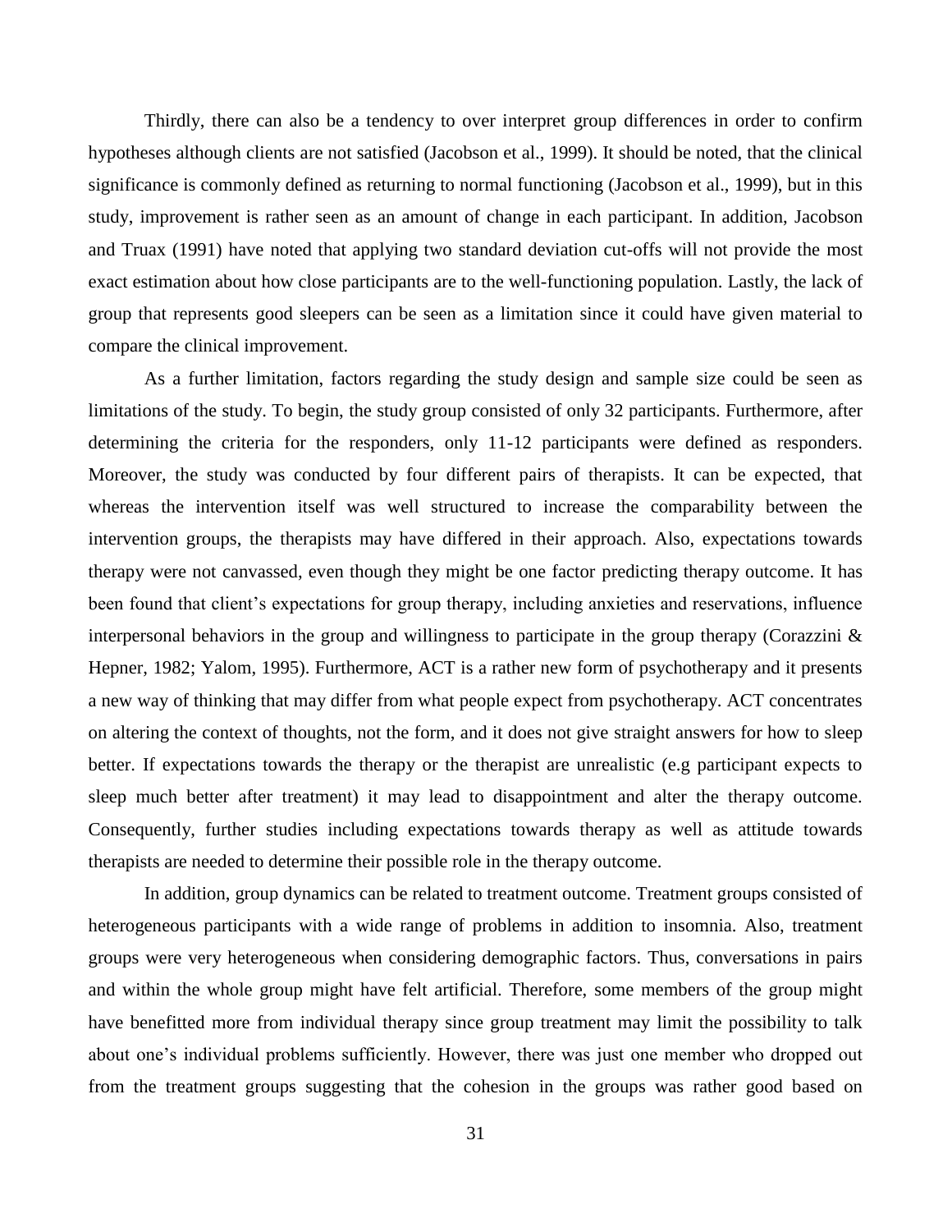Thirdly, there can also be a tendency to over interpret group differences in order to confirm hypotheses although clients are not satisfied (Jacobson et al., 1999). It should be noted, that the clinical significance is commonly defined as returning to normal functioning (Jacobson et al., 1999), but in this study, improvement is rather seen as an amount of change in each participant. In addition, Jacobson and Truax (1991) have noted that applying two standard deviation cut-offs will not provide the most exact estimation about how close participants are to the well-functioning population. Lastly, the lack of group that represents good sleepers can be seen as a limitation since it could have given material to compare the clinical improvement.

As a further limitation, factors regarding the study design and sample size could be seen as limitations of the study. To begin, the study group consisted of only 32 participants. Furthermore, after determining the criteria for the responders, only 11-12 participants were defined as responders. Moreover, the study was conducted by four different pairs of therapists. It can be expected, that whereas the intervention itself was well structured to increase the comparability between the intervention groups, the therapists may have differed in their approach. Also, expectations towards therapy were not canvassed, even though they might be one factor predicting therapy outcome. It has been found that client's expectations for group therapy, including anxieties and reservations, influence interpersonal behaviors in the group and willingness to participate in the group therapy (Corazzini & Hepner, 1982; Yalom, 1995). Furthermore, ACT is a rather new form of psychotherapy and it presents a new way of thinking that may differ from what people expect from psychotherapy. ACT concentrates on altering the context of thoughts, not the form, and it does not give straight answers for how to sleep better. If expectations towards the therapy or the therapist are unrealistic (e.g participant expects to sleep much better after treatment) it may lead to disappointment and alter the therapy outcome. Consequently, further studies including expectations towards therapy as well as attitude towards therapists are needed to determine their possible role in the therapy outcome.

In addition, group dynamics can be related to treatment outcome. Treatment groups consisted of heterogeneous participants with a wide range of problems in addition to insomnia. Also, treatment groups were very heterogeneous when considering demographic factors. Thus, conversations in pairs and within the whole group might have felt artificial. Therefore, some members of the group might have benefitted more from individual therapy since group treatment may limit the possibility to talk about one's individual problems sufficiently. However, there was just one member who dropped out from the treatment groups suggesting that the cohesion in the groups was rather good based on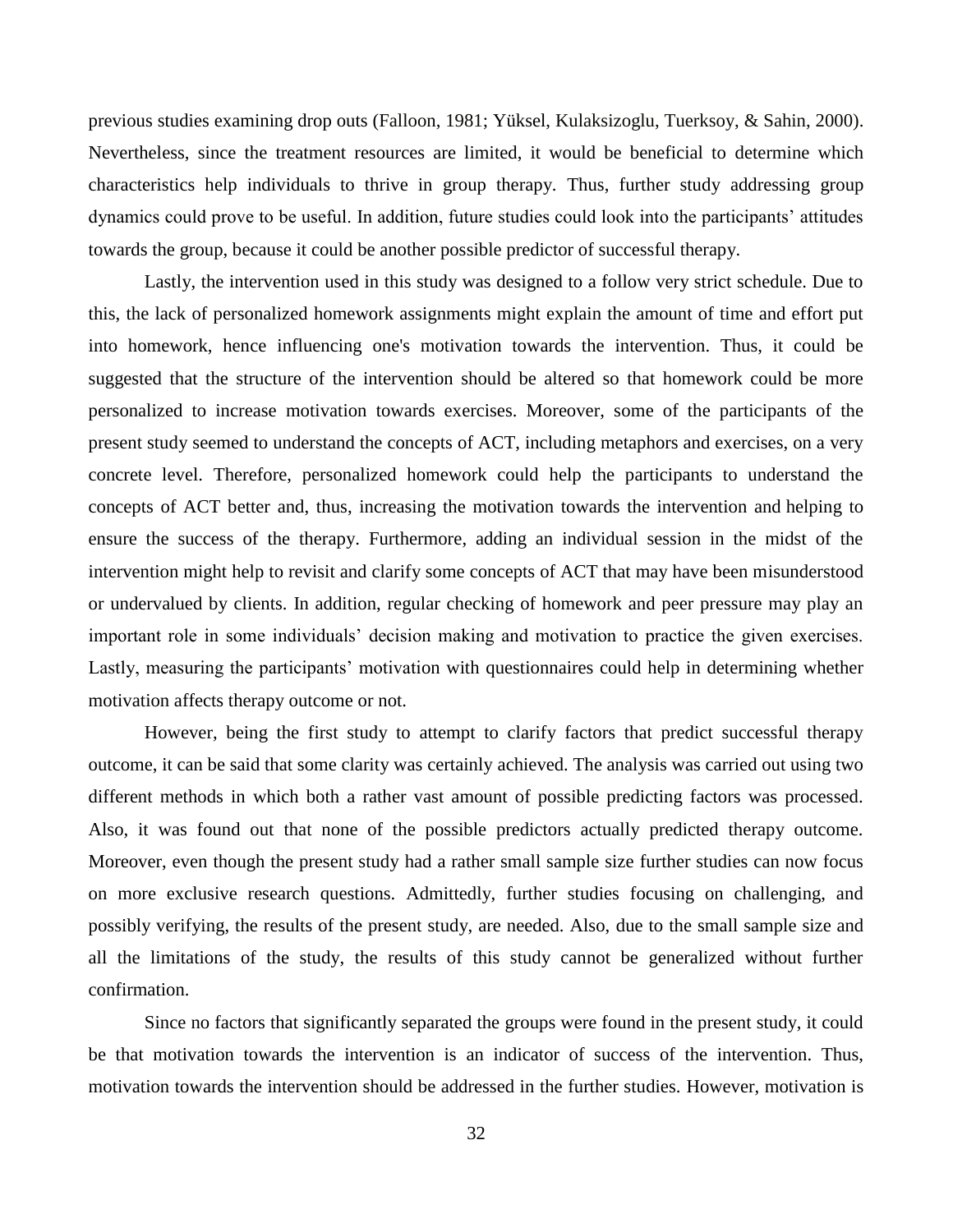previous studies examining drop outs (Falloon, 1981; Yüksel, Kulaksizoglu, Tuerksoy, & Sahin, 2000). Nevertheless, since the treatment resources are limited, it would be beneficial to determine which characteristics help individuals to thrive in group therapy. Thus, further study addressing group dynamics could prove to be useful. In addition, future studies could look into the participants' attitudes towards the group, because it could be another possible predictor of successful therapy.

Lastly, the intervention used in this study was designed to a follow very strict schedule. Due to this, the lack of personalized homework assignments might explain the amount of time and effort put into homework, hence influencing one's motivation towards the intervention. Thus, it could be suggested that the structure of the intervention should be altered so that homework could be more personalized to increase motivation towards exercises. Moreover, some of the participants of the present study seemed to understand the concepts of ACT, including metaphors and exercises, on a very concrete level. Therefore, personalized homework could help the participants to understand the concepts of ACT better and, thus, increasing the motivation towards the intervention and helping to ensure the success of the therapy. Furthermore, adding an individual session in the midst of the intervention might help to revisit and clarify some concepts of ACT that may have been misunderstood or undervalued by clients. In addition, regular checking of homework and peer pressure may play an important role in some individuals' decision making and motivation to practice the given exercises. Lastly, measuring the participants' motivation with questionnaires could help in determining whether motivation affects therapy outcome or not.

However, being the first study to attempt to clarify factors that predict successful therapy outcome, it can be said that some clarity was certainly achieved. The analysis was carried out using two different methods in which both a rather vast amount of possible predicting factors was processed. Also, it was found out that none of the possible predictors actually predicted therapy outcome. Moreover, even though the present study had a rather small sample size further studies can now focus on more exclusive research questions. Admittedly, further studies focusing on challenging, and possibly verifying, the results of the present study, are needed. Also, due to the small sample size and all the limitations of the study, the results of this study cannot be generalized without further confirmation.

Since no factors that significantly separated the groups were found in the present study, it could be that motivation towards the intervention is an indicator of success of the intervention. Thus, motivation towards the intervention should be addressed in the further studies. However, motivation is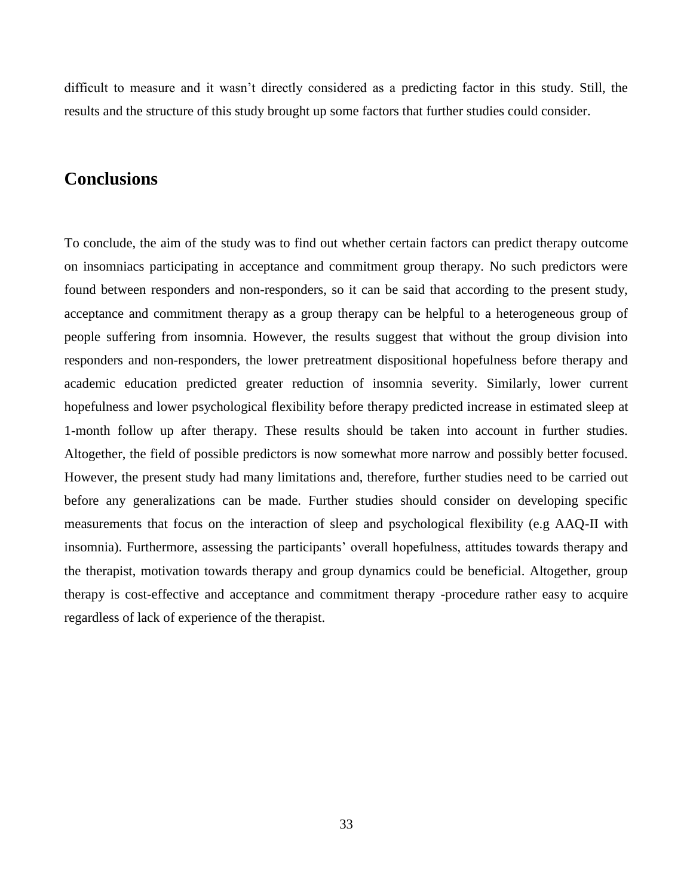difficult to measure and it wasn't directly considered as a predicting factor in this study. Still, the results and the structure of this study brought up some factors that further studies could consider.

## Conclusions

To conclude, the aim of the study was to find out whether certain factors can predict therapy outcome on insomniacs participating in acceptance and commitment group therapy. No such predictors were found between responders and non-responders, so it can be said that according to the present study, acceptance and commitment therapy as a group therapy can be helpful to a heterogeneous group of people suffering from insomnia. However, the results suggest that without the group division into responders and non-responders, the lower pretreatment dispositional hopefulness before therapy and academic education predicted greater reduction of insomnia severity. Similarly, lower current hopefulness and lower psychological flexibility before therapy predicted increase in estimated sleep at 1-month follow up after therapy. These results should be taken into account in further studies. Altogether, the field of possible predictors is now somewhat more narrow and possibly better focused. However, the present study had many limitations and, therefore, further studies need to be carried out before any generalizations can be made. Further studies should consider on developing specific measurements that focus on the interaction of sleep and psychological flexibility (e.g AAQ-II with insomnia). Furthermore, assessing the participants' overall hopefulness, attitudes towards therapy and the therapist, motivation towards therapy and group dynamics could be beneficial. Altogether, group therapy is cost-effective and acceptance and commitment therapy -procedure rather easy to acquire regardless of lack of experience of the therapist.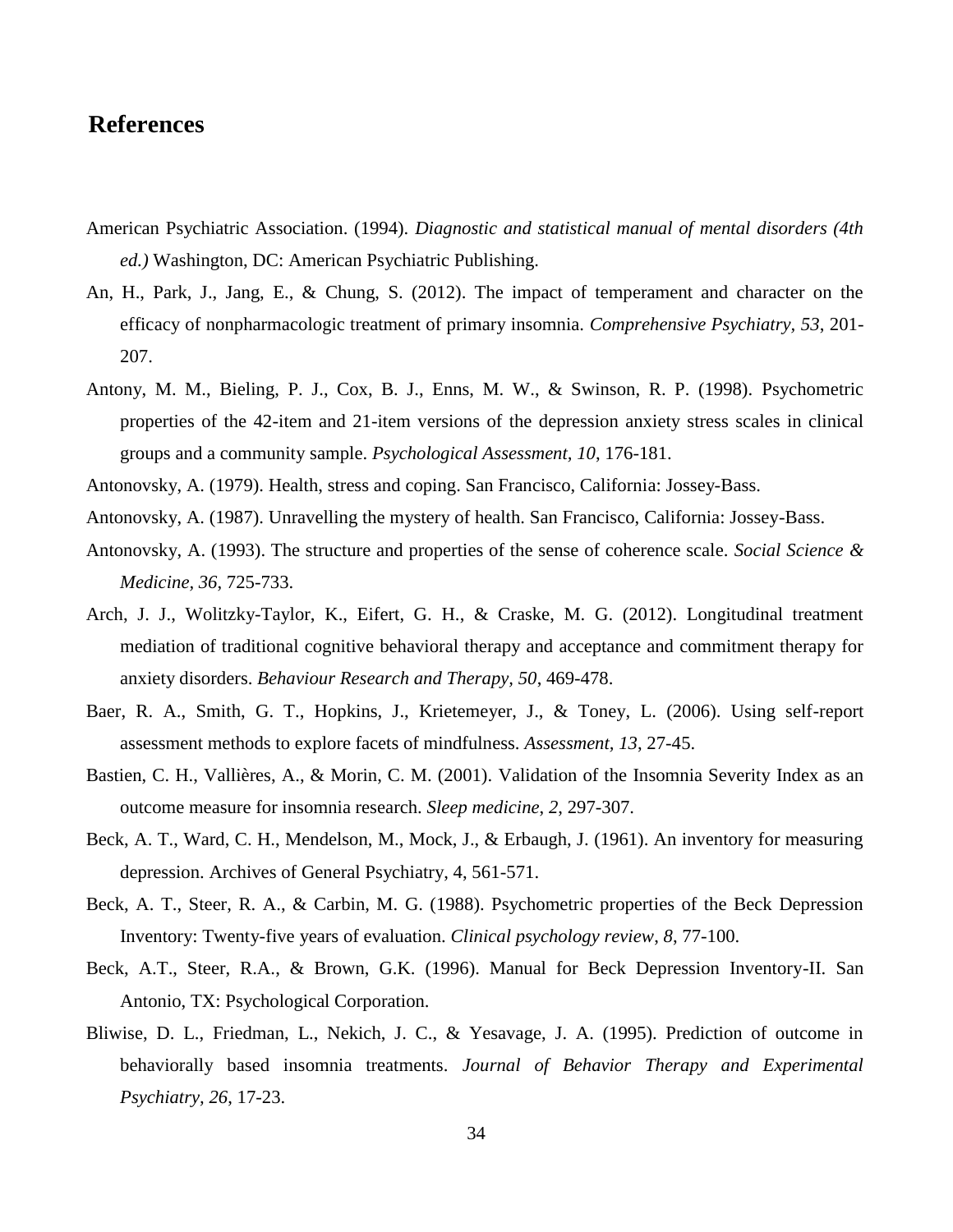# References

American Psychiatric Association. (1994). *Diagnostic and statistical manual of mental disorders (4th ed.)* Washington, DC: American Psychiatric Publishing.

An, H., Park, J., Jang, E., & Chung, S. (2012). The impact of temperament and character on the efficacy of nonpharmacologic treatment of primary insomnia. *Comprehensive Psychiatry*, *53*, 201-207.

Antony, M. M., Bieling, P. J., Cox, B. J., Enns, M. W., & Swinson, R. P. (1998). Psychometric properties of the 42-item and 21-item versions of the depression anxiety stress scales in clinical groups and a community sample. *Psychological Assessment*, *10*, 176-181.

Antonovsky, A. (1979). Health, stress and coping. San Francisco, California: Jossey-Bass.

Antonovsky, A. (1987). Unravelling the mystery of health. San Francisco, California: Jossey-Bass.

Antonovsky, A. (1993). The structure and properties of the sense of coherence scale. *Social Science & Medicine, 36*, 725-733.

Arch, J. J., Wolitzky-Taylor, K., Eifert, G. H., & Craske, M. G. (2012). Longitudinal treatment mediation of traditional cognitive behavioral therapy and acceptance and commitment therapy for anxiety disorders. *Behaviour Research and Therapy, 50*, 469-478.

Baer, R. A., Smith, G. T., Hopkins, J., Krietemeyer, J., & Toney, L. (2006). Using self-report assessment methods to explore facets of mindfulness. *Assessment*, *13*, 27-45.

Bastien, C. H., Vallières, A., & Morin, C. M. (2001). Validation of the Insomnia Severity Index as an outcome measure for insomnia research. *Sleep medicine*, *2*, 297-307.

Beck, A. T., Ward, C. H., Mendelson, M., Mock, J., & Erbaugh, J. (1961). An inventory for measuring depression. Archives of General Psychiatry, 4, 561-571.

Beck, A. T., Steer, R. A., & Carbin, M. G. (1988). Psychometric properties of the Beck Depression Inventory: Twenty-five years of evaluation. *Clinical psychology review*, *8*, 77-100.

Beck, A.T., Steer, R.A., & Brown, G.K. (1996). Manual for Beck Depression Inventory-II. San Antonio, TX: Psychological Corporation.

Bliwise, D. L., Friedman, L., Nekich, J. C., & Yesavage, J. A. (1995). Prediction of outcome in behaviorally based insomnia treatments. *Journal of Behavior Therapy and Experimental Psychiatry, 26*, 17-23.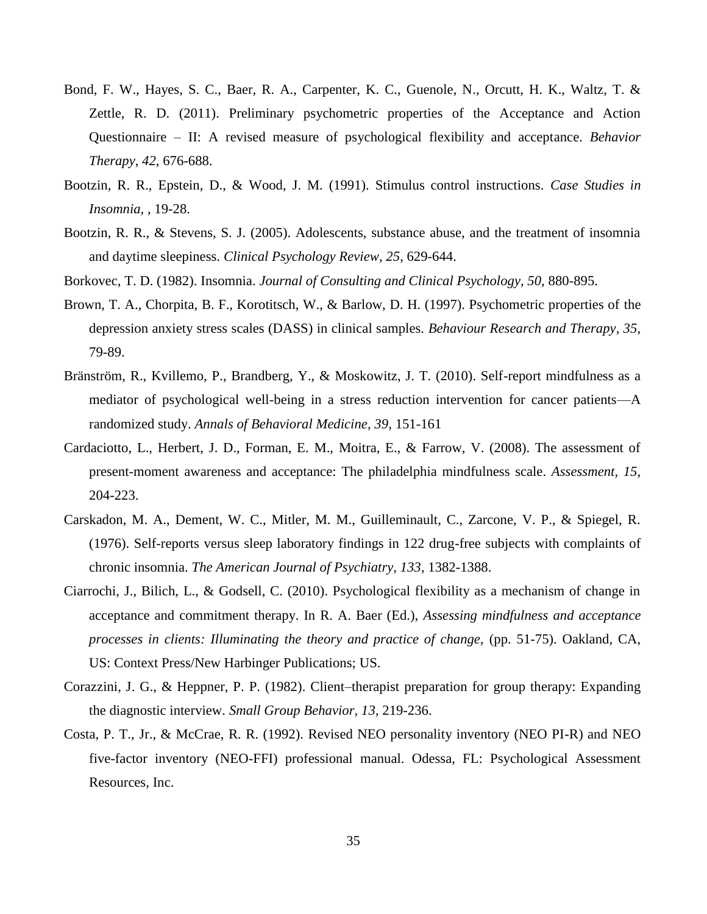Bond, F. W., Hayes, S. C., Baer, R. A., Carpenter, K. C., Guenole, N., Orcutt, H. K., Waltz, T. & Zettle, R. D. (2011). Preliminary psychometric properties of the Acceptance and Action Questionnaire – II: A revised measure of psychological flexibility and acceptance. *Behavior Therapy*, *42*, 676-688.

Bootzin, R. R., Epstein, D., & Wood, J. M. (1991). Stimulus control instructions. *Case Studies in Insomnia,* , 19-28.

Bootzin, R. R., & Stevens, S. J. (2005). Adolescents, substance abuse, and the treatment of insomnia and daytime sleepiness. *Clinical Psychology Review, 25*, 629-644.

Borkovec, T. D. (1982). Insomnia. *Journal of Consulting and Clinical Psychology, 50*, 880-895.

Brown, T. A., Chorpita, B. F., Korotitsch, W., & Barlow, D. H. (1997). Psychometric properties of the depression anxiety stress scales (DASS) in clinical samples. *Behaviour Research and Therapy, 35*, 79-89.

Bränström, R., Kvillemo, P., Brandberg, Y., & Moskowitz, J. T. (2010). Self-report mindfulness as a mediator of psychological well-being in a stress reduction intervention for cancer patients—A randomized study. *Annals of Behavioral Medicine, 39*, 151-161

Cardaciotto, L., Herbert, J. D., Forman, E. M., Moitra, E., & Farrow, V. (2008). The assessment of present-moment awareness and acceptance: The philadelphia mindfulness scale. *Assessment, 15*, 204-223.

Carskadon, M. A., Dement, W. C., Mitler, M. M., Guilleminault, C., Zarcone, V. P., & Spiegel, R. (1976). Self-reports versus sleep laboratory findings in 122 drug-free subjects with complaints of chronic insomnia. *The American Journal of Psychiatry, 133*, 1382-1388.

Ciarrochi, J., Bilich, L., & Godsell, C. (2010). Psychological flexibility as a mechanism of change in acceptance and commitment therapy. In R. A. Baer (Ed.), *Assessing mindfulness and acceptance processes in clients: Illuminating the theory and practice of change,* (pp. 51-75). Oakland, CA, US: Context Press/New Harbinger Publications; US.

Corazzini, J. G., & Heppner, P. P. (1982). Client–therapist preparation for group therapy: Expanding the diagnostic interview. *Small Group Behavior, 13*, 219-236.

Costa, P. T., Jr., & McCrae, R. R. (1992). Revised NEO personality inventory (NEO PI-R) and NEO five-factor inventory (NEO-FFI) professional manual. Odessa, FL: Psychological Assessment Resources, Inc.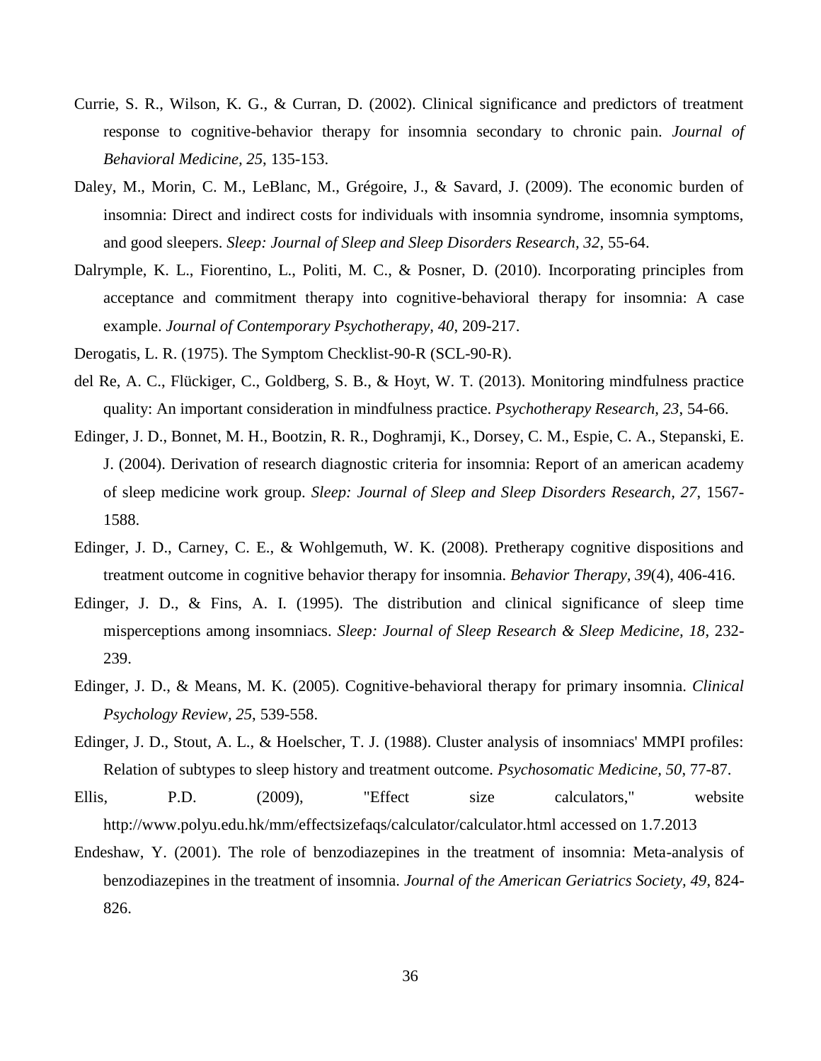Currie, S. R., Wilson, K. G., & Curran, D. (2002). Clinical significance and predictors of treatment response to cognitive-behavior therapy for insomnia secondary to chronic pain. *Journal of Behavioral Medicine, 25*, 135-153.

Daley, M., Morin, C. M., LeBlanc, M., Grégoire, J., & Savard, J. (2009). The economic burden of insomnia: Direct and indirect costs for individuals with insomnia syndrome, insomnia symptoms, and good sleepers. *Sleep: Journal of Sleep and Sleep Disorders Research, 32*, 55-64.

Dalrymple, K. L., Fiorentino, L., Politi, M. C., & Posner, D. (2010). Incorporating principles from acceptance and commitment therapy into cognitive-behavioral therapy for insomnia: A case example. *Journal of Contemporary Psychotherapy, 40*, 209-217.

Derogatis, L. R. (1975). The Symptom Checklist-90-R (SCL-90-R).

del Re, A. C., Flückiger, C., Goldberg, S. B., & Hoyt, W. T. (2013). Monitoring mindfulness practice quality: An important consideration in mindfulness practice. *Psychotherapy Research, 23*, 54-66.

Edinger, J. D., Bonnet, M. H., Bootzin, R. R., Doghramji, K., Dorsey, C. M., Espie, C. A., Stepanski, E. J. (2004). Derivation of research diagnostic criteria for insomnia: Report of an american academy of sleep medicine work group. *Sleep: Journal of Sleep and Sleep Disorders Research, 27*, 1567-1588.

Edinger, J. D., Carney, C. E., & Wohlgemuth, W. K. (2008). Pretherapy cognitive dispositions and treatment outcome in cognitive behavior therapy for insomnia. *Behavior Therapy, 39*(4), 406-416.

Edinger, J. D., & Fins, A. I. (1995). The distribution and clinical significance of sleep time misperceptions among insomniacs. *Sleep: Journal of Sleep Research & Sleep Medicine, 18*, 232-239.

Edinger, J. D., & Means, M. K. (2005). Cognitive-behavioral therapy for primary insomnia. *Clinical Psychology Review, 25*, 539-558.

Edinger, J. D., Stout, A. L., & Hoelscher, T. J. (1988). Cluster analysis of insomniacs' MMPI profiles: Relation of subtypes to sleep history and treatment outcome. *Psychosomatic Medicine, 50*, 77-87.

Ellis, P.D. (2009), "Effect size calculators," website http://www.polyu.edu.hk/mm/effectsizefaqs/calculator/calculator.html accessed on 1.7.2013

Endeshaw, Y. (2001). The role of benzodiazepines in the treatment of insomnia: Meta-analysis of benzodiazepines in the treatment of insomnia. *Journal of the American Geriatrics Society, 49*, 824-826.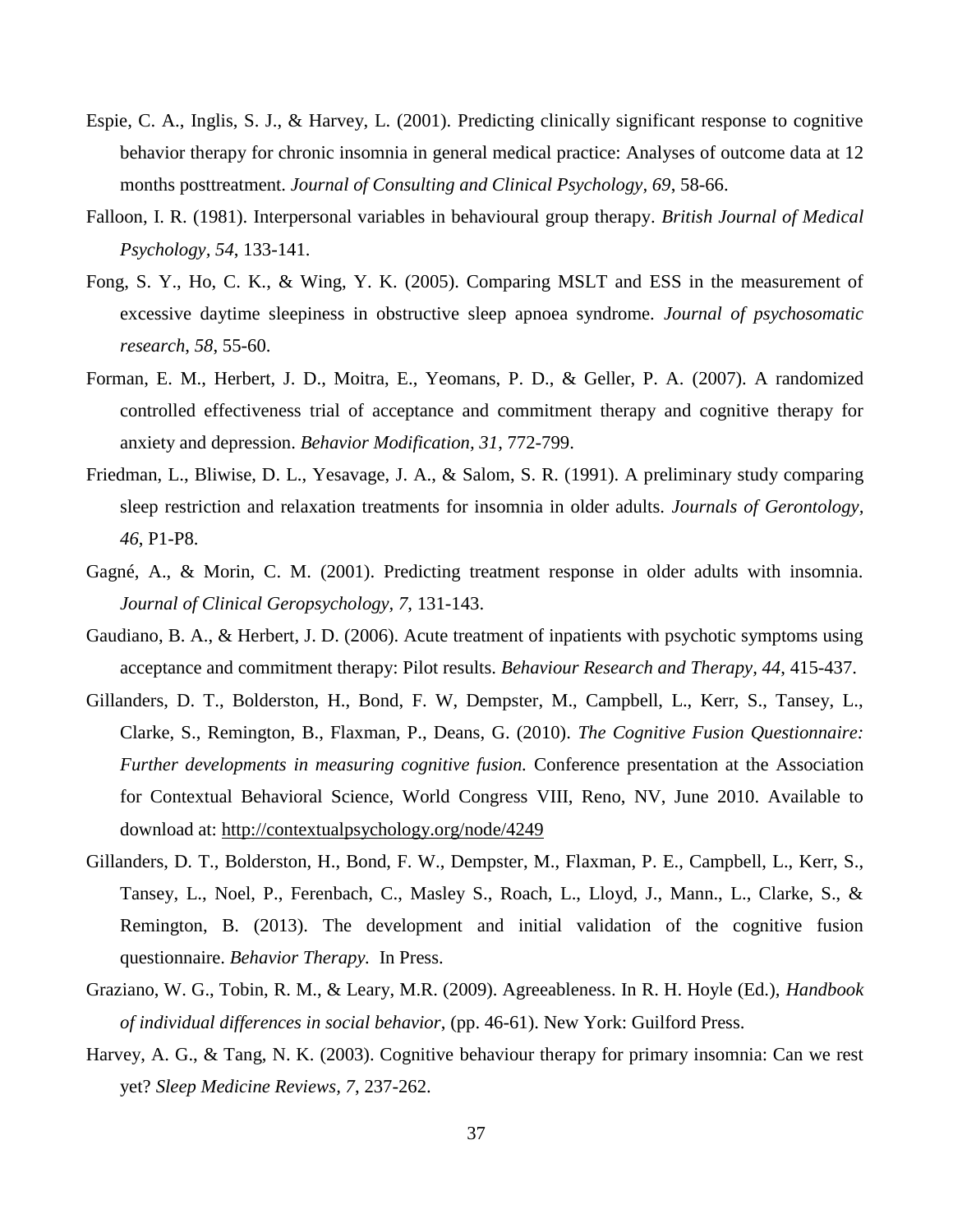Espie, C. A., Inglis, S. J., & Harvey, L. (2001). Predicting clinically significant response to cognitive behavior therapy for chronic insomnia in general medical practice: Analyses of outcome data at 12 months posttreatment. *Journal of Consulting and Clinical Psychology*, *69*, 58-66.

Falloon, I. R. (1981). Interpersonal variables in behavioural group therapy. *British Journal of Medical Psychology*, *54*, 133-141.

Fong, S. Y., Ho, C. K., & Wing, Y. K. (2005). Comparing MSLT and ESS in the measurement of excessive daytime sleepiness in obstructive sleep apnoea syndrome. *Journal of psychosomatic research*, *58*, 55-60.

Forman, E. M., Herbert, J. D., Moitra, E., Yeomans, P. D., & Geller, P. A. (2007). A randomized controlled effectiveness trial of acceptance and commitment therapy and cognitive therapy for anxiety and depression. *Behavior Modification, 31*, 772-799.

Friedman, L., Bliwise, D. L., Yesavage, J. A., & Salom, S. R. (1991). A preliminary study comparing sleep restriction and relaxation treatments for insomnia in older adults. *Journals of Gerontology, 46*, P1-P8.

Gagné, A., & Morin, C. M. (2001). Predicting treatment response in older adults with insomnia. *Journal of Clinical Geropsychology, 7*, 131-143.

Gaudiano, B. A., & Herbert, J. D. (2006). Acute treatment of inpatients with psychotic symptoms using acceptance and commitment therapy: Pilot results. *Behaviour Research and Therapy, 44*, 415-437.

Gillanders, D. T., Bolderston, H., Bond, F. W, Dempster, M., Campbell, L., Kerr, S., Tansey, L., Clarke, S., Remington, B., Flaxman, P., Deans, G. (2010). *The Cognitive Fusion Questionnaire: Further developments in measuring cognitive fusion.* Conference presentation at the Association for Contextual Behavioral Science, World Congress VIII, Reno, NV, June 2010. Available to download at: http://contextualpsychology.org/node/4249

Gillanders, D. T., Bolderston, H., Bond, F. W., Dempster, M., Flaxman, P. E., Campbell, L., Kerr, S., Tansey, L., Noel, P., Ferenbach, C., Masley S., Roach, L., Lloyd, J., Mann., L., Clarke, S., & Remington, B. (2013). The development and initial validation of the cognitive fusion questionnaire. *Behavior Therapy.* In Press.

Graziano, W. G., Tobin, R. M., & Leary, M.R. (2009). Agreeableness. In R. H. Hoyle (Ed.), *Handbook of individual differences in social behavior*, (pp. 46-61). New York: Guilford Press.

Harvey, A. G., & Tang, N. K. (2003). Cognitive behaviour therapy for primary insomnia: Can we rest yet? *Sleep Medicine Reviews, 7*, 237-262.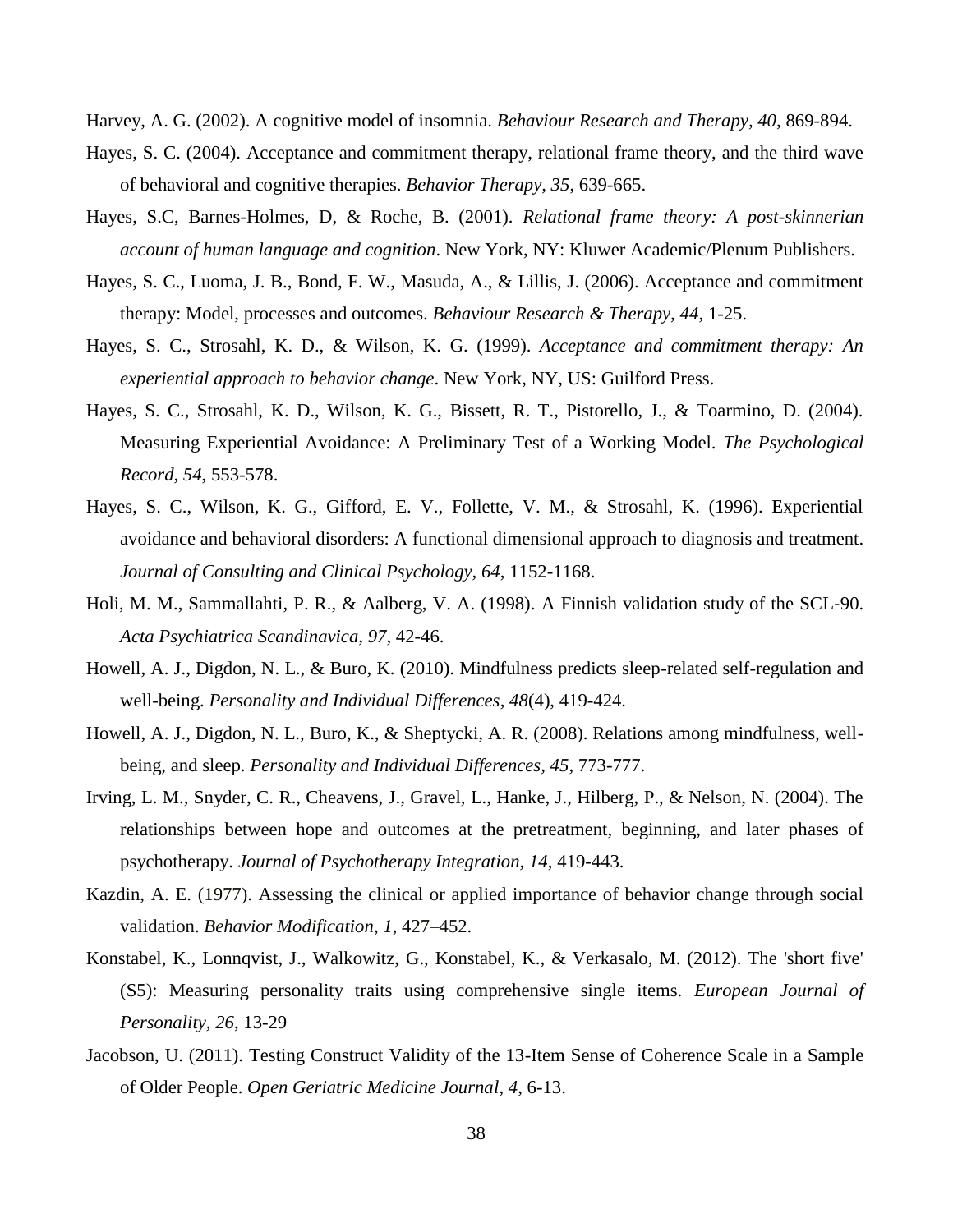Harvey, A. G. (2002). A cognitive model of insomnia. *Behaviour Research and Therapy, 40*, 869-894.

Hayes, S. C. (2004). Acceptance and commitment therapy, relational frame theory, and the third wave of behavioral and cognitive therapies. *Behavior Therapy, 35*, 639-665.

Hayes, S.C, Barnes-Holmes, D, & Roche, B. (2001). *Relational frame theory: A post-skinnerian account of human language and cognition*. New York, NY: Kluwer Academic/Plenum Publishers.

Hayes, S. C., Luoma, J. B., Bond, F. W., Masuda, A., & Lillis, J. (2006). Acceptance and commitment therapy: Model, processes and outcomes. *Behaviour Research & Therapy, 44*, 1-25.

Hayes, S. C., Strosahl, K. D., & Wilson, K. G. (1999). *Acceptance and commitment therapy: An experiential approach to behavior change*. New York, NY, US: Guilford Press.

Hayes, S. C., Strosahl, K. D., Wilson, K. G., Bissett, R. T., Pistorello, J., & Toarmino, D. (2004). Measuring Experiential Avoidance: A Preliminary Test of a Working Model. *The Psychological Record, 54*, 553-578.

Hayes, S. C., Wilson, K. G., Gifford, E. V., Follette, V. M., & Strosahl, K. (1996). Experiential avoidance and behavioral disorders: A functional dimensional approach to diagnosis and treatment. *Journal of Consulting and Clinical Psychology, 64*, 1152-1168.

Holi, M. M., Sammallahti, P. R., & Aalberg, V. A. (1998). A Finnish validation study of the SCL-90. *Acta Psychiatrica Scandinavica, 97*, 42-46.

Howell, A. J., Digdon, N. L., & Buro, K. (2010). Mindfulness predicts sleep-related self-regulation and well-being. *Personality and Individual Differences, 48*(4), 419-424.

Howell, A. J., Digdon, N. L., Buro, K., & Sheptycki, A. R. (2008). Relations among mindfulness, well-being, and sleep. *Personality and Individual Differences, 45*, 773-777.

Irving, L. M., Snyder, C. R., Cheavens, J., Gravel, L., Hanke, J., Hilberg, P., & Nelson, N. (2004). The relationships between hope and outcomes at the pretreatment, beginning, and later phases of psychotherapy. *Journal of Psychotherapy Integration, 14*, 419-443.

Kazdin, A. E. (1977). Assessing the clinical or applied importance of behavior change through social validation. *Behavior Modification, 1*, 427–452.

Konstabel, K., Lonnqvist, J., Walkowitz, G., Konstabel, K., & Verkasalo, M. (2012). The 'short five' (S5): Measuring personality traits using comprehensive single items. *European Journal of Personality, 26*, 13-29

Jacobson, U. (2011). Testing Construct Validity of the 13-Item Sense of Coherence Scale in a Sample of Older People. *Open Geriatric Medicine Journal, 4*, 6-13.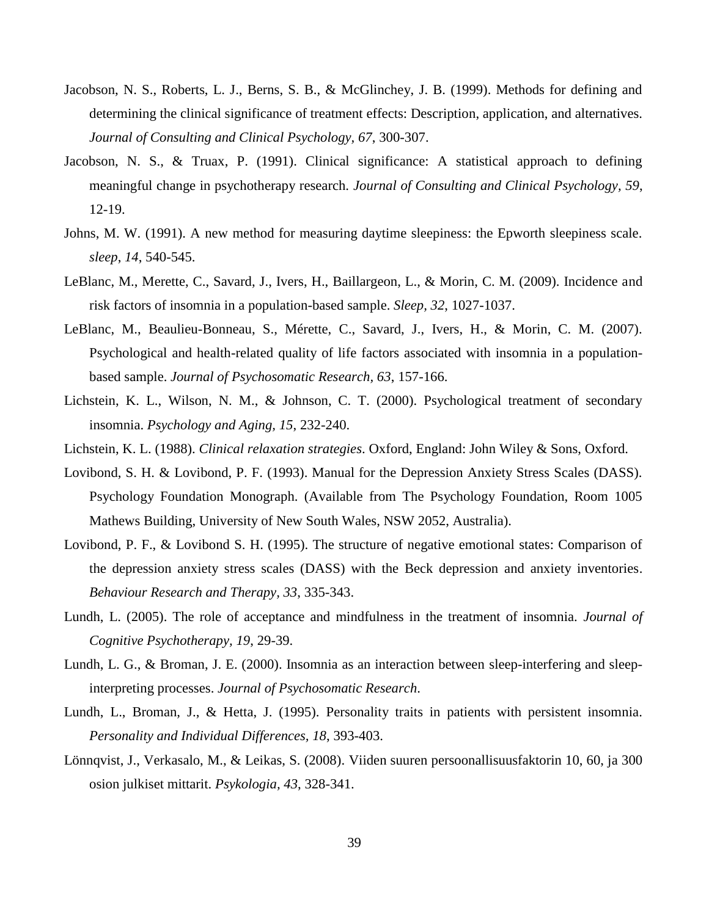Jacobson, N. S., Roberts, L. J., Berns, S. B., & McGlinchey, J. B. (1999). Methods for defining and determining the clinical significance of treatment effects: Description, application, and alternatives. *Journal of Consulting and Clinical Psychology*, *67*, 300-307.

Jacobson, N. S., & Truax, P. (1991). Clinical significance: A statistical approach to defining meaningful change in psychotherapy research. *Journal of Consulting and Clinical Psychology, 59*, 12-19.

Johns, M. W. (1991). A new method for measuring daytime sleepiness: the Epworth sleepiness scale. *sleep*, *14*, 540-545.

LeBlanc, M., Merette, C., Savard, J., Ivers, H., Baillargeon, L., & Morin, C. M. (2009). Incidence and risk factors of insomnia in a population-based sample. *Sleep, 32*, 1027-1037.

LeBlanc, M., Beaulieu-Bonneau, S., Mérette, C., Savard, J., Ivers, H., & Morin, C. M. (2007). Psychological and health-related quality of life factors associated with insomnia in a population-based sample. *Journal of Psychosomatic Research, 63*, 157-166.

Lichstein, K. L., Wilson, N. M., & Johnson, C. T. (2000). Psychological treatment of secondary insomnia. *Psychology and Aging, 15*, 232-240.

Lichstein, K. L. (1988). *Clinical relaxation strategies*. Oxford, England: John Wiley & Sons, Oxford.

Lovibond, S. H. & Lovibond, P. F. (1993). Manual for the Depression Anxiety Stress Scales (DASS). Psychology Foundation Monograph. (Available from The Psychology Foundation, Room 1005 Mathews Building, University of New South Wales, NSW 2052, Australia).

Lovibond, P. F., & Lovibond S. H. (1995). The structure of negative emotional states: Comparison of the depression anxiety stress scales (DASS) with the Beck depression and anxiety inventories. *Behaviour Research and Therapy, 33*, 335-343.

Lundh, L. (2005). The role of acceptance and mindfulness in the treatment of insomnia. *Journal of Cognitive Psychotherapy, 19*, 29-39.

Lundh, L. G., & Broman, J. E. (2000). Insomnia as an interaction between sleep-interfering and sleep-interpreting processes. *Journal of Psychosomatic Research*.

Lundh, L., Broman, J., & Hetta, J. (1995). Personality traits in patients with persistent insomnia. *Personality and Individual Differences, 18*, 393-403.

Lönnqvist, J., Verkasalo, M., & Leikas, S. (2008). Viiden suuren persoonallisuusfaktorin 10, 60, ja 300 osion julkiset mittarit. *Psykologia, 43*, 328-341.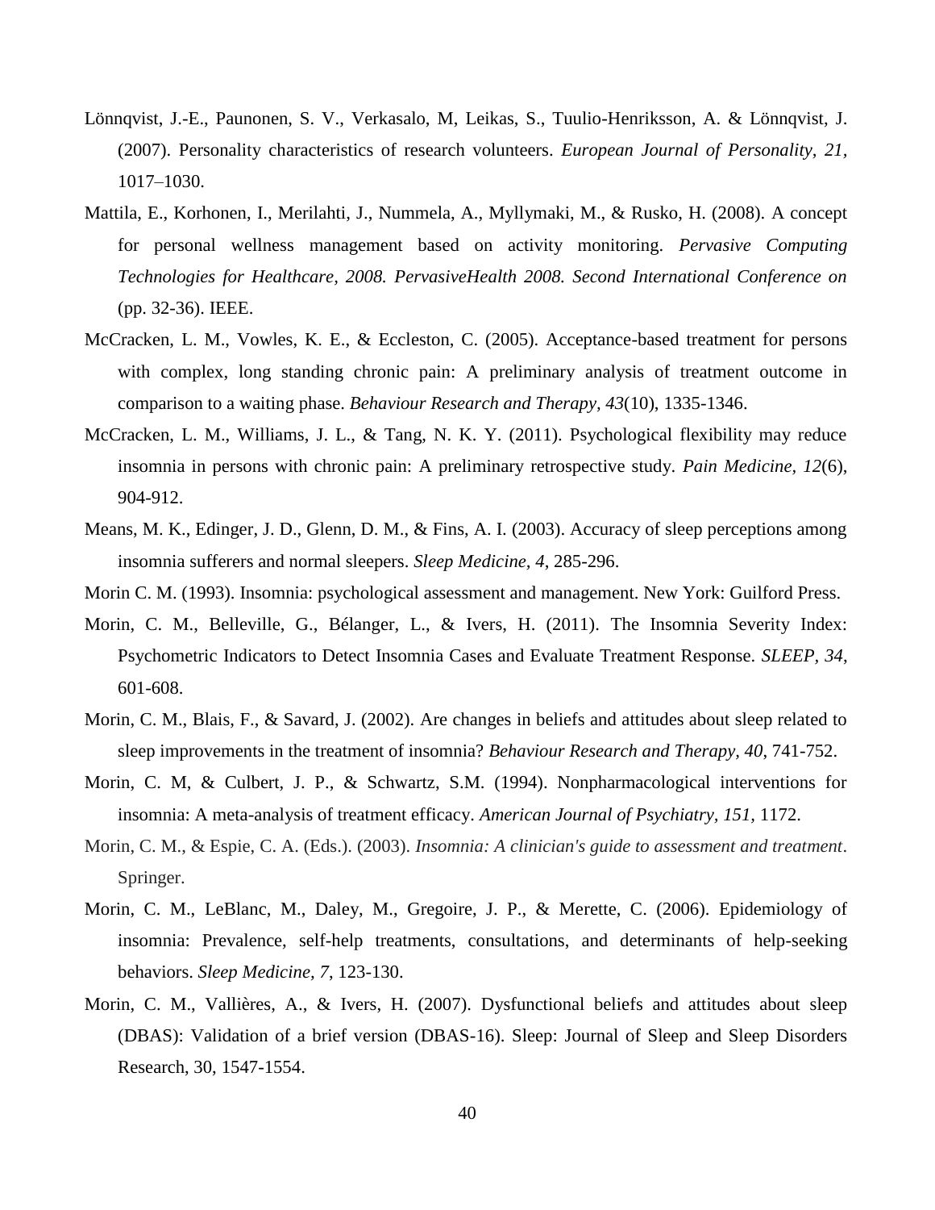Lönnqvist, J.-E., Paunonen, S. V., Verkasalo, M, Leikas, S., Tuulio-Henriksson, A. & Lönnqvist, J. (2007). Personality characteristics of research volunteers. *European Journal of Personality, 21*, 1017–1030.

Mattila, E., Korhonen, I., Merilahti, J., Nummela, A., Myllymaki, M., & Rusko, H. (2008). A concept for personal wellness management based on activity monitoring. *Pervasive Computing Technologies for Healthcare, 2008. PervasiveHealth 2008. Second International Conference on* (pp. 32-36). IEEE.

McCracken, L. M., Vowles, K. E., & Eccleston, C. (2005). Acceptance-based treatment for persons with complex, long standing chronic pain: A preliminary analysis of treatment outcome in comparison to a waiting phase. *Behaviour Research and Therapy, 43*(10), 1335-1346.

McCracken, L. M., Williams, J. L., & Tang, N. K. Y. (2011). Psychological flexibility may reduce insomnia in persons with chronic pain: A preliminary retrospective study. *Pain Medicine, 12*(6), 904-912.

Means, M. K., Edinger, J. D., Glenn, D. M., & Fins, A. I. (2003). Accuracy of sleep perceptions among insomnia sufferers and normal sleepers. *Sleep Medicine, 4*, 285-296.

Morin C. M. (1993). Insomnia: psychological assessment and management. New York: Guilford Press.

Morin, C. M., Belleville, G., Bélanger, L., & Ivers, H. (2011). The Insomnia Severity Index: Psychometric Indicators to Detect Insomnia Cases and Evaluate Treatment Response. *SLEEP, 34*, 601-608.

Morin, C. M., Blais, F., & Savard, J. (2002). Are changes in beliefs and attitudes about sleep related to sleep improvements in the treatment of insomnia? *Behaviour Research and Therapy, 40*, 741-752.

Morin, C. M, & Culbert, J. P., & Schwartz, S.M. (1994). Nonpharmacological interventions for insomnia: A meta-analysis of treatment efficacy. *American Journal of Psychiatry, 151*, 1172.

Morin, C. M., & Espie, C. A. (Eds.). (2003). *Insomnia: A clinician's guide to assessment and treatment*. Springer.

Morin, C. M., LeBlanc, M., Daley, M., Gregoire, J. P., & Merette, C. (2006). Epidemiology of insomnia: Prevalence, self-help treatments, consultations, and determinants of help-seeking behaviors. *Sleep Medicine, 7*, 123-130.

Morin, C. M., Vallières, A., & Ivers, H. (2007). Dysfunctional beliefs and attitudes about sleep (DBAS): Validation of a brief version (DBAS-16). Sleep: Journal of Sleep and Sleep Disorders Research, 30, 1547-1554.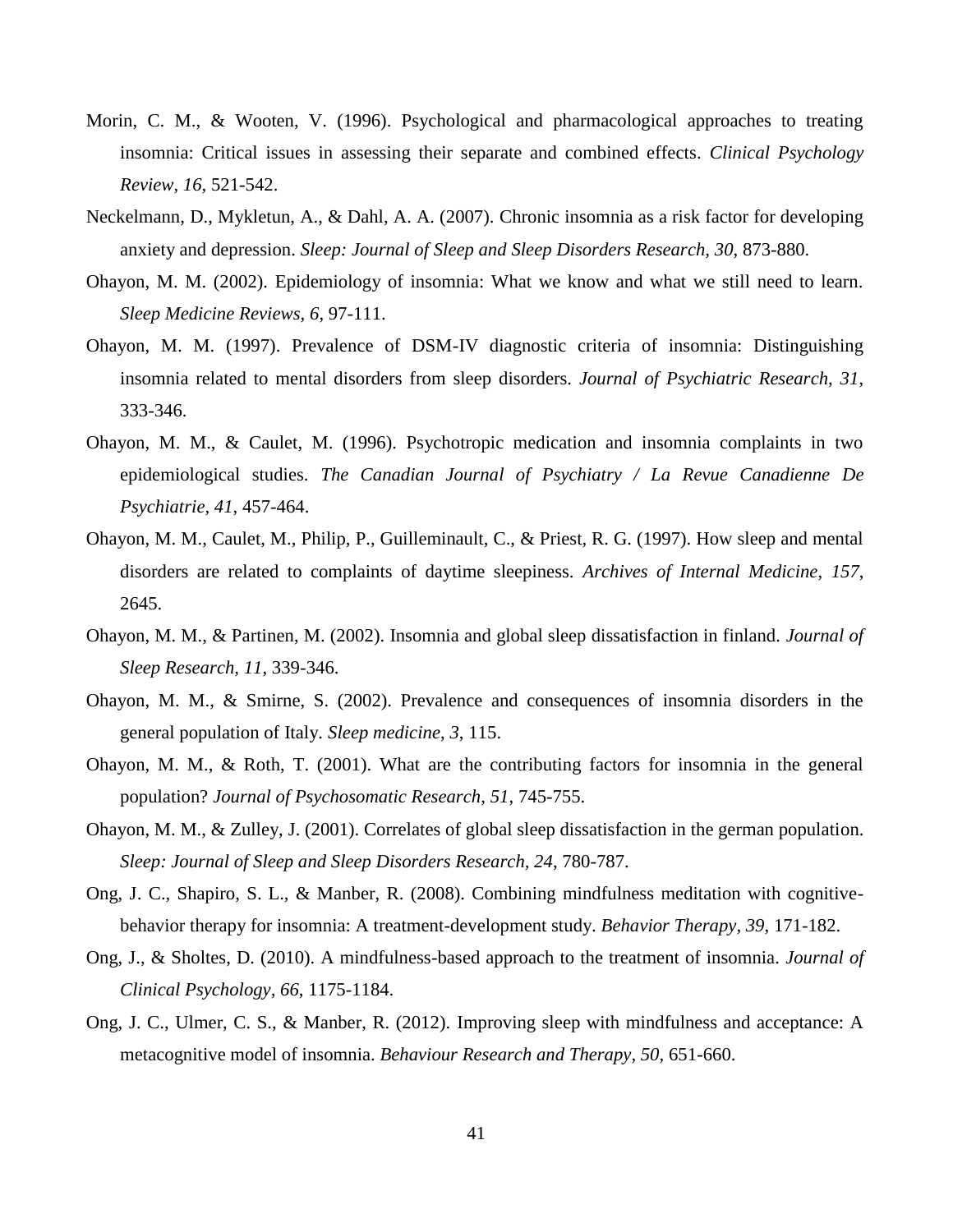Morin, C. M., & Wooten, V. (1996). Psychological and pharmacological approaches to treating insomnia: Critical issues in assessing their separate and combined effects. *Clinical Psychology Review*, *16*, 521-542.

Neckelmann, D., Mykletun, A., & Dahl, A. A. (2007). Chronic insomnia as a risk factor for developing anxiety and depression. *Sleep: Journal of Sleep and Sleep Disorders Research, 30,* 873-880.

Ohayon, M. M. (2002). Epidemiology of insomnia: What we know and what we still need to learn. *Sleep Medicine Reviews*, *6*, 97-111.

Ohayon, M. M. (1997). Prevalence of DSM-IV diagnostic criteria of insomnia: Distinguishing insomnia related to mental disorders from sleep disorders. *Journal of Psychiatric Research, 31*, 333-346.

Ohayon, M. M., & Caulet, M. (1996). Psychotropic medication and insomnia complaints in two epidemiological studies. *The Canadian Journal of Psychiatry / La Revue Canadienne De Psychiatrie, 41*, 457-464.

Ohayon, M. M., Caulet, M., Philip, P., Guilleminault, C., & Priest, R. G. (1997). How sleep and mental disorders are related to complaints of daytime sleepiness. *Archives of Internal Medicine*, *157*, 2645.

Ohayon, M. M., & Partinen, M. (2002). Insomnia and global sleep dissatisfaction in finland. *Journal of Sleep Research, 11*, 339-346.

Ohayon, M. M., & Smirne, S. (2002). Prevalence and consequences of insomnia disorders in the general population of Italy. *Sleep medicine*, *3*, 115.

Ohayon, M. M., & Roth, T. (2001). What are the contributing factors for insomnia in the general population? *Journal of Psychosomatic Research, 51*, 745-755.

Ohayon, M. M., & Zulley, J. (2001). Correlates of global sleep dissatisfaction in the german population. *Sleep: Journal of Sleep and Sleep Disorders Research, 24*, 780-787.

Ong, J. C., Shapiro, S. L., & Manber, R. (2008). Combining mindfulness meditation with cognitive-behavior therapy for insomnia: A treatment-development study. *Behavior Therapy, 39,* 171-182.

Ong, J., & Sholtes, D. (2010). A mindfulness-based approach to the treatment of insomnia. *Journal of Clinical Psychology, 66*, 1175-1184.

Ong, J. C., Ulmer, C. S., & Manber, R. (2012). Improving sleep with mindfulness and acceptance: A metacognitive model of insomnia. *Behaviour Research and Therapy, 50*, 651-660.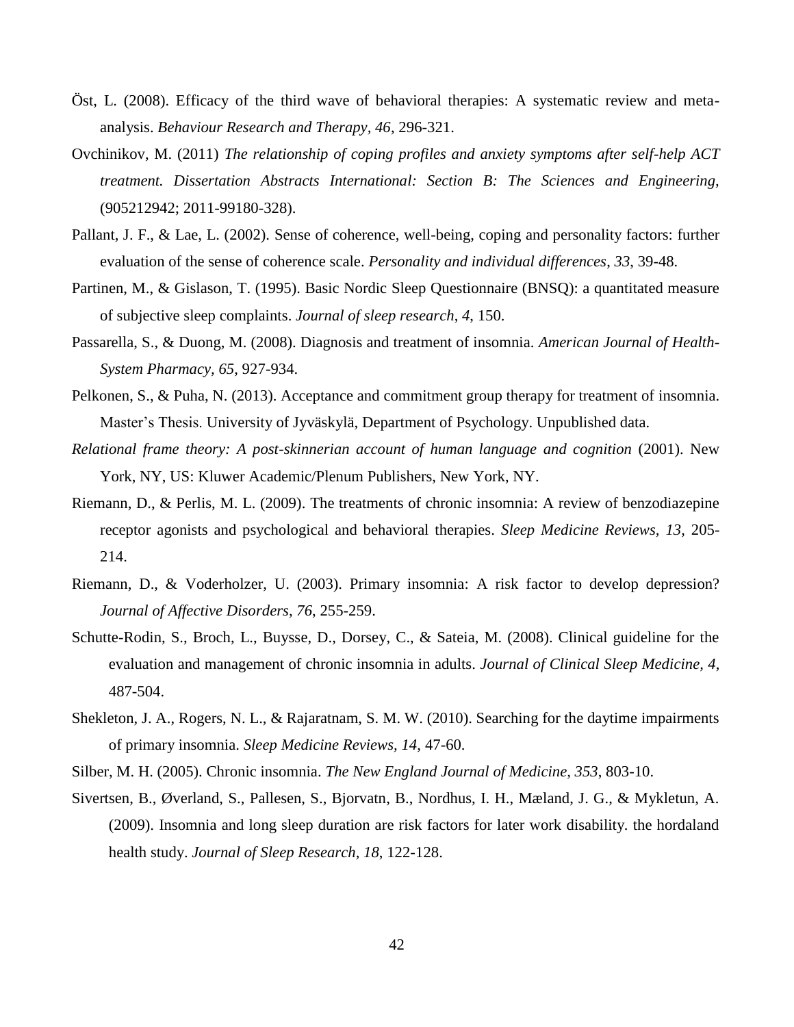Öst, L. (2008). Efficacy of the third wave of behavioral therapies: A systematic review and meta-analysis. *Behaviour Research and Therapy, 46*, 296-321.

Ovchinikov, M. (2011) *The relationship of coping profiles and anxiety symptoms after self-help ACT treatment. Dissertation Abstracts International: Section B: The Sciences and Engineering,* (905212942; 2011-99180-328).

Pallant, J. F., & Lae, L. (2002). Sense of coherence, well-being, coping and personality factors: further evaluation of the sense of coherence scale. *Personality and individual differences*, *33*, 39-48.

Partinen, M., & Gislason, T. (1995). Basic Nordic Sleep Questionnaire (BNSQ): a quantitated measure of subjective sleep complaints. *Journal of sleep research*, *4*, 150.

Passarella, S., & Duong, M. (2008). Diagnosis and treatment of insomnia. *American Journal of Health-System Pharmacy, 65*, 927-934.

Pelkonen, S., & Puha, N. (2013). Acceptance and commitment group therapy for treatment of insomnia. Master's Thesis. University of Jyväskylä, Department of Psychology. Unpublished data.

*Relational frame theory: A post-skinnerian account of human language and cognition* (2001). New York, NY, US: Kluwer Academic/Plenum Publishers, New York, NY.

Riemann, D., & Perlis, M. L. (2009). The treatments of chronic insomnia: A review of benzodiazepine receptor agonists and psychological and behavioral therapies. *Sleep Medicine Reviews, 13*, 205-214.

Riemann, D., & Voderholzer, U. (2003). Primary insomnia: A risk factor to develop depression? *Journal of Affective Disorders, 76*, 255-259.

Schutte-Rodin, S., Broch, L., Buysse, D., Dorsey, C., & Sateia, M. (2008). Clinical guideline for the evaluation and management of chronic insomnia in adults. *Journal of Clinical Sleep Medicine*, *4*, 487-504.

Shekleton, J. A., Rogers, N. L., & Rajaratnam, S. M. W. (2010). Searching for the daytime impairments of primary insomnia. *Sleep Medicine Reviews, 14*, 47-60.

Silber, M. H. (2005). Chronic insomnia. *The New England Journal of Medicine, 353*, 803-10.

Sivertsen, B., Øverland, S., Pallesen, S., Bjorvatn, B., Nordhus, I. H., Mæland, J. G., & Mykletun, A. (2009). Insomnia and long sleep duration are risk factors for later work disability. the hordaland health study. *Journal of Sleep Research, 18*, 122-128.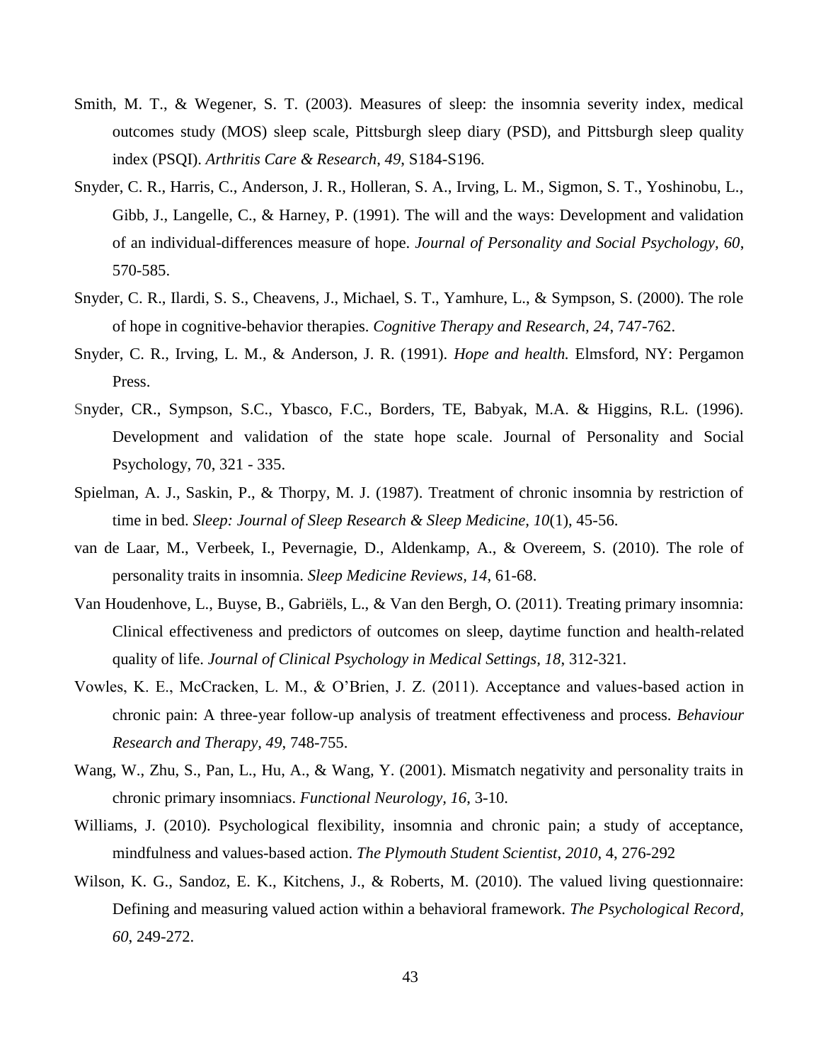Smith, M. T., & Wegener, S. T. (2003). Measures of sleep: the insomnia severity index, medical outcomes study (MOS) sleep scale, Pittsburgh sleep diary (PSD), and Pittsburgh sleep quality index (PSQI). *Arthritis Care & Research*, *49*, S184-S196.

Snyder, C. R., Harris, C., Anderson, J. R., Holleran, S. A., Irving, L. M., Sigmon, S. T., Yoshinobu, L., Gibb, J., Langelle, C., & Harney, P. (1991). The will and the ways: Development and validation of an individual-differences measure of hope. *Journal of Personality and Social Psychology*, *60*, 570-585.

Snyder, C. R., Ilardi, S. S., Cheavens, J., Michael, S. T., Yamhure, L., & Sympson, S. (2000). The role of hope in cognitive-behavior therapies. *Cognitive Therapy and Research, 24*, 747-762.

Snyder, C. R., Irving, L. M., & Anderson, J. R. (1991). *Hope and health.* Elmsford, NY: Pergamon Press.

Snyder, CR., Sympson, S.C., Ybasco, F.C., Borders, TE, Babyak, M.A. & Higgins, R.L. (1996). Development and validation of the state hope scale. Journal of Personality and Social Psychology, 70, 321 - 335.

Spielman, A. J., Saskin, P., & Thorpy, M. J. (1987). Treatment of chronic insomnia by restriction of time in bed. *Sleep: Journal of Sleep Research & Sleep Medicine, 10*(1), 45-56.

van de Laar, M., Verbeek, I., Pevernagie, D., Aldenkamp, A., & Overeem, S. (2010). The role of personality traits in insomnia. *Sleep Medicine Reviews, 14*, 61-68.

Van Houdenhove, L., Buyse, B., Gabriëls, L., & Van den Bergh, O. (2011). Treating primary insomnia: Clinical effectiveness and predictors of outcomes on sleep, daytime function and health-related quality of life. *Journal of Clinical Psychology in Medical Settings, 18*, 312-321.

Vowles, K. E., McCracken, L. M., & O'Brien, J. Z. (2011). Acceptance and values-based action in chronic pain: A three-year follow-up analysis of treatment effectiveness and process. *Behaviour Research and Therapy, 49*, 748-755.

Wang, W., Zhu, S., Pan, L., Hu, A., & Wang, Y. (2001). Mismatch negativity and personality traits in chronic primary insomniacs. *Functional Neurology, 16*, 3-10.

Williams, J. (2010). Psychological flexibility, insomnia and chronic pain; a study of acceptance, mindfulness and values-based action. *The Plymouth Student Scientist*, *2010*, 4, 276-292

Wilson, K. G., Sandoz, E. K., Kitchens, J., & Roberts, M. (2010). The valued living questionnaire: Defining and measuring valued action within a behavioral framework. *The Psychological Record, 60*, 249-272.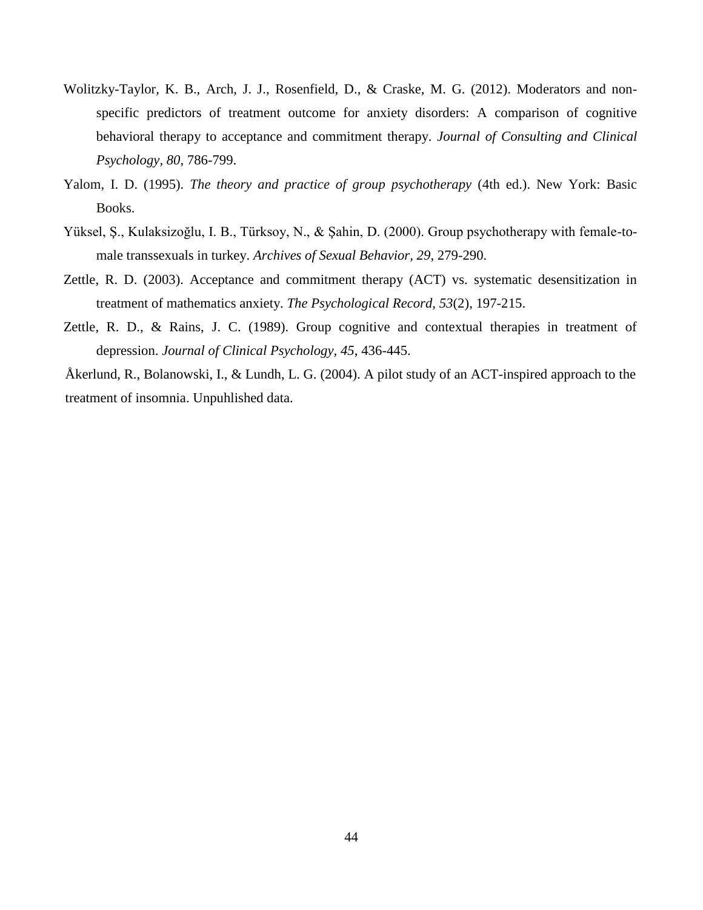Wolitzky-Taylor, K. B., Arch, J. J., Rosenfield, D., & Craske, M. G. (2012). Moderators and non-specific predictors of treatment outcome for anxiety disorders: A comparison of cognitive behavioral therapy to acceptance and commitment therapy. *Journal of Consulting and Clinical Psychology*, *80*, 786-799.

Yalom, I. D. (1995). *The theory and practice of group psychotherapy* (4th ed.). New York: Basic Books.

Yüksel, Ş., Kulaksizoğlu, I. B., Türksoy, N., & Şahin, D. (2000). Group psychotherapy with female-to-male transsexuals in turkey. *Archives of Sexual Behavior, 29*, 279-290.

Zettle, R. D. (2003). Acceptance and commitment therapy (ACT) vs. systematic desensitization in treatment of mathematics anxiety. *The Psychological Record, 53*(2), 197-215.

Zettle, R. D., & Rains, J. C. (1989). Group cognitive and contextual therapies in treatment of depression. *Journal of Clinical Psychology, 45*, 436-445.

Åkerlund, R., Bolanowski, I., & Lundh, L. G. (2004). A pilot study of an ACT-inspired approach to the treatment of insomnia. Unpuhlished data.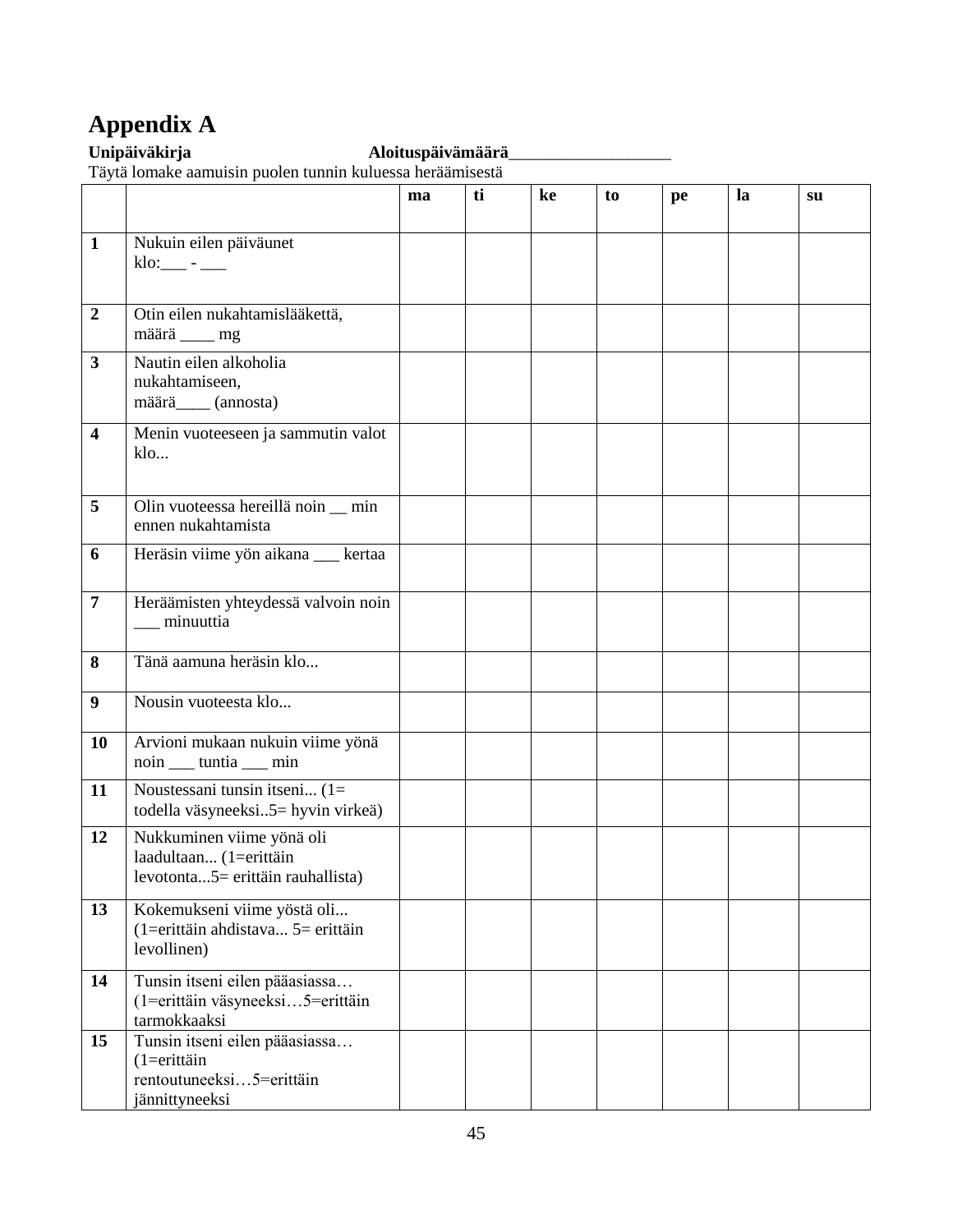# Appendix A

**Unipäiväkirja** **Aloituspäivämäärä**___________________

Täytä lomake aamuisin puolen tunnin kuluessa heräämisestä

| | | ma | ti | ke | to | pe | la | su |
|---|---|---|---|---|---|---|---|---|
| **1** | Nukuin eilen päiväunet klo:___ - ___ | | | | | | | |
| **2** | Otin eilen nukahtamislääkettä, määrä ____ mg | | | | | | | |
| **3** | Nautin eilen alkoholia nukahtamiseen, määrä____ (annosta) | | | | | | | |
| **4** | Menin vuoteeseen ja sammutin valot klo... | | | | | | | |
| **5** | Olin vuoteessa hereillä noin __ min ennen nukahtamista | | | | | | | |
| **6** | Heräsin viime yön aikana ___ kertaa | | | | | | | |
| **7** | Heräämisten yhteydessä valvoin noin ___ minuuttia | | | | | | | |
| **8** | Tänä aamuna heräsin klo... | | | | | | | |
| **9** | Nousin vuoteesta klo... | | | | | | | |
| **10** | Arvioni mukaan nukuin viime yönä noin ___ tuntia ___ min | | | | | | | |
| **11** | Noustessani tunsin itseni... (1= todella väsyneeksi..5= hyvin virkeä) | | | | | | | |
| **12** | Nukkuminen viime yönä oli laadultaan... (1=erittäin levotonta...5= erittäin rauhallista) | | | | | | | |
| **13** | Kokemukseni viime yöstä oli... (1=erittäin ahdistava... 5= erittäin levollinen) | | | | | | | |
| **14** | Tunsin itseni eilen pääasiassa… (1=erittäin väsyneeksi…5=erittäin tarmokkaaksi | | | | | | | |
| **15** | Tunsin itseni eilen pääasiassa… (1=erittäin rentoutuneeksi…5=erittäin jännittyneeksi | | | | | | | |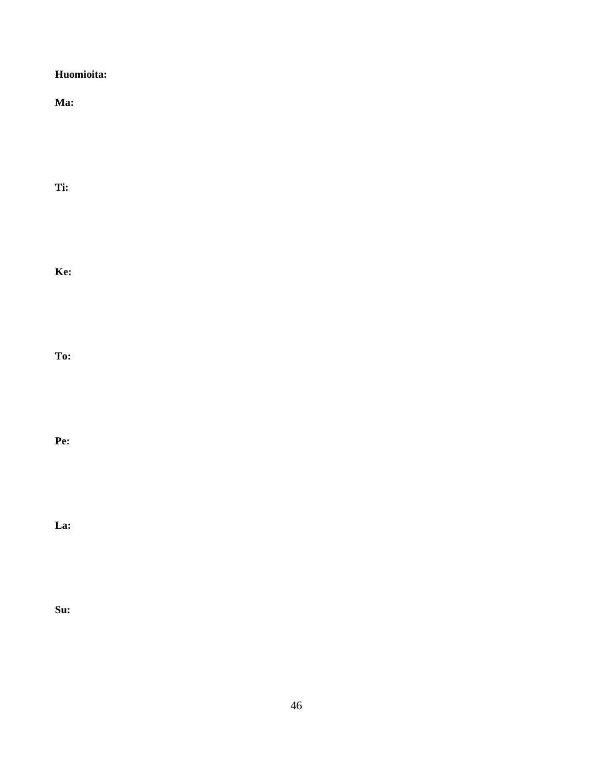**Huomioita:**

**Ma:**

**Ti:**

**Ke:**

**To:**

**Pe:**

**La:**

**Su:**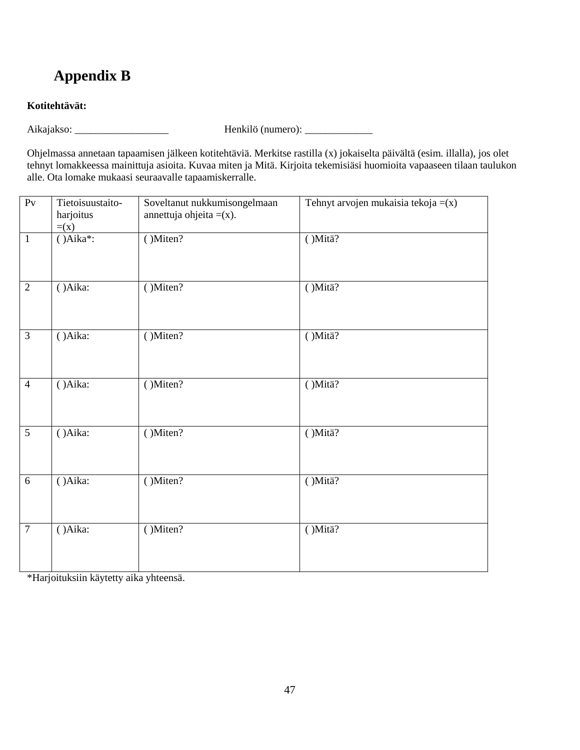# Appendix B

**Kotitehtävät:**

Aikajakso: __________________ Henkilö (numero): _____________

Ohjelmassa annetaan tapaamisen jälkeen kotitehtäviä. Merkitse rastilla (x) jokaiselta päivältä (esim. illalla), jos olet tehnyt lomakkeessa mainittuja asioita. Kuvaa miten ja Mitä. Kirjoita tekemisiäsi huomioita vapaaseen tilaan taulukon alle. Ota lomake mukaasi seuraavalle tapaamiskerralle.

| Pv | Tietoisuustaito-harjoitus =(x) | Soveltanut nukkumisongelmaan annettuja ohjeita =(x). | Tehnyt arvojen mukaisia tekoja =(x) |
|---|---|---|---|
| 1 | ( )Aika*: | ( )Miten? | ( )Mitä? |
| 2 | ( )Aika: | ( )Miten? | ( )Mitä? |
| 3 | ( )Aika: | ( )Miten? | ( )Mitä? |
| 4 | ( )Aika: | ( )Miten? | ( )Mitä? |
| 5 | ( )Aika: | ( )Miten? | ( )Mitä? |
| 6 | ( )Aika: | ( )Miten? | ( )Mitä? |
| 7 | ( )Aika: | ( )Miten? | ( )Mitä? |

*Harjoituksiin käytetty aika yhteensä.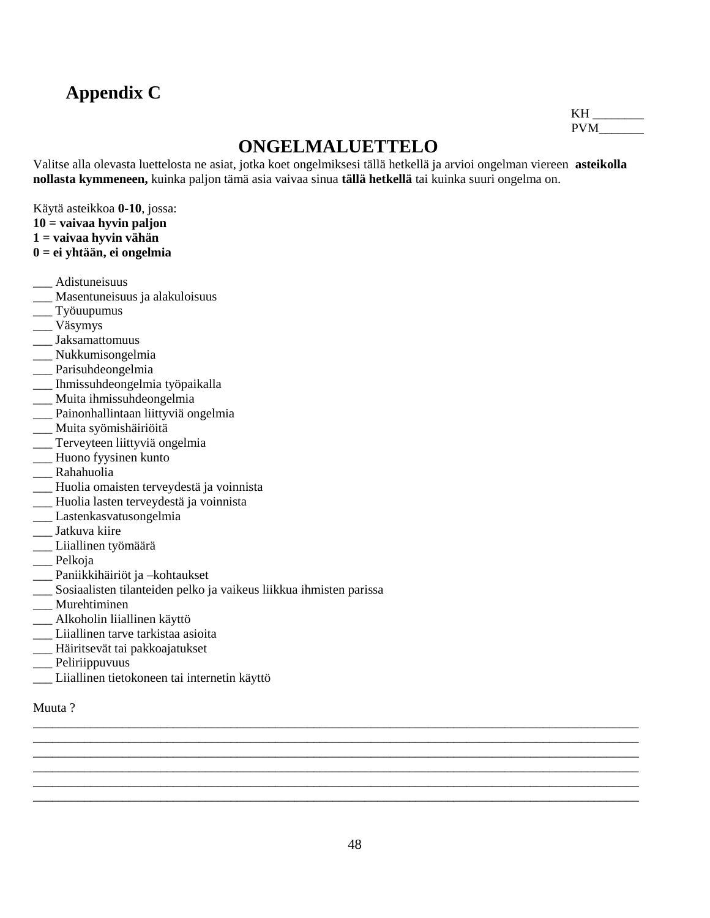# Appendix C

KH ________
PVM_______

## ONGELMALUETTELO

Valitse alla olevasta luettelosta ne asiat, jotka koet ongelmiksesi tällä hetkellä ja arvioi ongelman viereen **asteikolla nollasta kymmeneen,** kuinka paljon tämä asia vaivaa sinua **tällä hetkellä** tai kuinka suuri ongelma on.

Käytä asteikkoa **0-10**, jossa:
**10 = vaivaa hyvin paljon**
**1 = vaivaa hyvin vähän**
**0 = ei yhtään, ei ongelmia**

___ Adistuneisuus
___ Masentuneisuus ja alakuloisuus
___ Työuupumus
___ Väsymys
___ Jaksamattomuus
___ Nukkumisongelmia
___ Parisuhdeongelmia
___ Ihmissuhdeongelmia työpaikalla
___ Muita ihmissuhdeongelmia
___ Painonhallintaan liittyviä ongelmia
___ Muita syömishäiriöitä
___ Terveyteen liittyviä ongelmia
___ Huono fyysinen kunto
___ Rahahuolia
___ Huolia omaisten terveydestä ja voinnista
___ Huolia lasten terveydestä ja voinnista
___ Lastenkasvatusongelmia
___ Jatkuva kiire
___ Liiallinen työmäärä
___ Pelkoja
___ Paniikkihäiriöt ja –kohtaukset
___ Sosiaalisten tilanteiden pelko ja vaikeus liikkua ihmisten parissa
___ Murehtiminen
___ Alkoholin liiallinen käyttö
___ Liiallinen tarve tarkistaa asioita
___ Häiritsevät tai pakkoajatukset
___ Peliriippuvuus
___ Liiallinen tietokoneen tai internetin käyttö

Muuta ?
______________________________________________________________________________
______________________________________________________________________________
______________________________________________________________________________
______________________________________________________________________________
______________________________________________________________________________
______________________________________________________________________________